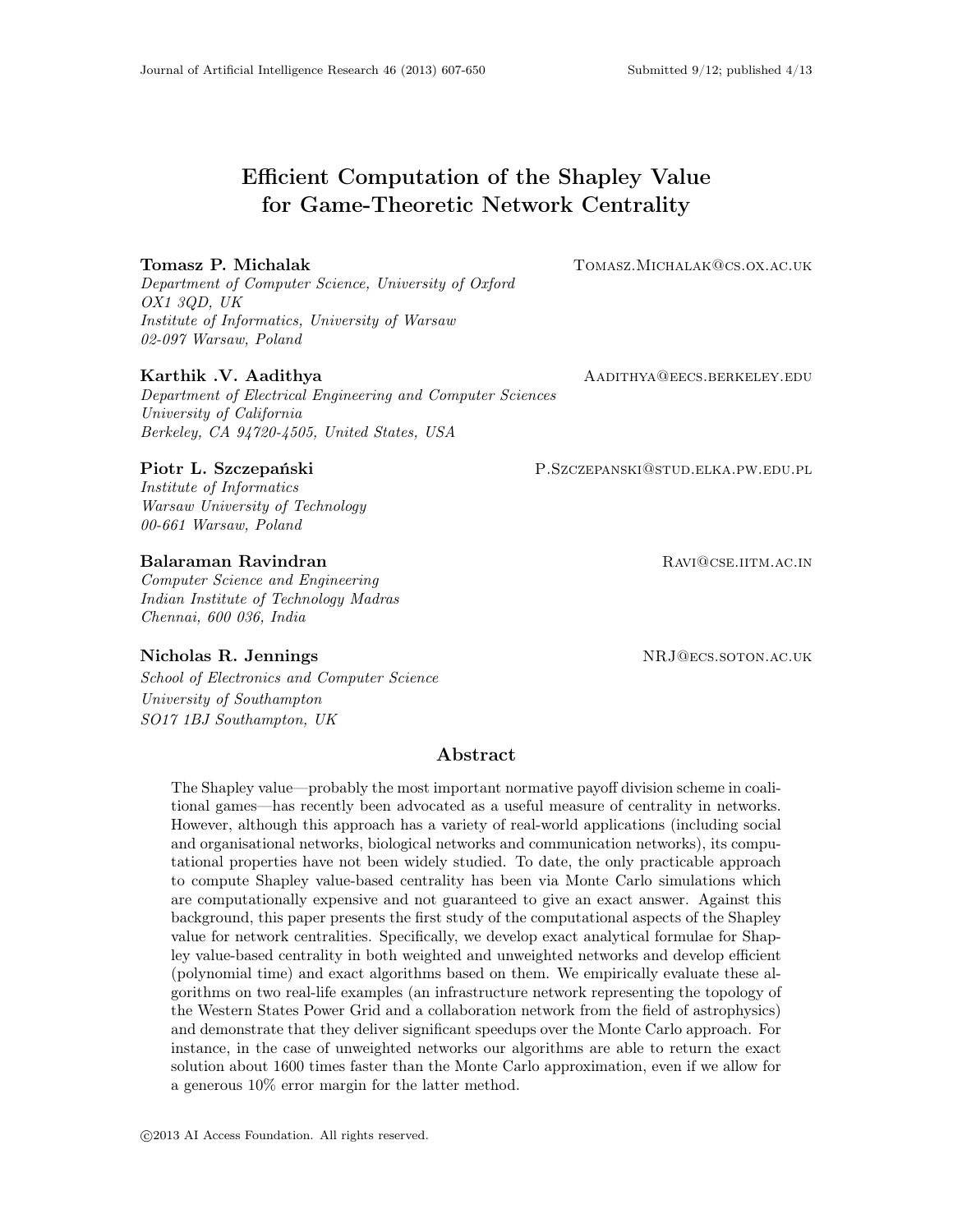# Efficient Computation of the Shapley Value for Game-Theoretic Network Centrality

**Tomasz P. Michalak** TOMASZ.MICHALAK@CS.OX.AC.UK
*Department of Computer Science, University of Oxford*
*OX1 3QD, UK*
*Institute of Informatics, University of Warsaw*
*02-097 Warsaw, Poland*

**Karthik .V. Aadithya** AADITHYA@EECS.BERKELEY.EDU
*Department of Electrical Engineering and Computer Sciences*
*University of California*
*Berkeley, CA 94720-4505, United States, USA*

**Piotr L. Szczepański** P.SZCZEPANSKI@STUD.ELKA.PW.EDU.PL
*Institute of Informatics*
*Warsaw University of Technology*
*00-661 Warsaw, Poland*

**Balaraman Ravindran** RAVI@CSE.IITM.AC.IN
*Computer Science and Engineering*
*Indian Institute of Technology Madras*
*Chennai, 600 036, India*

**Nicholas R. Jennings** NRJ@ECS.SOTON.AC.UK
*School of Electronics and Computer Science*
*University of Southampton*
*SO17 1BJ Southampton, UK*

## Abstract

The Shapley value—probably the most important normative payoff division scheme in coalitional games—has recently been advocated as a useful measure of centrality in networks. However, although this approach has a variety of real-world applications (including social and organisational networks, biological networks and communication networks), its computational properties have not been widely studied. To date, the only practicable approach to compute Shapley value-based centrality has been via Monte Carlo simulations which are computationally expensive and not guaranteed to give an exact answer. Against this background, this paper presents the first study of the computational aspects of the Shapley value for network centralities. Specifically, we develop exact analytical formulae for Shapley value-based centrality in both weighted and unweighted networks and develop efficient (polynomial time) and exact algorithms based on them. We empirically evaluate these algorithms on two real-life examples (an infrastructure network representing the topology of the Western States Power Grid and a collaboration network from the field of astrophysics) and demonstrate that they deliver significant speedups over the Monte Carlo approach. For instance, in the case of unweighted networks our algorithms are able to return the exact solution about 1600 times faster than the Monte Carlo approximation, even if we allow for a generous 10% error margin for the latter method.

©2013 AI Access Foundation. All rights reserved.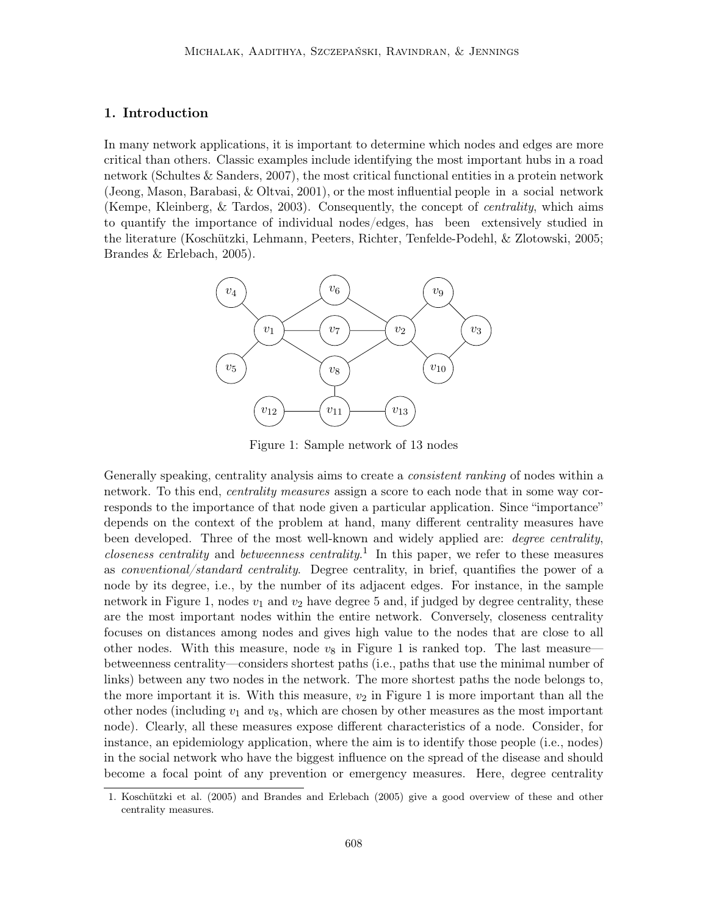## 1. Introduction

In many network applications, it is important to determine which nodes and edges are more critical than others. Classic examples include identifying the most important hubs in a road network (Schultes & Sanders, 2007), the most critical functional entities in a protein network (Jeong, Mason, Barabasi, & Oltvai, 2001), or the most influential people in a social network (Kempe, Kleinberg, & Tardos, 2003). Consequently, the concept of *centrality*, which aims to quantify the importance of individual nodes/edges, has been extensively studied in the literature (Koschützki, Lehmann, Peeters, Richter, Tenfelde-Podehl, & Zlotowski, 2005; Brandes & Erlebach, 2005).

Figure 1: Sample network of 13 nodes

Generally speaking, centrality analysis aims to create a *consistent ranking* of nodes within a network. To this end, *centrality measures* assign a score to each node that in some way corresponds to the importance of that node given a particular application. Since "importance" depends on the context of the problem at hand, many different centrality measures have been developed. Three of the most well-known and widely applied are: *degree centrality*, *closeness centrality* and *betweenness centrality*.[1] In this paper, we refer to these measures as *conventional/standard centrality*. Degree centrality, in brief, quantifies the power of a node by its degree, i.e., by the number of its adjacent edges. For instance, in the sample network in Figure 1, nodes $v_1$ and $v_2$ have degree 5 and, if judged by degree centrality, these are the most important nodes within the entire network. Conversely, closeness centrality focuses on distances among nodes and gives high value to the nodes that are close to all other nodes. With this measure, node $v_8$ in Figure 1 is ranked top. The last measure—betweenness centrality—considers shortest paths (i.e., paths that use the minimal number of links) between any two nodes in the network. The more shortest paths the node belongs to, the more important it is. With this measure, $v_2$ in Figure 1 is more important than all the other nodes (including $v_1$ and $v_8$, which are chosen by other measures as the most important node). Clearly, all these measures expose different characteristics of a node. Consider, for instance, an epidemiology application, where the aim is to identify those people (i.e., nodes) in the social network who have the biggest influence on the spread of the disease and should become a focal point of any prevention or emergency measures. Here, degree centrality

1. Koschützki et al. (2005) and Brandes and Erlebach (2005) give a good overview of these and other centrality measures.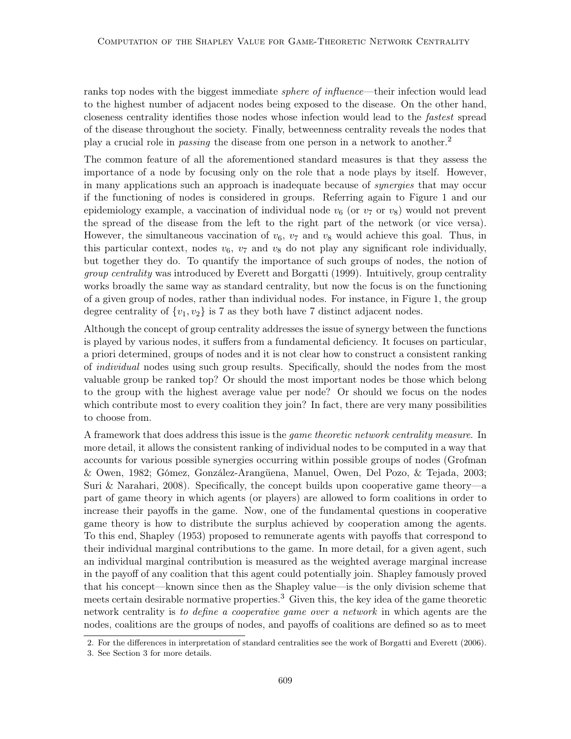ranks top nodes with the biggest immediate *sphere of influence*—their infection would lead to the highest number of adjacent nodes being exposed to the disease. On the other hand, closeness centrality identifies those nodes whose infection would lead to the *fastest* spread of the disease throughout the society. Finally, betweenness centrality reveals the nodes that play a crucial role in *passing* the disease from one person in a network to another.[2]

The common feature of all the aforementioned standard measures is that they assess the importance of a node by focusing only on the role that a node plays by itself. However, in many applications such an approach is inadequate because of *synergies* that may occur if the functioning of nodes is considered in groups. Referring again to Figure 1 and our epidemiology example, a vaccination of individual node $v_6$ (or $v_7$ or $v_8$) would not prevent the spread of the disease from the left to the right part of the network (or vice versa). However, the simultaneous vaccination of $v_6$, $v_7$ and $v_8$ would achieve this goal. Thus, in this particular context, nodes $v_6$, $v_7$ and $v_8$ do not play any significant role individually, but together they do. To quantify the importance of such groups of nodes, the notion of *group centrality* was introduced by Everett and Borgatti (1999). Intuitively, group centrality works broadly the same way as standard centrality, but now the focus is on the functioning of a given group of nodes, rather than individual nodes. For instance, in Figure 1, the group degree centrality of $\{v_1, v_2\}$ is 7 as they both have 7 distinct adjacent nodes.

Although the concept of group centrality addresses the issue of synergy between the functions is played by various nodes, it suffers from a fundamental deficiency. It focuses on particular, a priori determined, groups of nodes and it is not clear how to construct a consistent ranking of *individual* nodes using such group results. Specifically, should the nodes from the most valuable group be ranked top? Or should the most important nodes be those which belong to the group with the highest average value per node? Or should we focus on the nodes which contribute most to every coalition they join? In fact, there are very many possibilities to choose from.

A framework that does address this issue is the *game theoretic network centrality measure*. In more detail, it allows the consistent ranking of individual nodes to be computed in a way that accounts for various possible synergies occurring within possible groups of nodes (Grofman & Owen, 1982; Gómez, González-Arangüena, Manuel, Owen, Del Pozo, & Tejada, 2003; Suri & Narahari, 2008). Specifically, the concept builds upon cooperative game theory—a part of game theory in which agents (or players) are allowed to form coalitions in order to increase their payoffs in the game. Now, one of the fundamental questions in cooperative game theory is how to distribute the surplus achieved by cooperation among the agents. To this end, Shapley (1953) proposed to remunerate agents with payoffs that correspond to their individual marginal contributions to the game. In more detail, for a given agent, such an individual marginal contribution is measured as the weighted average marginal increase in the payoff of any coalition that this agent could potentially join. Shapley famously proved that his concept—known since then as the Shapley value—is the only division scheme that meets certain desirable normative properties.[3] Given this, the key idea of the game theoretic network centrality is *to define a cooperative game over a network* in which agents are the nodes, coalitions are the groups of nodes, and payoffs of coalitions are defined so as to meet

2. For the differences in interpretation of standard centralities see the work of Borgatti and Everett (2006).

3. See Section 3 for more details.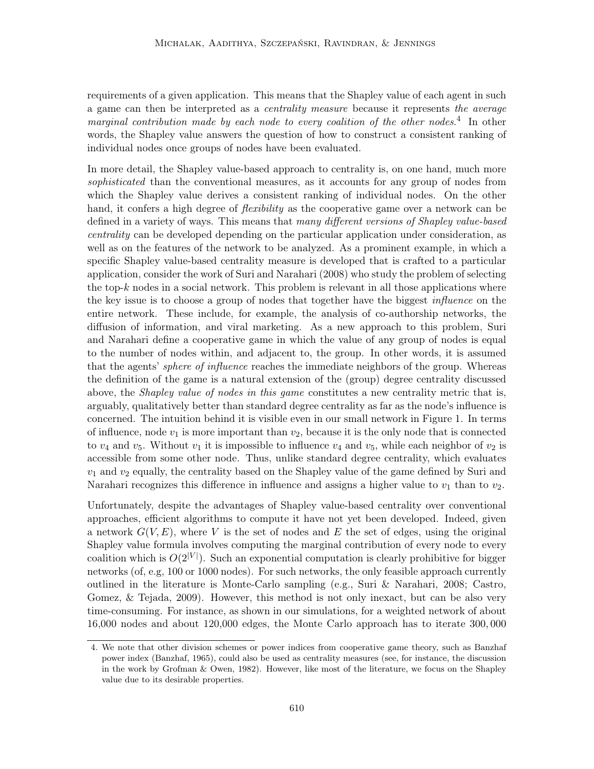requirements of a given application. This means that the Shapley value of each agent in such a game can then be interpreted as a *centrality measure* because it represents *the average marginal contribution made by each node to every coalition of the other nodes.*[4] In other words, the Shapley value answers the question of how to construct a consistent ranking of individual nodes once groups of nodes have been evaluated.

In more detail, the Shapley value-based approach to centrality is, on one hand, much more *sophisticated* than the conventional measures, as it accounts for any group of nodes from which the Shapley value derives a consistent ranking of individual nodes. On the other hand, it confers a high degree of *flexibility* as the cooperative game over a network can be defined in a variety of ways. This means that *many different versions of Shapley value-based centrality* can be developed depending on the particular application under consideration, as well as on the features of the network to be analyzed. As a prominent example, in which a specific Shapley value-based centrality measure is developed that is crafted to a particular application, consider the work of Suri and Narahari (2008) who study the problem of selecting the top-$k$ nodes in a social network. This problem is relevant in all those applications where the key issue is to choose a group of nodes that together have the biggest *influence* on the entire network. These include, for example, the analysis of co-authorship networks, the diffusion of information, and viral marketing. As a new approach to this problem, Suri and Narahari define a cooperative game in which the value of any group of nodes is equal to the number of nodes within, and adjacent to, the group. In other words, it is assumed that the agents' *sphere of influence* reaches the immediate neighbors of the group. Whereas the definition of the game is a natural extension of the (group) degree centrality discussed above, the *Shapley value of nodes in this game* constitutes a new centrality metric that is, arguably, qualitatively better than standard degree centrality as far as the node's influence is concerned. The intuition behind it is visible even in our small network in Figure 1. In terms of influence, node $v_1$ is more important than $v_2$, because it is the only node that is connected to $v_4$ and $v_5$. Without $v_1$ it is impossible to influence $v_4$ and $v_5$, while each neighbor of $v_2$ is accessible from some other node. Thus, unlike standard degree centrality, which evaluates $v_1$ and $v_2$ equally, the centrality based on the Shapley value of the game defined by Suri and Narahari recognizes this difference in influence and assigns a higher value to $v_1$ than to $v_2$.

Unfortunately, despite the advantages of Shapley value-based centrality over conventional approaches, efficient algorithms to compute it have not yet been developed. Indeed, given a network $G(V, E)$, where $V$ is the set of nodes and $E$ the set of edges, using the original Shapley value formula involves computing the marginal contribution of every node to every coalition which is $O(2^{|V|})$. Such an exponential computation is clearly prohibitive for bigger networks (of, e.g, 100 or 1000 nodes). For such networks, the only feasible approach currently outlined in the literature is Monte-Carlo sampling (e.g., Suri & Narahari, 2008; Castro, Gomez, & Tejada, 2009). However, this method is not only inexact, but can be also very time-consuming. For instance, as shown in our simulations, for a weighted network of about 16,000 nodes and about 120,000 edges, the Monte Carlo approach has to iterate 300,000

4. We note that other division schemes or power indices from cooperative game theory, such as Banzhaf power index (Banzhaf, 1965), could also be used as centrality measures (see, for instance, the discussion in the work by Grofman & Owen, 1982). However, like most of the literature, we focus on the Shapley value due to its desirable properties.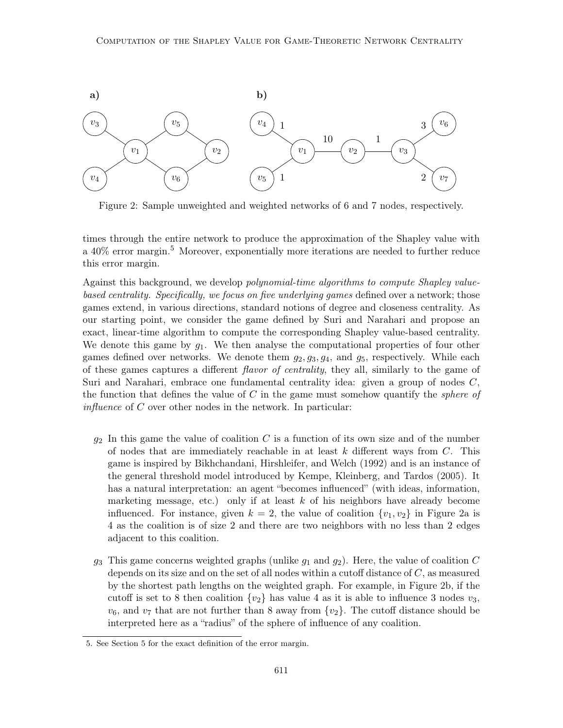Figure 2: Sample unweighted and weighted networks of 6 and 7 nodes, respectively.

times through the entire network to produce the approximation of the Shapley value with a 40% error margin.[5] Moreover, exponentially more iterations are needed to further reduce this error margin.

Against this background, we develop *polynomial-time algorithms to compute Shapley value-based centrality. Specifically, we focus on five underlying games* defined over a network; those games extend, in various directions, standard notions of degree and closeness centrality. As our starting point, we consider the game defined by Suri and Narahari and propose an exact, linear-time algorithm to compute the corresponding Shapley value-based centrality. We denote this game by $g_1$. We then analyse the computational properties of four other games defined over networks. We denote them $g_2, g_3, g_4$, and $g_5$, respectively. While each of these games captures a different *flavor of centrality*, they all, similarly to the game of Suri and Narahari, embrace one fundamental centrality idea: given a group of nodes $C$, the function that defines the value of $C$ in the game must somehow quantify the *sphere of influence* of $C$ over other nodes in the network. In particular:

- $g_2$ In this game the value of coalition $C$ is a function of its own size and of the number of nodes that are immediately reachable in at least $k$ different ways from $C$. This game is inspired by Bikhchandani, Hirshleifer, and Welch (1992) and is an instance of the general threshold model introduced by Kempe, Kleinberg, and Tardos (2005). It has a natural interpretation: an agent "becomes influenced" (with ideas, information, marketing message, etc.) only if at least $k$ of his neighbors have already become influenced. For instance, given $k = 2$, the value of coalition $\{v_1, v_2\}$ in Figure 2a is 4 as the coalition is of size 2 and there are two neighbors with no less than 2 edges adjacent to this coalition.

- $g_3$ This game concerns weighted graphs (unlike $g_1$ and $g_2$). Here, the value of coalition $C$ depends on its size and on the set of all nodes within a cutoff distance of $C$, as measured by the shortest path lengths on the weighted graph. For example, in Figure 2b, if the cutoff is set to 8 then coalition $\{v_2\}$ has value 4 as it is able to influence 3 nodes $v_3$, $v_6$, and $v_7$ that are not further than 8 away from $\{v_2\}$. The cutoff distance should be interpreted here as a "radius" of the sphere of influence of any coalition.

5. See Section 5 for the exact definition of the error margin.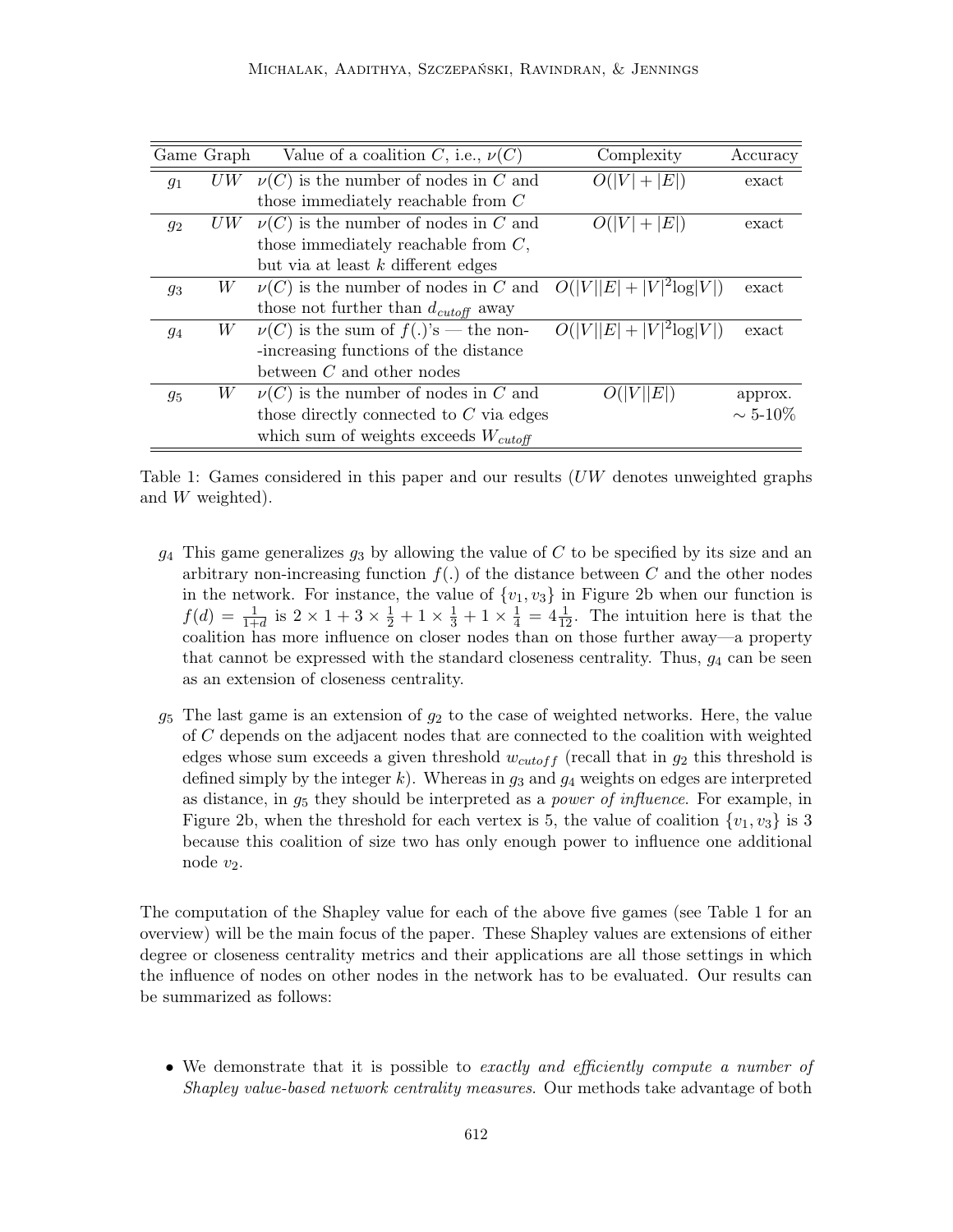| Game | Graph | Value of a coalition $C$, i.e., $\nu(C)$ | Complexity | Accuracy |
|---|---|---|---|---|
| $g_1$ | $UW$ | $\nu(C)$ is the number of nodes in $C$ and those immediately reachable from $C$ | $O(\|V\| + \|E\|)$ | exact |
| $g_2$ | $UW$ | $\nu(C)$ is the number of nodes in $C$ and those immediately reachable from $C$, but via at least $k$ different edges | $O(\|V\| + \|E\|)$ | exact |
| $g_3$ | $W$ | $\nu(C)$ is the number of nodes in $C$ and those not further than $d_{cutoff}$ away | $O(\|V\|\|E\| + \|V\|^2\log\|V\|)$ | exact |
| $g_4$ | $W$ | $\nu(C)$ is the sum of $f(.)$'s — the non--increasing functions of the distance between $C$ and other nodes | $O(\|V\|\|E\| + \|V\|^2\log\|V\|)$ | exact |
| $g_5$ | $W$ | $\nu(C)$ is the number of nodes in $C$ and those directly connected to $C$ via edges which sum of weights exceeds $W_{cutoff}$ | $O(\|V\|\|E\|)$ | approx. $\sim$ 5-10% |

Table 1: Games considered in this paper and our results ($UW$ denotes unweighted graphs and $W$ weighted).

- $g_4$ This game generalizes $g_3$ by allowing the value of $C$ to be specified by its size and an arbitrary non-increasing function $f(.)$ of the distance between $C$ and the other nodes in the network. For instance, the value of $\{v_1, v_3\}$ in Figure 2b when our function is $f(d) = \frac{1}{1+d}$ is $2 \times 1 + 3 \times \frac{1}{2} + 1 \times \frac{1}{3} + 1 \times \frac{1}{4} = 4\frac{1}{12}$. The intuition here is that the coalition has more influence on closer nodes than on those further away—a property that cannot be expressed with the standard closeness centrality. Thus, $g_4$ can be seen as an extension of closeness centrality.

- $g_5$ The last game is an extension of $g_2$ to the case of weighted networks. Here, the value of $C$ depends on the adjacent nodes that are connected to the coalition with weighted edges whose sum exceeds a given threshold $w_{cutoff}$ (recall that in $g_2$ this threshold is defined simply by the integer $k$). Whereas in $g_3$ and $g_4$ weights on edges are interpreted as distance, in $g_5$ they should be interpreted as a *power of influence*. For example, in Figure 2b, when the threshold for each vertex is 5, the value of coalition $\{v_1, v_3\}$ is 3 because this coalition of size two has only enough power to influence one additional node $v_2$.

The computation of the Shapley value for each of the above five games (see Table 1 for an overview) will be the main focus of the paper. These Shapley values are extensions of either degree or closeness centrality metrics and their applications are all those settings in which the influence of nodes on other nodes in the network has to be evaluated. Our results can be summarized as follows:

- We demonstrate that it is possible to *exactly and efficiently compute a number of Shapley value-based network centrality measures*. Our methods take advantage of both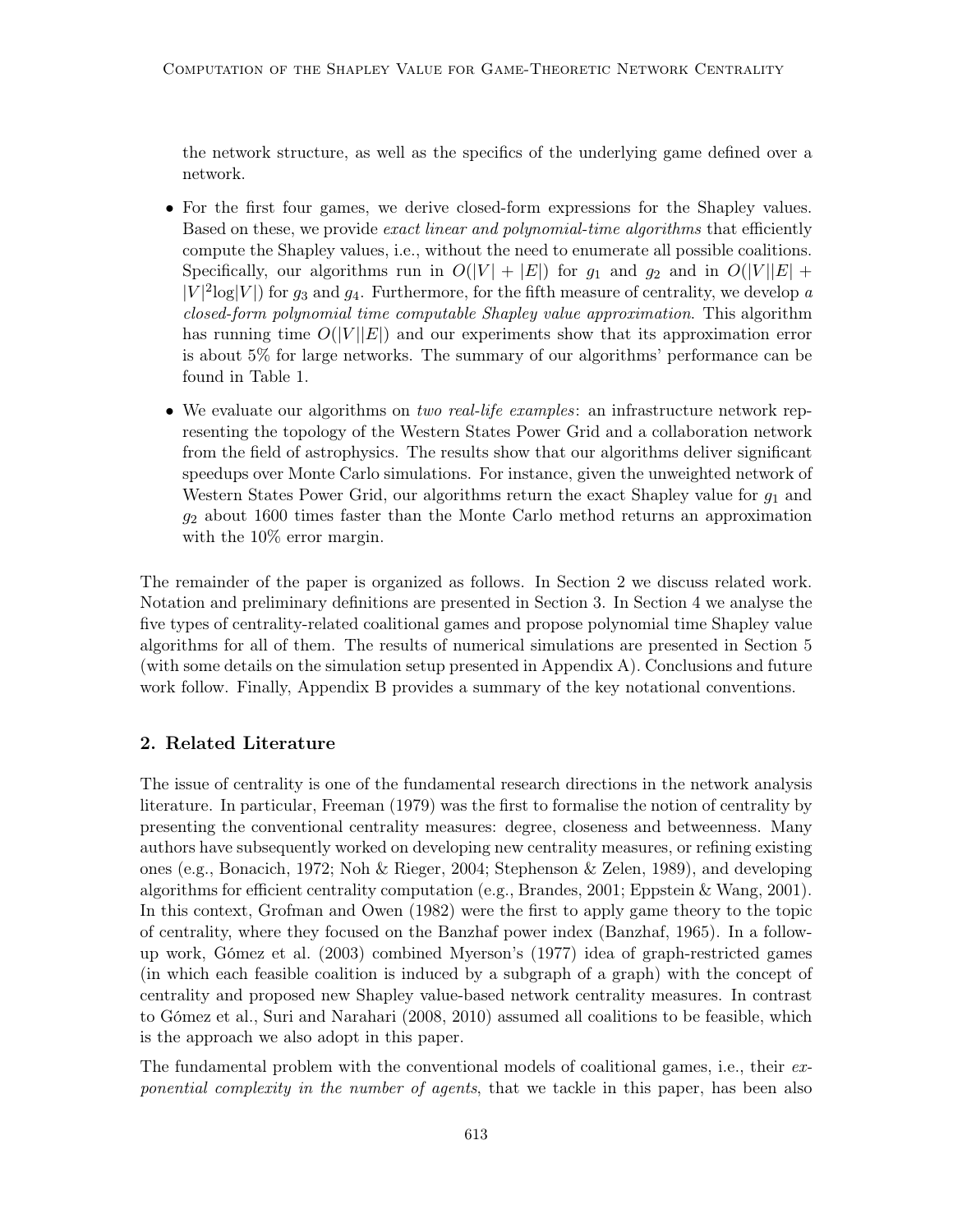the network structure, as well as the specifics of the underlying game defined over a network.

- For the first four games, we derive closed-form expressions for the Shapley values. Based on these, we provide *exact linear and polynomial-time algorithms* that efficiently compute the Shapley values, i.e., without the need to enumerate all possible coalitions. Specifically, our algorithms run in $O(|V| + |E|)$ for $g_1$ and $g_2$ and in $O(|V||E| + |V|^2 \log|V|)$ for $g_3$ and $g_4$. Furthermore, for the fifth measure of centrality, we develop *a closed-form polynomial time computable Shapley value approximation*. This algorithm has running time $O(|V||E|)$ and our experiments show that its approximation error is about 5% for large networks. The summary of our algorithms' performance can be found in Table 1.
- We evaluate our algorithms on *two real-life examples*: an infrastructure network representing the topology of the Western States Power Grid and a collaboration network from the field of astrophysics. The results show that our algorithms deliver significant speedups over Monte Carlo simulations. For instance, given the unweighted network of Western States Power Grid, our algorithms return the exact Shapley value for $g_1$ and $g_2$ about 1600 times faster than the Monte Carlo method returns an approximation with the 10% error margin.

The remainder of the paper is organized as follows. In Section 2 we discuss related work. Notation and preliminary definitions are presented in Section 3. In Section 4 we analyse the five types of centrality-related coalitional games and propose polynomial time Shapley value algorithms for all of them. The results of numerical simulations are presented in Section 5 (with some details on the simulation setup presented in Appendix A). Conclusions and future work follow. Finally, Appendix B provides a summary of the key notational conventions.

## 2. Related Literature

The issue of centrality is one of the fundamental research directions in the network analysis literature. In particular, Freeman (1979) was the first to formalise the notion of centrality by presenting the conventional centrality measures: degree, closeness and betweenness. Many authors have subsequently worked on developing new centrality measures, or refining existing ones (e.g., Bonacich, 1972; Noh & Rieger, 2004; Stephenson & Zelen, 1989), and developing algorithms for efficient centrality computation (e.g., Brandes, 2001; Eppstein & Wang, 2001). In this context, Grofman and Owen (1982) were the first to apply game theory to the topic of centrality, where they focused on the Banzhaf power index (Banzhaf, 1965). In a follow-up work, Gómez et al. (2003) combined Myerson's (1977) idea of graph-restricted games (in which each feasible coalition is induced by a subgraph of a graph) with the concept of centrality and proposed new Shapley value-based network centrality measures. In contrast to Gómez et al., Suri and Narahari (2008, 2010) assumed all coalitions to be feasible, which is the approach we also adopt in this paper.

The fundamental problem with the conventional models of coalitional games, i.e., their *exponential complexity in the number of agents*, that we tackle in this paper, has been also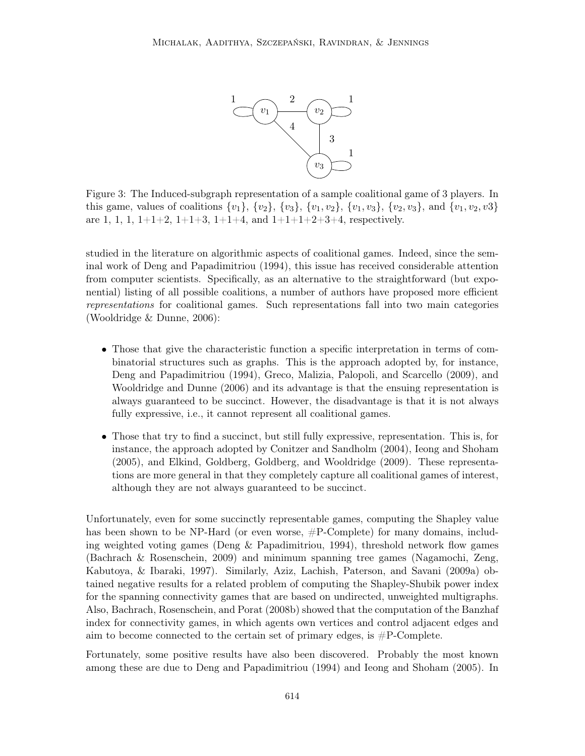Figure 3: The Induced-subgraph representation of a sample coalitional game of 3 players. In this game, values of coalitions $\{v_1\}$, $\{v_2\}$, $\{v_3\}$, $\{v_1, v_2\}$, $\{v_1, v_3\}$, $\{v_2, v_3\}$, and $\{v_1, v_2, v3\}$ are 1, 1, 1, 1+1+2, 1+1+3, 1+1+4, and 1+1+1+2+3+4, respectively.

studied in the literature on algorithmic aspects of coalitional games. Indeed, since the seminal work of Deng and Papadimitriou (1994), this issue has received considerable attention from computer scientists. Specifically, as an alternative to the straightforward (but exponential) listing of all possible coalitions, a number of authors have proposed more efficient *representations* for coalitional games. Such representations fall into two main categories (Wooldridge & Dunne, 2006):

- Those that give the characteristic function a specific interpretation in terms of combinatorial structures such as graphs. This is the approach adopted by, for instance, Deng and Papadimitriou (1994), Greco, Malizia, Palopoli, and Scarcello (2009), and Wooldridge and Dunne (2006) and its advantage is that the ensuing representation is always guaranteed to be succinct. However, the disadvantage is that it is not always fully expressive, i.e., it cannot represent all coalitional games.
- Those that try to find a succinct, but still fully expressive, representation. This is, for instance, the approach adopted by Conitzer and Sandholm (2004), Ieong and Shoham (2005), and Elkind, Goldberg, Goldberg, and Wooldridge (2009). These representations are more general in that they completely capture all coalitional games of interest, although they are not always guaranteed to be succinct.

Unfortunately, even for some succinctly representable games, computing the Shapley value has been shown to be NP-Hard (or even worse, #P-Complete) for many domains, including weighted voting games (Deng & Papadimitriou, 1994), threshold network flow games (Bachrach & Rosenschein, 2009) and minimum spanning tree games (Nagamochi, Zeng, Kabutoya, & Ibaraki, 1997). Similarly, Aziz, Lachish, Paterson, and Savani (2009a) obtained negative results for a related problem of computing the Shapley-Shubik power index for the spanning connectivity games that are based on undirected, unweighted multigraphs. Also, Bachrach, Rosenschein, and Porat (2008b) showed that the computation of the Banzhaf index for connectivity games, in which agents own vertices and control adjacent edges and aim to become connected to the certain set of primary edges, is #P-Complete.

Fortunately, some positive results have also been discovered. Probably the most known among these are due to Deng and Papadimitriou (1994) and Ieong and Shoham (2005). In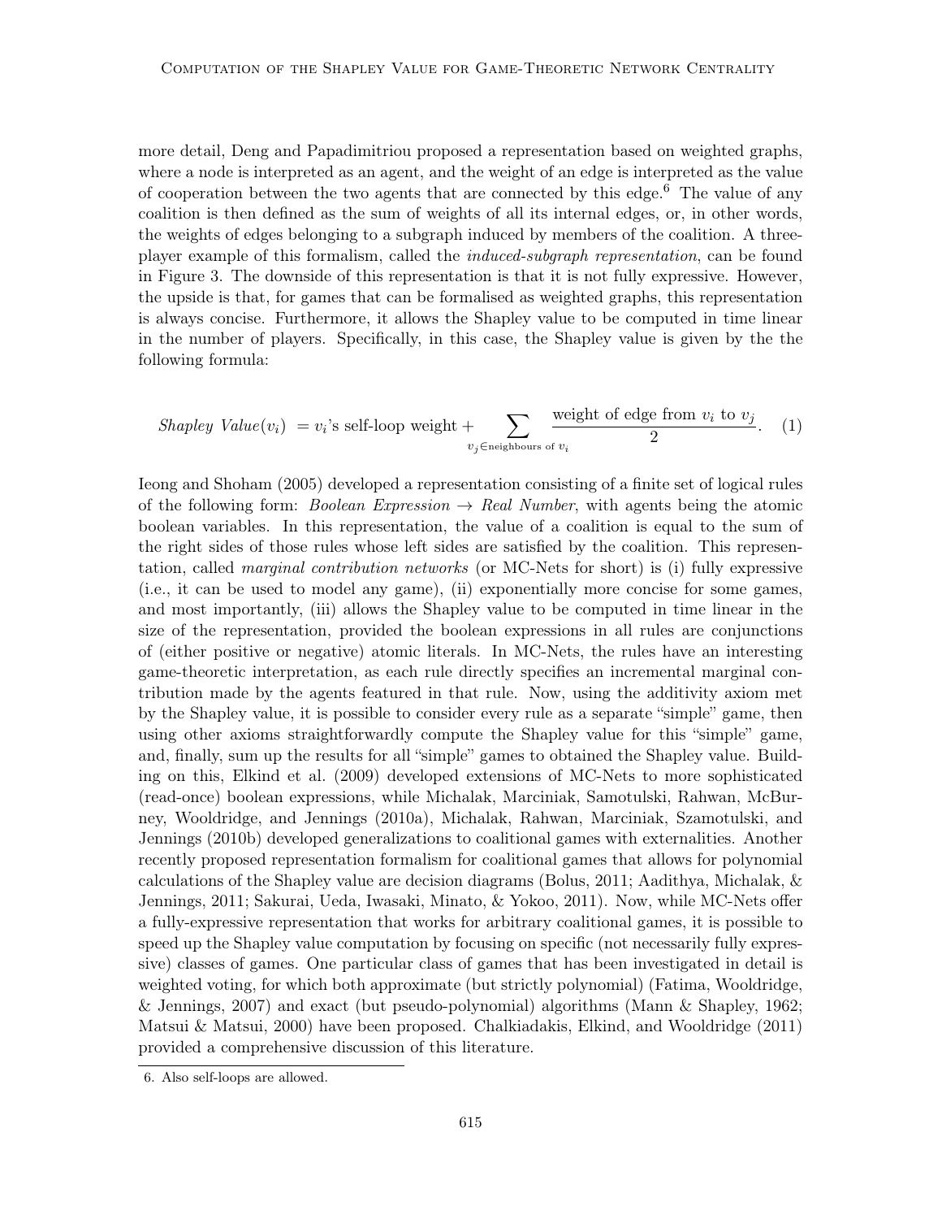more detail, Deng and Papadimitriou proposed a representation based on weighted graphs, where a node is interpreted as an agent, and the weight of an edge is interpreted as the value of cooperation between the two agents that are connected by this edge.[6] The value of any coalition is then defined as the sum of weights of all its internal edges, or, in other words, the weights of edges belonging to a subgraph induced by members of the coalition. A three-player example of this formalism, called the *induced-subgraph representation*, can be found in Figure 3. The downside of this representation is that it is not fully expressive. However, the upside is that, for games that can be formalised as weighted graphs, this representation is always concise. Furthermore, it allows the Shapley value to be computed in time linear in the number of players. Specifically, in this case, the Shapley value is given by the the following formula:

$$\textit{Shapley Value}(v_i) \ = v_i\text{'s self-loop weight} + \sum_{v_j \in \text{neighbours of } v_i} \frac{\text{weight of edge from } v_i \text{ to } v_j}{2}. \quad (1)$$

Ieong and Shoham (2005) developed a representation consisting of a finite set of logical rules of the following form: *Boolean Expression* $\rightarrow$ *Real Number*, with agents being the atomic boolean variables. In this representation, the value of a coalition is equal to the sum of the right sides of those rules whose left sides are satisfied by the coalition. This representation, called *marginal contribution networks* (or MC-Nets for short) is (i) fully expressive (i.e., it can be used to model any game), (ii) exponentially more concise for some games, and most importantly, (iii) allows the Shapley value to be computed in time linear in the size of the representation, provided the boolean expressions in all rules are conjunctions of (either positive or negative) atomic literals. In MC-Nets, the rules have an interesting game-theoretic interpretation, as each rule directly specifies an incremental marginal contribution made by the agents featured in that rule. Now, using the additivity axiom met by the Shapley value, it is possible to consider every rule as a separate "simple" game, then using other axioms straightforwardly compute the Shapley value for this "simple" game, and, finally, sum up the results for all "simple" games to obtained the Shapley value. Building on this, Elkind et al. (2009) developed extensions of MC-Nets to more sophisticated (read-once) boolean expressions, while Michalak, Marciniak, Samotulski, Rahwan, McBurney, Wooldridge, and Jennings (2010a), Michalak, Rahwan, Marciniak, Szamotulski, and Jennings (2010b) developed generalizations to coalitional games with externalities. Another recently proposed representation formalism for coalitional games that allows for polynomial calculations of the Shapley value are decision diagrams (Bolus, 2011; Aadithya, Michalak, & Jennings, 2011; Sakurai, Ueda, Iwasaki, Minato, & Yokoo, 2011). Now, while MC-Nets offer a fully-expressive representation that works for arbitrary coalitional games, it is possible to speed up the Shapley value computation by focusing on specific (not necessarily fully expressive) classes of games. One particular class of games that has been investigated in detail is weighted voting, for which both approximate (but strictly polynomial) (Fatima, Wooldridge, & Jennings, 2007) and exact (but pseudo-polynomial) algorithms (Mann & Shapley, 1962; Matsui & Matsui, 2000) have been proposed. Chalkiadakis, Elkind, and Wooldridge (2011) provided a comprehensive discussion of this literature.

6. Also self-loops are allowed.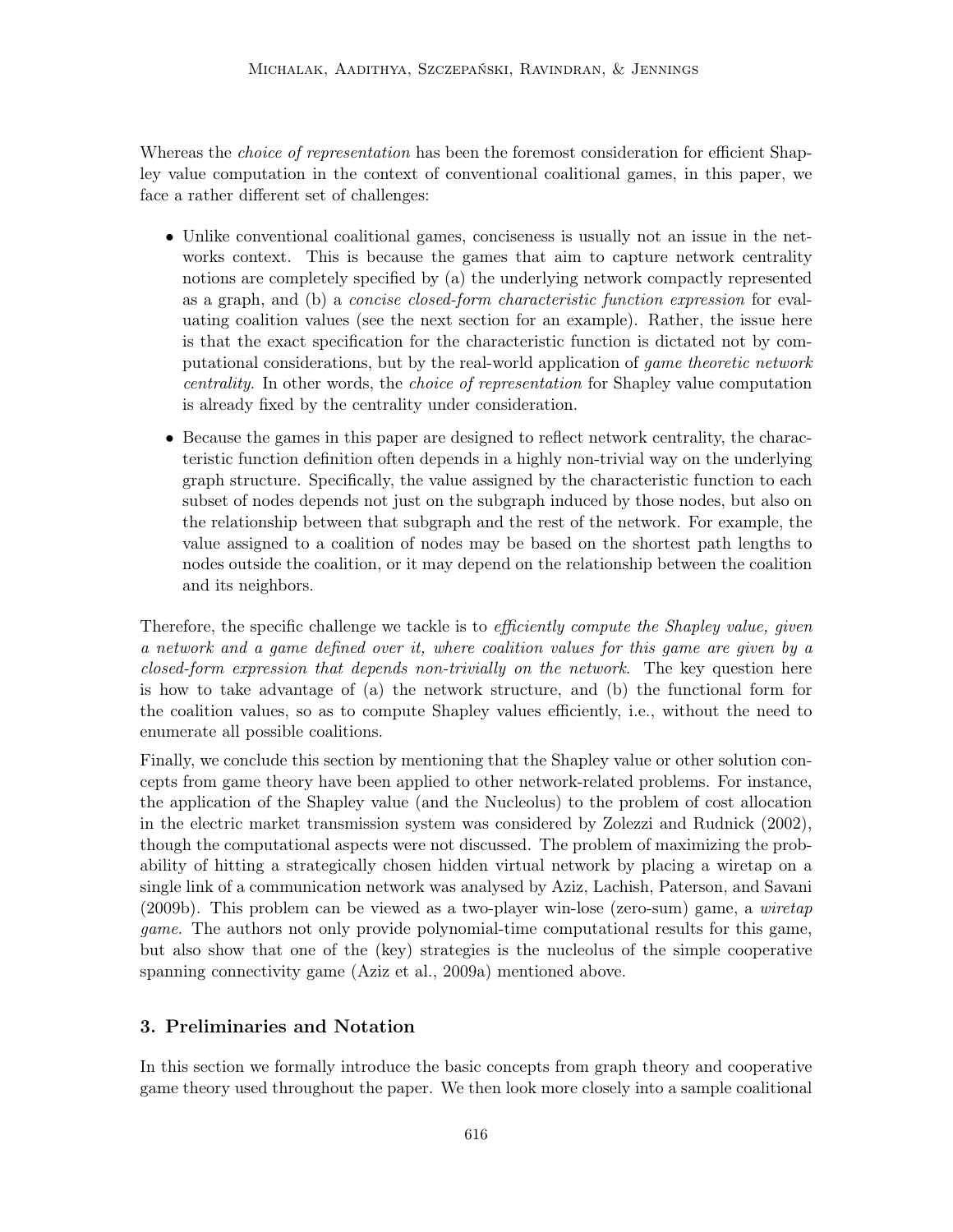Whereas the *choice of representation* has been the foremost consideration for efficient Shapley value computation in the context of conventional coalitional games, in this paper, we face a rather different set of challenges:

- Unlike conventional coalitional games, conciseness is usually not an issue in the networks context. This is because the games that aim to capture network centrality notions are completely specified by (a) the underlying network compactly represented as a graph, and (b) a *concise closed-form characteristic function expression* for evaluating coalition values (see the next section for an example). Rather, the issue here is that the exact specification for the characteristic function is dictated not by computational considerations, but by the real-world application of *game theoretic network centrality*. In other words, the *choice of representation* for Shapley value computation is already fixed by the centrality under consideration.
- Because the games in this paper are designed to reflect network centrality, the characteristic function definition often depends in a highly non-trivial way on the underlying graph structure. Specifically, the value assigned by the characteristic function to each subset of nodes depends not just on the subgraph induced by those nodes, but also on the relationship between that subgraph and the rest of the network. For example, the value assigned to a coalition of nodes may be based on the shortest path lengths to nodes outside the coalition, or it may depend on the relationship between the coalition and its neighbors.

Therefore, the specific challenge we tackle is to *efficiently compute the Shapley value, given a network and a game defined over it, where coalition values for this game are given by a closed-form expression that depends non-trivially on the network.* The key question here is how to take advantage of (a) the network structure, and (b) the functional form for the coalition values, so as to compute Shapley values efficiently, i.e., without the need to enumerate all possible coalitions.

Finally, we conclude this section by mentioning that the Shapley value or other solution concepts from game theory have been applied to other network-related problems. For instance, the application of the Shapley value (and the Nucleolus) to the problem of cost allocation in the electric market transmission system was considered by Zolezzi and Rudnick (2002), though the computational aspects were not discussed. The problem of maximizing the probability of hitting a strategically chosen hidden virtual network by placing a wiretap on a single link of a communication network was analysed by Aziz, Lachish, Paterson, and Savani (2009b). This problem can be viewed as a two-player win-lose (zero-sum) game, a *wiretap game*. The authors not only provide polynomial-time computational results for this game, but also show that one of the (key) strategies is the nucleolus of the simple cooperative spanning connectivity game (Aziz et al., 2009a) mentioned above.

## 3. Preliminaries and Notation

In this section we formally introduce the basic concepts from graph theory and cooperative game theory used throughout the paper. We then look more closely into a sample coalitional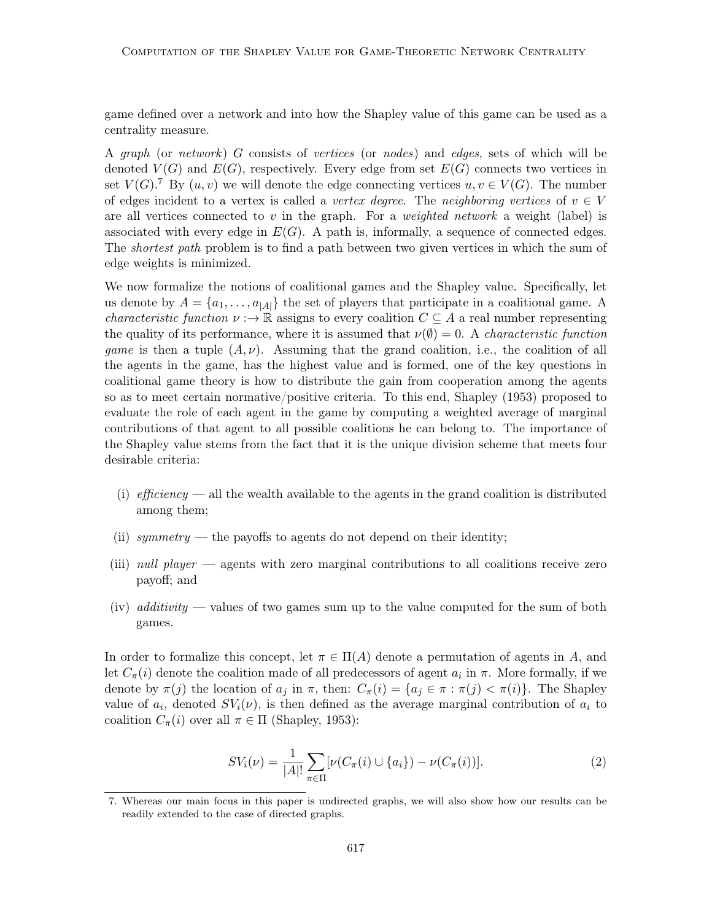game defined over a network and into how the Shapley value of this game can be used as a centrality measure.

A *graph* (or *network*) $G$ consists of *vertices* (or *nodes*) and *edges*, sets of which will be denoted $V(G)$ and $E(G)$, respectively. Every edge from set $E(G)$ connects two vertices in set $V(G)$.[7] By $(u, v)$ we will denote the edge connecting vertices $u, v \in V(G)$. The number of edges incident to a vertex is called a *vertex degree*. The *neighboring vertices* of $v \in V$ are all vertices connected to $v$ in the graph. For a *weighted network* a weight (label) is associated with every edge in $E(G)$. A path is, informally, a sequence of connected edges. The *shortest path* problem is to find a path between two given vertices in which the sum of edge weights is minimized.

We now formalize the notions of coalitional games and the Shapley value. Specifically, let us denote by $A = \{a_1, \ldots, a_{|A|}\}$ the set of players that participate in a coalitional game. A *characteristic function* $\nu :\rightarrow \mathbb{R}$ assigns to every coalition $C \subseteq A$ a real number representing the quality of its performance, where it is assumed that $\nu(\emptyset) = 0$. A *characteristic function game* is then a tuple $(A, \nu)$. Assuming that the grand coalition, i.e., the coalition of all the agents in the game, has the highest value and is formed, one of the key questions in coalitional game theory is how to distribute the gain from cooperation among the agents so as to meet certain normative/positive criteria. To this end, Shapley (1953) proposed to evaluate the role of each agent in the game by computing a weighted average of marginal contributions of that agent to all possible coalitions he can belong to. The importance of the Shapley value stems from the fact that it is the unique division scheme that meets four desirable criteria:

- (i) *efficiency* — all the wealth available to the agents in the grand coalition is distributed among them;
- (ii) *symmetry* — the payoffs to agents do not depend on their identity;
- (iii) *null player* — agents with zero marginal contributions to all coalitions receive zero payoff; and
- (iv) *additivity* — values of two games sum up to the value computed for the sum of both games.

In order to formalize this concept, let $\pi \in \Pi(A)$ denote a permutation of agents in $A$, and let $C_\pi(i)$ denote the coalition made of all predecessors of agent $a_i$ in $\pi$. More formally, if we denote by $\pi(j)$ the location of $a_j$ in $\pi$, then: $C_\pi(i) = \{a_j \in \pi : \pi(j) < \pi(i)\}$. The Shapley value of $a_i$, denoted $SV_i(\nu)$, is then defined as the average marginal contribution of $a_i$ to coalition $C_\pi(i)$ over all $\pi \in \Pi$ (Shapley, 1953):

$$SV_i(\nu) = \frac{1}{|A|!} \sum_{\pi \in \Pi} [\nu(C_\pi(i) \cup \{a_i\}) - \nu(C_\pi(i))]. \tag{2}$$

7. Whereas our main focus in this paper is undirected graphs, we will also show how our results can be readily extended to the case of directed graphs.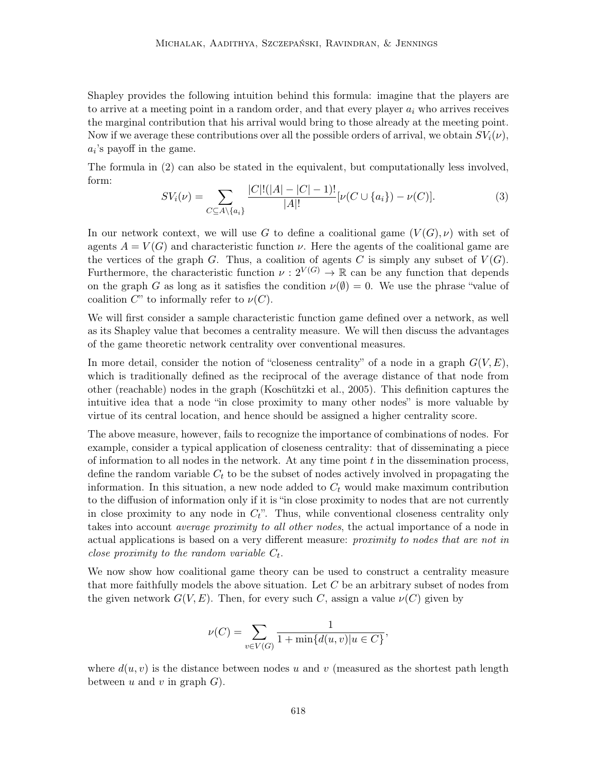Shapley provides the following intuition behind this formula: imagine that the players are to arrive at a meeting point in a random order, and that every player $a_i$ who arrives receives the marginal contribution that his arrival would bring to those already at the meeting point. Now if we average these contributions over all the possible orders of arrival, we obtain $SV_i(\nu)$, $a_i$'s payoff in the game.

The formula in (2) can also be stated in the equivalent, but computationally less involved, form:

$$SV_i(\nu) = \sum_{C \subseteq A \setminus \{a_i\}} \frac{|C|!(|A| - |C| - 1)!}{|A|!} [\nu(C \cup \{a_i\}) - \nu(C)]. \tag{3}$$

In our network context, we will use $G$ to define a coalitional game $(V(G), \nu)$ with set of agents $A = V(G)$ and characteristic function $\nu$. Here the agents of the coalitional game are the vertices of the graph $G$. Thus, a coalition of agents $C$ is simply any subset of $V(G)$. Furthermore, the characteristic function $\nu : 2^{V(G)} \to \mathbb{R}$ can be any function that depends on the graph $G$ as long as it satisfies the condition $\nu(\emptyset) = 0$. We use the phrase "value of coalition $C$" to informally refer to $\nu(C)$.

We will first consider a sample characteristic function game defined over a network, as well as its Shapley value that becomes a centrality measure. We will then discuss the advantages of the game theoretic network centrality over conventional measures.

In more detail, consider the notion of "closeness centrality" of a node in a graph $G(V, E)$, which is traditionally defined as the reciprocal of the average distance of that node from other (reachable) nodes in the graph (Koschützki et al., 2005). This definition captures the intuitive idea that a node "in close proximity to many other nodes" is more valuable by virtue of its central location, and hence should be assigned a higher centrality score.

The above measure, however, fails to recognize the importance of combinations of nodes. For example, consider a typical application of closeness centrality: that of disseminating a piece of information to all nodes in the network. At any time point $t$ in the dissemination process, define the random variable $C_t$ to be the subset of nodes actively involved in propagating the information. In this situation, a new node added to $C_t$ would make maximum contribution to the diffusion of information only if it is "in close proximity to nodes that are not currently in close proximity to any node in $C_t$". Thus, while conventional closeness centrality only takes into account *average proximity to all other nodes*, the actual importance of a node in actual applications is based on a very different measure: *proximity to nodes that are not in close proximity to the random variable $C_t$.*

We now show how coalitional game theory can be used to construct a centrality measure that more faithfully models the above situation. Let $C$ be an arbitrary subset of nodes from the given network $G(V, E)$. Then, for every such $C$, assign a value $\nu(C)$ given by

$$\nu(C) = \sum_{v \in V(G)} \frac{1}{1 + \min\{d(u, v) | u \in C\}},$$

where $d(u, v)$ is the distance between nodes $u$ and $v$ (measured as the shortest path length between $u$ and $v$ in graph $G$).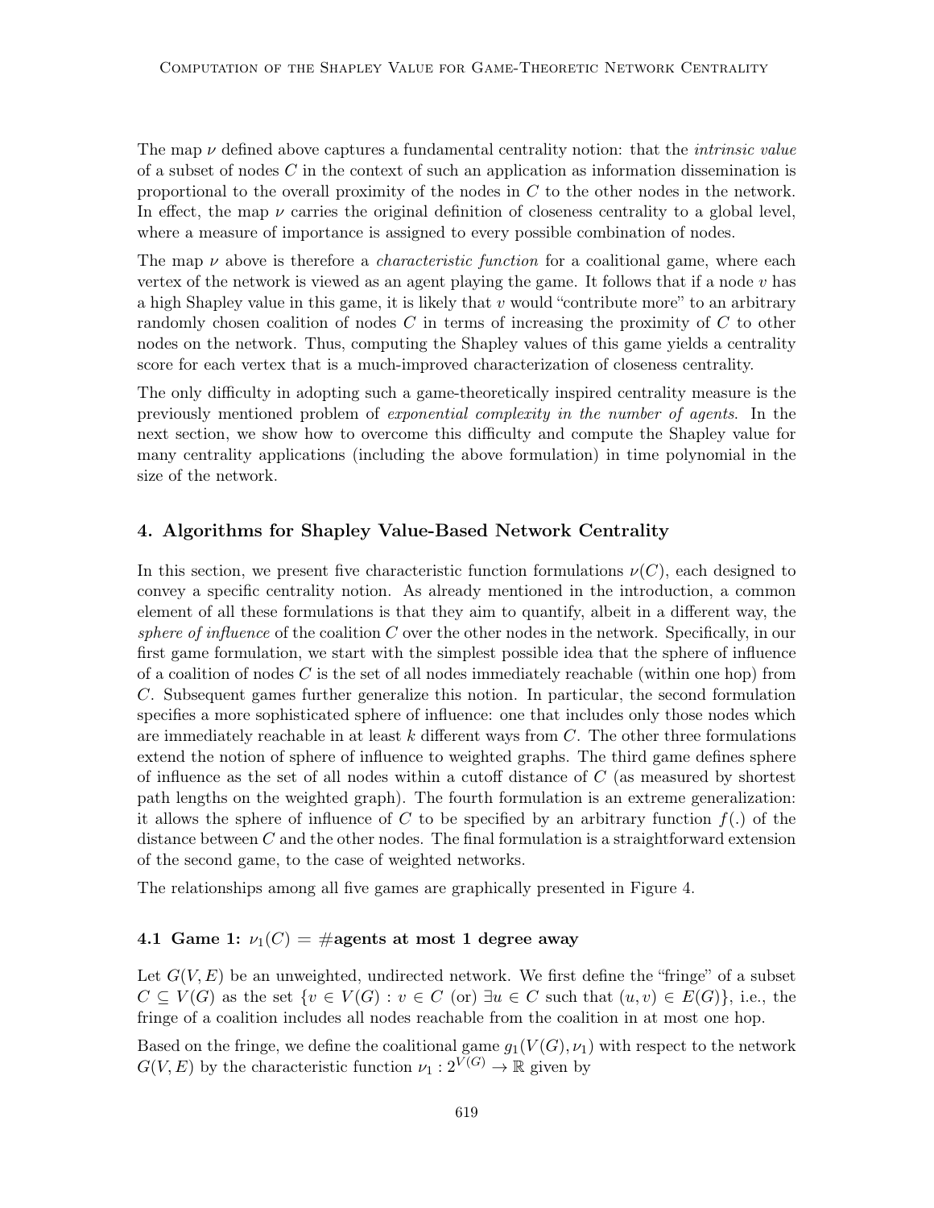The map $\nu$ defined above captures a fundamental centrality notion: that the *intrinsic value* of a subset of nodes $C$ in the context of such an application as information dissemination is proportional to the overall proximity of the nodes in $C$ to the other nodes in the network. In effect, the map $\nu$ carries the original definition of closeness centrality to a global level, where a measure of importance is assigned to every possible combination of nodes.

The map $\nu$ above is therefore a *characteristic function* for a coalitional game, where each vertex of the network is viewed as an agent playing the game. It follows that if a node $v$ has a high Shapley value in this game, it is likely that $v$ would "contribute more" to an arbitrary randomly chosen coalition of nodes $C$ in terms of increasing the proximity of $C$ to other nodes on the network. Thus, computing the Shapley values of this game yields a centrality score for each vertex that is a much-improved characterization of closeness centrality.

The only difficulty in adopting such a game-theoretically inspired centrality measure is the previously mentioned problem of *exponential complexity in the number of agents*. In the next section, we show how to overcome this difficulty and compute the Shapley value for many centrality applications (including the above formulation) in time polynomial in the size of the network.

## 4. Algorithms for Shapley Value-Based Network Centrality

In this section, we present five characteristic function formulations $\nu(C)$, each designed to convey a specific centrality notion. As already mentioned in the introduction, a common element of all these formulations is that they aim to quantify, albeit in a different way, the *sphere of influence* of the coalition $C$ over the other nodes in the network. Specifically, in our first game formulation, we start with the simplest possible idea that the sphere of influence of a coalition of nodes $C$ is the set of all nodes immediately reachable (within one hop) from $C$. Subsequent games further generalize this notion. In particular, the second formulation specifies a more sophisticated sphere of influence: one that includes only those nodes which are immediately reachable in at least $k$ different ways from $C$. The other three formulations extend the notion of sphere of influence to weighted graphs. The third game defines sphere of influence as the set of all nodes within a cutoff distance of $C$ (as measured by shortest path lengths on the weighted graph). The fourth formulation is an extreme generalization: it allows the sphere of influence of $C$ to be specified by an arbitrary function $f(.)$ of the distance between $C$ and the other nodes. The final formulation is a straightforward extension of the second game, to the case of weighted networks.

The relationships among all five games are graphically presented in Figure 4.

### 4.1 Game 1: $\nu_1(C) = $ #agents at most 1 degree away

Let $G(V, E)$ be an unweighted, undirected network. We first define the "fringe" of a subset $C \subseteq V(G)$ as the set $\{v \in V(G) : v \in C \text{ (or) } \exists u \in C \text{ such that } (u, v) \in E(G)\}$, i.e., the fringe of a coalition includes all nodes reachable from the coalition in at most one hop.

Based on the fringe, we define the coalitional game $g_1(V(G), \nu_1)$ with respect to the network $G(V, E)$ by the characteristic function $\nu_1 : 2^{V(G)} \to \mathbb{R}$ given by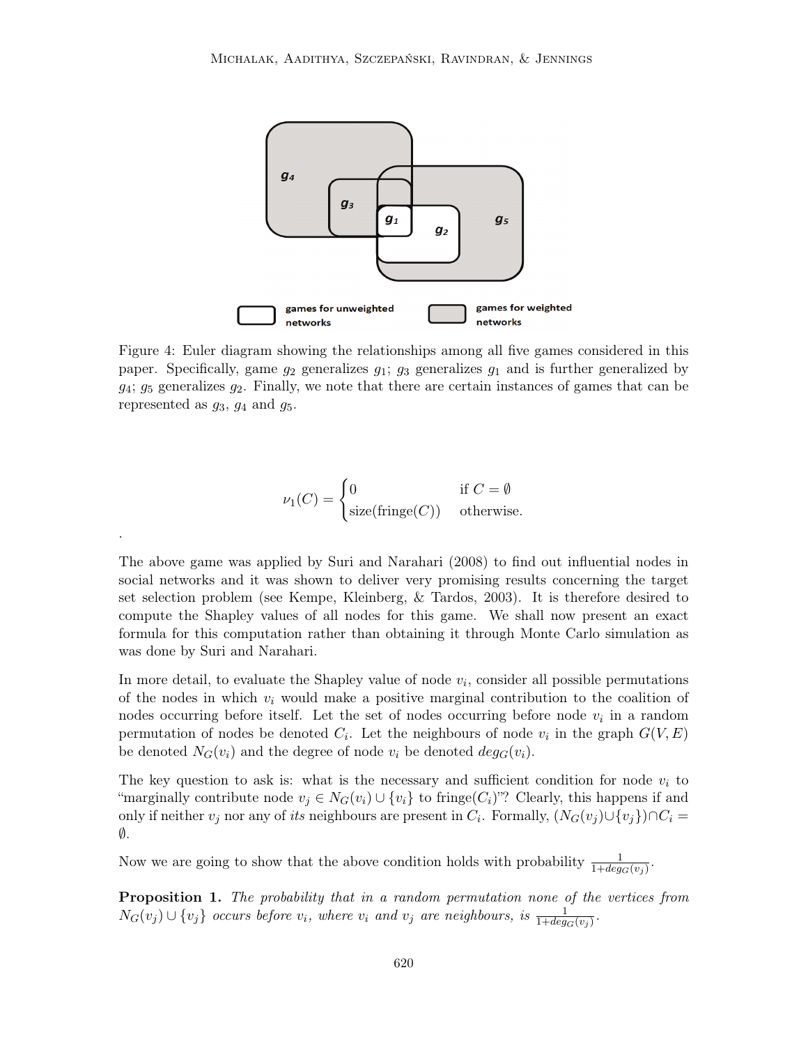Figure 4: Euler diagram showing the relationships among all five games considered in this paper. Specifically, game $g_2$ generalizes $g_1$; $g_3$ generalizes $g_1$ and is further generalized by $g_4$; $g_5$ generalizes $g_2$. Finally, we note that there are certain instances of games that can be represented as $g_3$, $g_4$ and $g_5$.

$$\nu_1(C) = \begin{cases} 0 & \text{if } C = \emptyset \\ \text{size}(\text{fringe}(C)) & \text{otherwise.} \end{cases}$$

.

The above game was applied by Suri and Narahari (2008) to find out influential nodes in social networks and it was shown to deliver very promising results concerning the target set selection problem (see Kempe, Kleinberg, & Tardos, 2003). It is therefore desired to compute the Shapley values of all nodes for this game. We shall now present an exact formula for this computation rather than obtaining it through Monte Carlo simulation as was done by Suri and Narahari.

In more detail, to evaluate the Shapley value of node $v_i$, consider all possible permutations of the nodes in which $v_i$ would make a positive marginal contribution to the coalition of nodes occurring before itself. Let the set of nodes occurring before node $v_i$ in a random permutation of nodes be denoted $C_i$. Let the neighbours of node $v_i$ in the graph $G(V, E)$ be denoted $N_G(v_i)$ and the degree of node $v_i$ be denoted $deg_G(v_i)$.

The key question to ask is: what is the necessary and sufficient condition for node $v_i$ to "marginally contribute node $v_j \in N_G(v_i) \cup \{v_i\}$ to fringe($C_i$)"? Clearly, this happens if and only if neither $v_j$ nor any of *its* neighbours are present in $C_i$. Formally, $(N_G(v_j) \cup \{v_j\}) \cap C_i = \emptyset$.

Now we are going to show that the above condition holds with probability $\frac{1}{1+deg_G(v_j)}$.

**Proposition 1.** *The probability that in a random permutation none of the vertices from $N_G(v_j) \cup \{v_j\}$ occurs before $v_i$, where $v_i$ and $v_j$ are neighbours, is $\frac{1}{1+deg_G(v_j)}$.*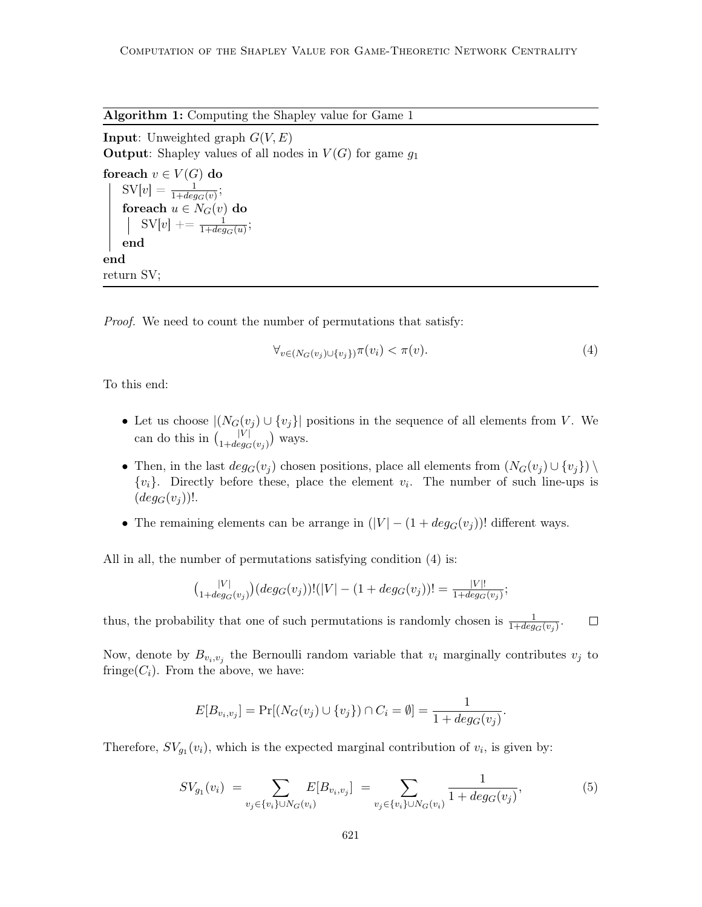**Algorithm 1:** Computing the Shapley value for Game 1

**Input**: Unweighted graph $G(V, E)$
**Output**: Shapley values of all nodes in $V(G)$ for game $g_1$

```
foreach v ∈ V(G) do
    SV[v] = 1/(1+deg_G(v));
    foreach u ∈ N_G(v) do
        SV[v] += 1/(1+deg_G(u));
    end
end
return SV;
```

*Proof.* We need to count the number of permutations that satisfy:

$$\forall_{v \in (N_G(v_j) \cup \{v_j\})} \pi(v_i) < \pi(v). \tag{4}$$

To this end:

- Let us choose $|(N_G(v_j) \cup \{v_j\}|$ positions in the sequence of all elements from $V$. We can do this in $\binom{|V|}{1+deg_G(v_j)}$ ways.
- Then, in the last $deg_G(v_j)$ chosen positions, place all elements from $(N_G(v_j) \cup \{v_j\}) \setminus \{v_i\}$. Directly before these, place the element $v_i$. The number of such line-ups is $(deg_G(v_j))!$.
- The remaining elements can be arrange in $(|V| - (1 + deg_G(v_j))!$ different ways.

All in all, the number of permutations satisfying condition (4) is:

$$\binom{|V|}{1+deg_G(v_j)}(deg_G(v_j))!(|V| - (1 + deg_G(v_j))! = \frac{|V|!}{1+deg_G(v_j)};$$

thus, the probability that one of such permutations is randomly chosen is $\frac{1}{1+deg_G(v_j)}$. □

Now, denote by $B_{v_i,v_j}$ the Bernoulli random variable that $v_i$ marginally contributes $v_j$ to fringe$(C_i)$. From the above, we have:

$$E[B_{v_i,v_j}] = \Pr[(N_G(v_j) \cup \{v_j\}) \cap C_i = \emptyset] = \frac{1}{1 + deg_G(v_j)}.$$

Therefore, $SV_{g_1}(v_i)$, which is the expected marginal contribution of $v_i$, is given by:

$$SV_{g_1}(v_i) = \sum_{v_j \in \{v_i\} \cup N_G(v_i)} E[B_{v_i,v_j}] = \sum_{v_j \in \{v_i\} \cup N_G(v_i)} \frac{1}{1 + deg_G(v_j)}, \tag{5}$$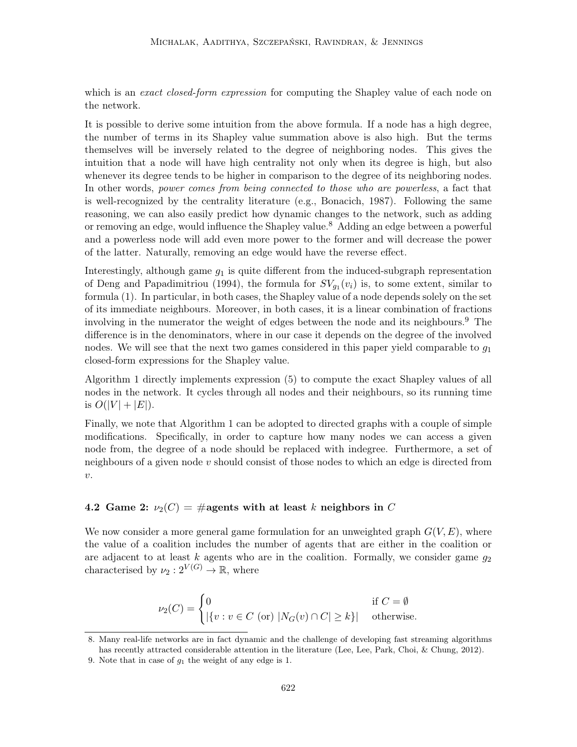which is an *exact closed-form expression* for computing the Shapley value of each node on the network.

It is possible to derive some intuition from the above formula. If a node has a high degree, the number of terms in its Shapley value summation above is also high. But the terms themselves will be inversely related to the degree of neighboring nodes. This gives the intuition that a node will have high centrality not only when its degree is high, but also whenever its degree tends to be higher in comparison to the degree of its neighboring nodes. In other words, *power comes from being connected to those who are powerless*, a fact that is well-recognized by the centrality literature (e.g., Bonacich, 1987). Following the same reasoning, we can also easily predict how dynamic changes to the network, such as adding or removing an edge, would influence the Shapley value.[8] Adding an edge between a powerful and a powerless node will add even more power to the former and will decrease the power of the latter. Naturally, removing an edge would have the reverse effect.

Interestingly, although game $g_1$ is quite different from the induced-subgraph representation of Deng and Papadimitriou (1994), the formula for $SV_{g_1}(v_i)$ is, to some extent, similar to formula (1). In particular, in both cases, the Shapley value of a node depends solely on the set of its immediate neighbours. Moreover, in both cases, it is a linear combination of fractions involving in the numerator the weight of edges between the node and its neighbours.[9] The difference is in the denominators, where in our case it depends on the degree of the involved nodes. We will see that the next two games considered in this paper yield comparable to $g_1$ closed-form expressions for the Shapley value.

Algorithm 1 directly implements expression (5) to compute the exact Shapley values of all nodes in the network. It cycles through all nodes and their neighbours, so its running time is $O(|V| + |E|)$.

Finally, we note that Algorithm 1 can be adopted to directed graphs with a couple of simple modifications. Specifically, in order to capture how many nodes we can access a given node from, the degree of a node should be replaced with indegree. Furthermore, a set of neighbours of a given node $v$ should consist of those nodes to which an edge is directed from $v$.

### 4.2 Game 2: $\nu_2(C) = \#$agents with at least $k$ neighbors in $C$

We now consider a more general game formulation for an unweighted graph $G(V, E)$, where the value of a coalition includes the number of agents that are either in the coalition or are adjacent to at least $k$ agents who are in the coalition. Formally, we consider game $g_2$ characterised by $\nu_2 : 2^{V(G)} \rightarrow \mathbb{R}$, where

$$\nu_2(C) = \begin{cases} 0 & \text{if } C = \emptyset \\ |\{v : v \in C \text{ (or) } |N_G(v) \cap C| \geq k\}| & \text{otherwise.} \end{cases}$$

8. Many real-life networks are in fact dynamic and the challenge of developing fast streaming algorithms has recently attracted considerable attention in the literature (Lee, Lee, Park, Choi, & Chung, 2012).

9. Note that in case of $g_1$ the weight of any edge is 1.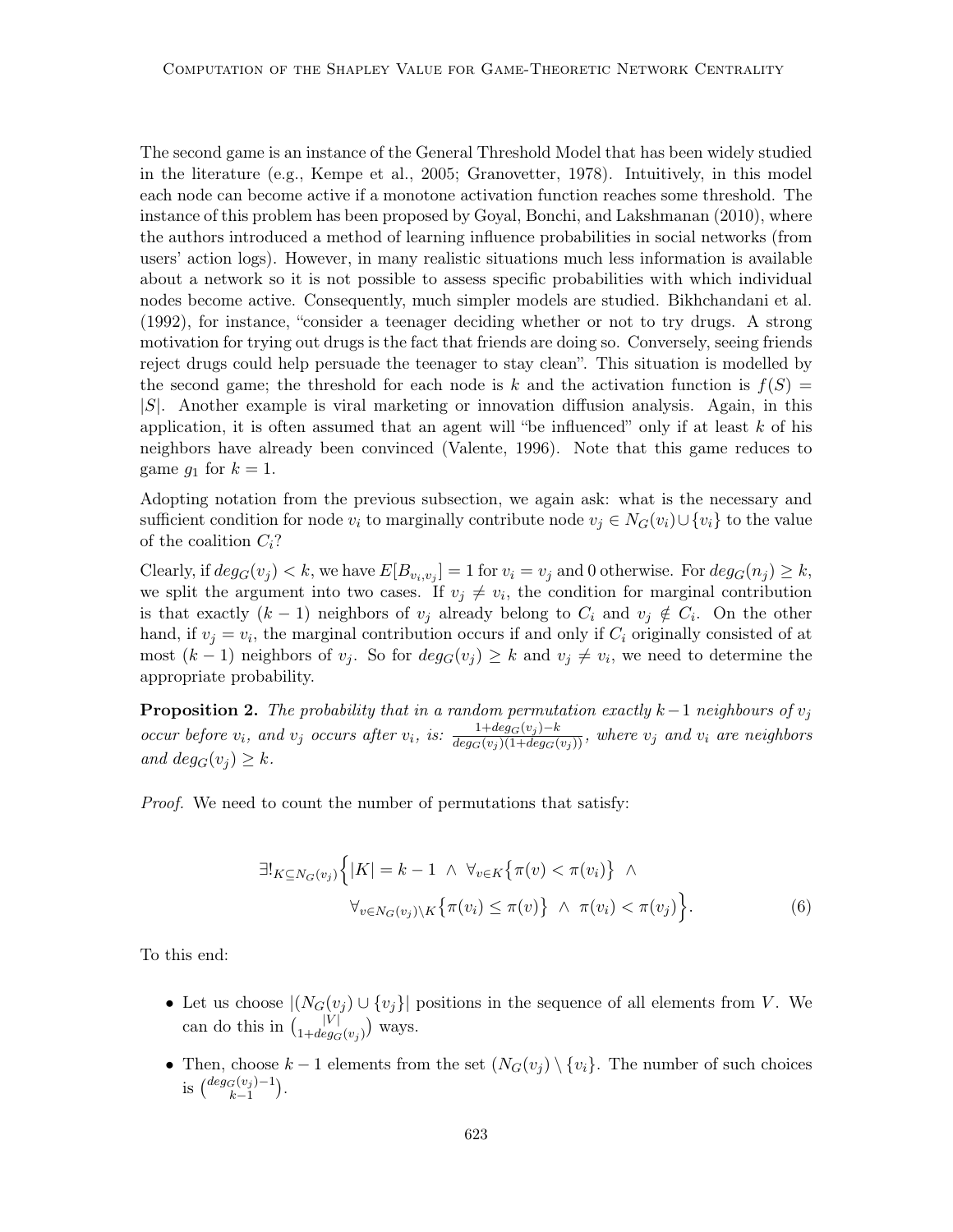The second game is an instance of the General Threshold Model that has been widely studied in the literature (e.g., Kempe et al., 2005; Granovetter, 1978). Intuitively, in this model each node can become active if a monotone activation function reaches some threshold. The instance of this problem has been proposed by Goyal, Bonchi, and Lakshmanan (2010), where the authors introduced a method of learning influence probabilities in social networks (from users' action logs). However, in many realistic situations much less information is available about a network so it is not possible to assess specific probabilities with which individual nodes become active. Consequently, much simpler models are studied. Bikhchandani et al. (1992), for instance, "consider a teenager deciding whether or not to try drugs. A strong motivation for trying out drugs is the fact that friends are doing so. Conversely, seeing friends reject drugs could help persuade the teenager to stay clean". This situation is modelled by the second game; the threshold for each node is $k$ and the activation function is $f(S) = |S|$. Another example is viral marketing or innovation diffusion analysis. Again, in this application, it is often assumed that an agent will "be influenced" only if at least $k$ of his neighbors have already been convinced (Valente, 1996). Note that this game reduces to game $g_1$ for $k = 1$.

Adopting notation from the previous subsection, we again ask: what is the necessary and sufficient condition for node $v_i$ to marginally contribute node $v_j \in N_G(v_i) \cup \{v_i\}$ to the value of the coalition $C_i$?

Clearly, if $deg_G(v_j) < k$, we have $E[B_{v_i,v_j}] = 1$ for $v_i = v_j$ and 0 otherwise. For $deg_G(n_j) \geq k$, we split the argument into two cases. If $v_j \neq v_i$, the condition for marginal contribution is that exactly $(k-1)$ neighbors of $v_j$ already belong to $C_i$ and $v_j \notin C_i$. On the other hand, if $v_j = v_i$, the marginal contribution occurs if and only if $C_i$ originally consisted of at most $(k-1)$ neighbors of $v_j$. So for $deg_G(v_j) \geq k$ and $v_j \neq v_i$, we need to determine the appropriate probability.

**Proposition 2.** *The probability that in a random permutation exactly $k-1$ neighbours of $v_j$ occur before $v_i$, and $v_j$ occurs after $v_i$, is:* $\frac{1+deg_G(v_j)-k}{deg_G(v_j)(1+deg_G(v_j))}$, *where $v_j$ and $v_i$ are neighbors and $deg_G(v_j) \geq k$.*

*Proof.* We need to count the number of permutations that satisfy:

$$\exists!_{K \subseteq N_G(v_j)} \Big\{ |K| = k-1 \ \wedge \ \forall_{v \in K} \big\{ \pi(v) < \pi(v_i) \big\} \ \wedge \\ \forall_{v \in N_G(v_j) \setminus K} \big\{ \pi(v_i) \leq \pi(v) \big\} \ \wedge \ \pi(v_i) < \pi(v_j) \Big\}. \tag{6}$$

To this end:

- Let us choose $|(N_G(v_j) \cup \{v_j\}|$ positions in the sequence of all elements from $V$. We can do this in $\binom{|V|}{1+deg_G(v_j)}$ ways.
- Then, choose $k-1$ elements from the set $(N_G(v_j) \setminus \{v_i\}$. The number of such choices is $\binom{deg_G(v_j)-1}{k-1}$.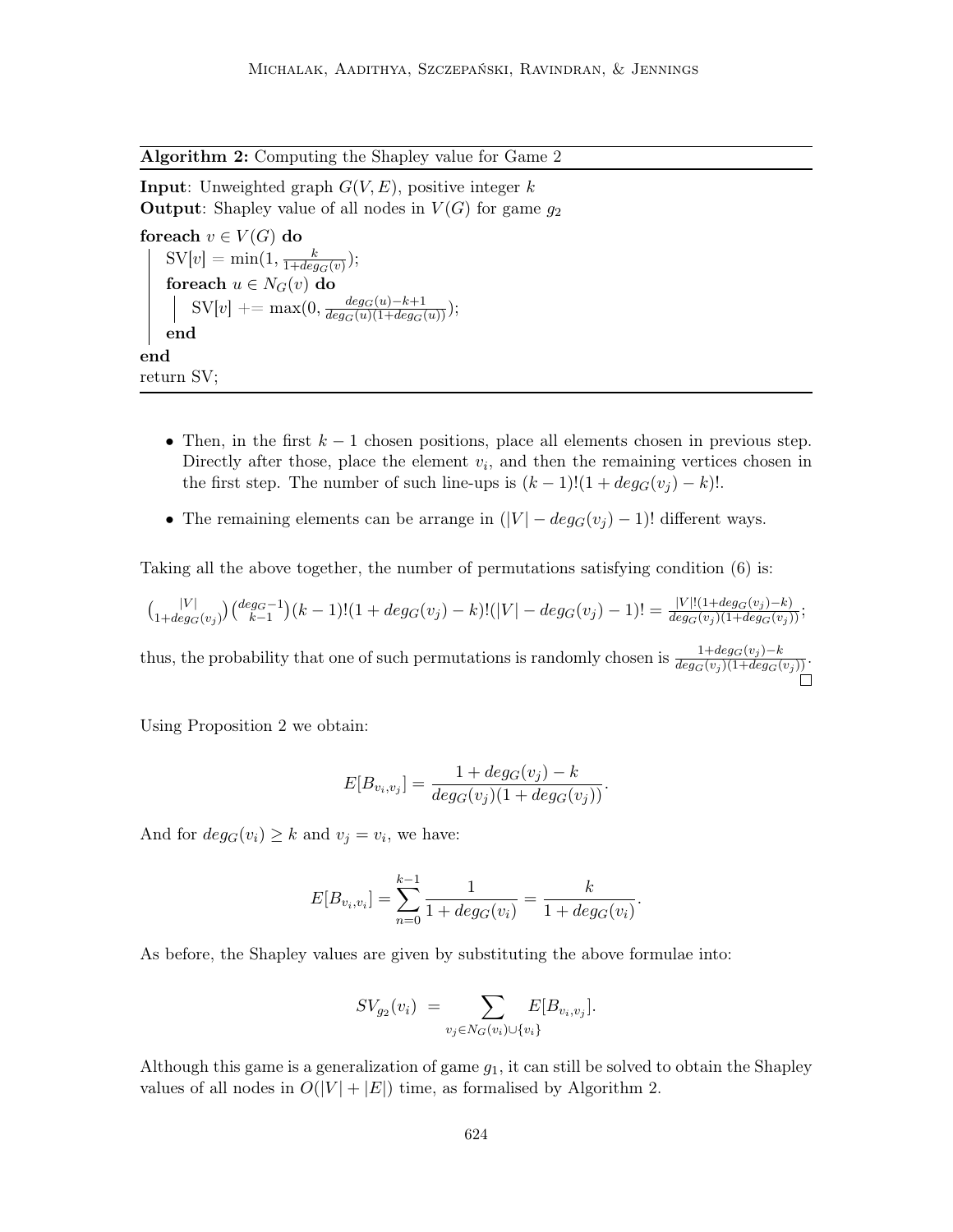**Algorithm 2:** Computing the Shapley value for Game 2

**Input**: Unweighted graph $G(V, E)$, positive integer $k$
**Output**: Shapley value of all nodes in $V(G)$ for game $g_2$

```
foreach v ∈ V(G) do
    SV[v] = min(1, k / (1 + deg_G(v)));
    foreach u ∈ N_G(v) do
        SV[v] += max(0, (deg_G(u) − k + 1) / (deg_G(u)(1 + deg_G(u))));
    end
end
return SV;
```

- Then, in the first $k-1$ chosen positions, place all elements chosen in previous step. Directly after those, place the element $v_i$, and then the remaining vertices chosen in the first step. The number of such line-ups is $(k-1)!(1 + deg_G(v_j) - k)!$.
- The remaining elements can be arrange in $(|V| - deg_G(v_j) - 1)!$ different ways.

Taking all the above together, the number of permutations satisfying condition (6) is:

$$\binom{|V|}{1+deg_G(v_j)}\binom{deg_G-1}{k-1}(k-1)!(1+deg_G(v_j)-k)!(|V|-deg_G(v_j)-1)! = \frac{|V|!(1+deg_G(v_j)-k)}{deg_G(v_j)(1+deg_G(v_j))};$$

thus, the probability that one of such permutations is randomly chosen is $\frac{1+deg_G(v_j)-k}{deg_G(v_j)(1+deg_G(v_j))}$. □

Using Proposition 2 we obtain:

$$E[B_{v_i,v_j}] = \frac{1 + deg_G(v_j) - k}{deg_G(v_j)(1 + deg_G(v_j))}.$$

And for $deg_G(v_i) \geq k$ and $v_j = v_i$, we have:

$$E[B_{v_i,v_i}] = \sum_{n=0}^{k-1} \frac{1}{1 + deg_G(v_i)} = \frac{k}{1 + deg_G(v_i)}.$$

As before, the Shapley values are given by substituting the above formulae into:

$$SV_{g_2}(v_i) \;=\; \sum_{v_j \in N_G(v_i) \cup \{v_i\}} E[B_{v_i,v_j}].$$

Although this game is a generalization of game $g_1$, it can still be solved to obtain the Shapley values of all nodes in $O(|V| + |E|)$ time, as formalised by Algorithm 2.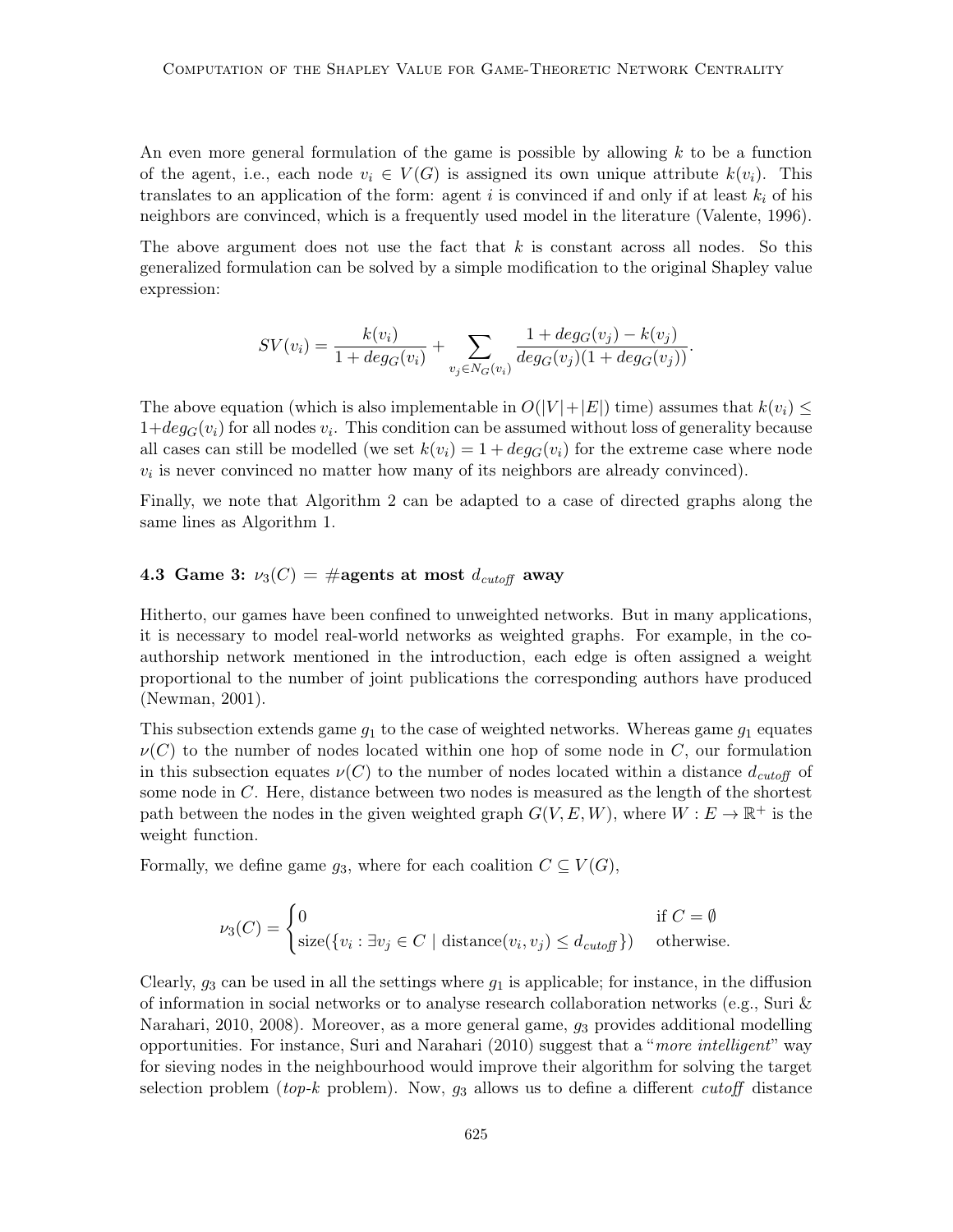An even more general formulation of the game is possible by allowing $k$ to be a function of the agent, i.e., each node $v_i \in V(G)$ is assigned its own unique attribute $k(v_i)$. This translates to an application of the form: agent $i$ is convinced if and only if at least $k_i$ of his neighbors are convinced, which is a frequently used model in the literature (Valente, 1996).

The above argument does not use the fact that $k$ is constant across all nodes. So this generalized formulation can be solved by a simple modification to the original Shapley value expression:

$$SV(v_i) = \frac{k(v_i)}{1 + deg_G(v_i)} + \sum_{v_j \in N_G(v_i)} \frac{1 + deg_G(v_j) - k(v_j)}{deg_G(v_j)(1 + deg_G(v_j))}.$$

The above equation (which is also implementable in $O(|V|+|E|)$ time) assumes that $k(v_i) \leq 1+deg_G(v_i)$ for all nodes $v_i$. This condition can be assumed without loss of generality because all cases can still be modelled (we set $k(v_i) = 1 + deg_G(v_i)$ for the extreme case where node $v_i$ is never convinced no matter how many of its neighbors are already convinced).

Finally, we note that Algorithm 2 can be adapted to a case of directed graphs along the same lines as Algorithm 1.

### 4.3 Game 3: $\nu_3(C)$ = #agents at most $d_{cutoff}$ away

Hitherto, our games have been confined to unweighted networks. But in many applications, it is necessary to model real-world networks as weighted graphs. For example, in the co-authorship network mentioned in the introduction, each edge is often assigned a weight proportional to the number of joint publications the corresponding authors have produced (Newman, 2001).

This subsection extends game $g_1$ to the case of weighted networks. Whereas game $g_1$ equates $\nu(C)$ to the number of nodes located within one hop of some node in $C$, our formulation in this subsection equates $\nu(C)$ to the number of nodes located within a distance $d_{cutoff}$ of some node in $C$. Here, distance between two nodes is measured as the length of the shortest path between the nodes in the given weighted graph $G(V, E, W)$, where $W : E \rightarrow \mathbb{R}^+$ is the weight function.

Formally, we define game $g_3$, where for each coalition $C \subseteq V(G)$,

$$\nu_3(C) = \begin{cases} 0 & \text{if } C = \emptyset \\ \text{size}(\{v_i : \exists v_j \in C \mid \text{distance}(v_i, v_j) \leq d_{cutoff}\}) & \text{otherwise.} \end{cases}$$

Clearly, $g_3$ can be used in all the settings where $g_1$ is applicable; for instance, in the diffusion of information in social networks or to analyse research collaboration networks (e.g., Suri & Narahari, 2010, 2008). Moreover, as a more general game, $g_3$ provides additional modelling opportunities. For instance, Suri and Narahari (2010) suggest that a "*more intelligent*" way for sieving nodes in the neighbourhood would improve their algorithm for solving the target selection problem (*top-k* problem). Now, $g_3$ allows us to define a different *cutoff* distance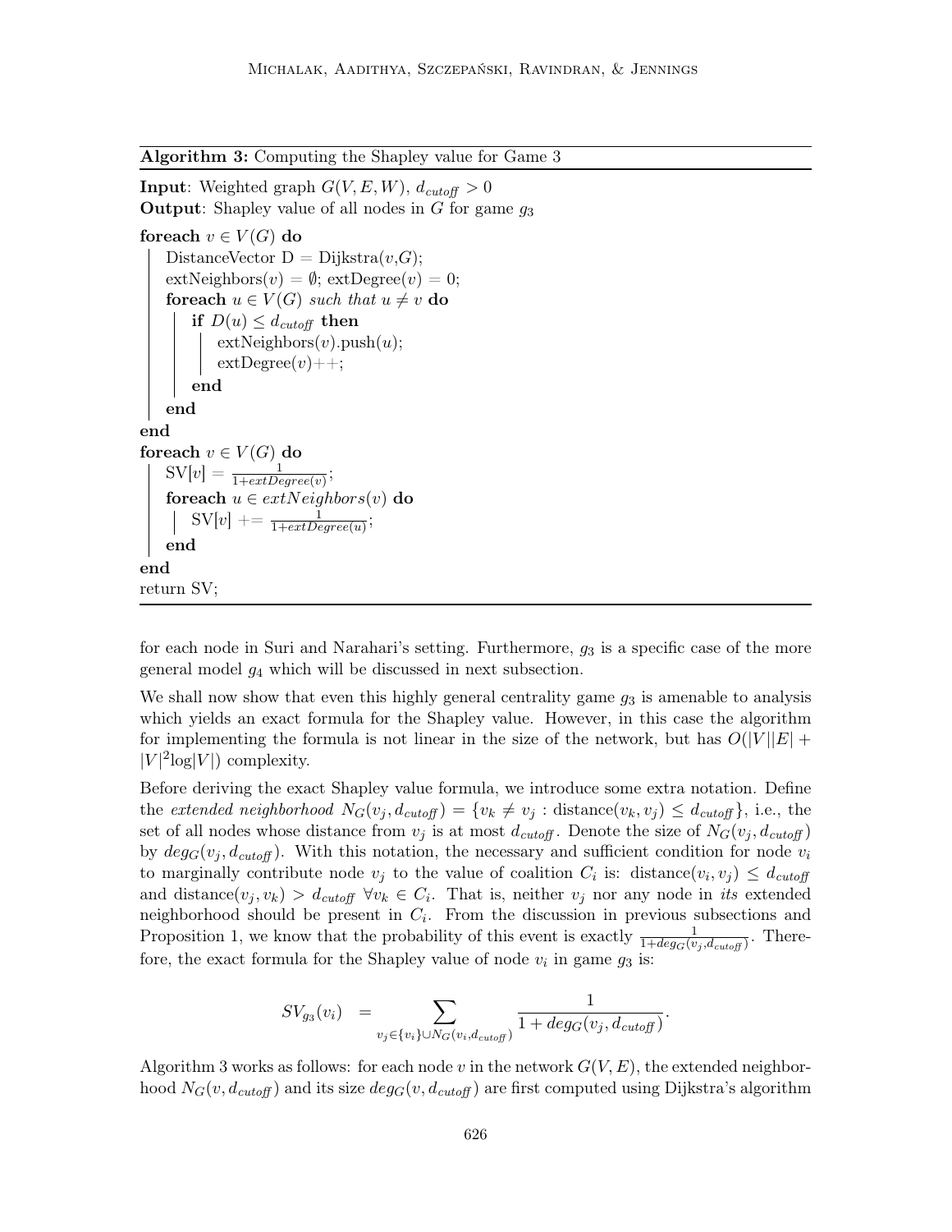**Algorithm 3:** Computing the Shapley value for Game 3

**Input**: Weighted graph $G(V, E, W)$, $d_{cutoff} > 0$
**Output**: Shapley value of all nodes in $G$ for game $g_3$

```
foreach v ∈ V(G) do
    DistanceVector D = Dijkstra(v,G);
    extNeighbors(v) = ∅; extDegree(v) = 0;
    foreach u ∈ V(G) such that u ≠ v do
        if D(u) ≤ d_cutoff then
            extNeighbors(v).push(u);
            extDegree(v)++;
        end
    end
end
foreach v ∈ V(G) do
    SV[v] = 1/(1+extDegree(v));
    foreach u ∈ extNeighbors(v) do
        SV[v] += 1/(1+extDegree(u));
    end
end
return SV;
```

for each node in Suri and Narahari's setting. Furthermore, $g_3$ is a specific case of the more general model $g_4$ which will be discussed in next subsection.

We shall now show that even this highly general centrality game $g_3$ is amenable to analysis which yields an exact formula for the Shapley value. However, in this case the algorithm for implementing the formula is not linear in the size of the network, but has $O(|V||E| + |V|^2 \log|V|)$ complexity.

Before deriving the exact Shapley value formula, we introduce some extra notation. Define the *extended neighborhood* $N_G(v_j, d_{cutoff}) = \{v_k \neq v_j : \text{distance}(v_k, v_j) \leq d_{cutoff}\}$, i.e., the set of all nodes whose distance from $v_j$ is at most $d_{cutoff}$. Denote the size of $N_G(v_j, d_{cutoff})$ by $deg_G(v_j, d_{cutoff})$. With this notation, the necessary and sufficient condition for node $v_i$ to marginally contribute node $v_j$ to the value of coalition $C_i$ is: $\text{distance}(v_i, v_j) \leq d_{cutoff}$ and $\text{distance}(v_j, v_k) > d_{cutoff}$ $\forall v_k \in C_i$. That is, neither $v_j$ nor any node in *its* extended neighborhood should be present in $C_i$. From the discussion in previous subsections and Proposition 1, we know that the probability of this event is exactly $\frac{1}{1+deg_G(v_j, d_{cutoff})}$. Therefore, the exact formula for the Shapley value of node $v_i$ in game $g_3$ is:

$$SV_{g_3}(v_i) = \sum_{v_j \in \{v_i\} \cup N_G(v_i, d_{cutoff})} \frac{1}{1 + deg_G(v_j, d_{cutoff})}.$$

Algorithm 3 works as follows: for each node $v$ in the network $G(V, E)$, the extended neighborhood $N_G(v, d_{cutoff})$ and its size $deg_G(v, d_{cutoff})$ are first computed using Dijkstra's algorithm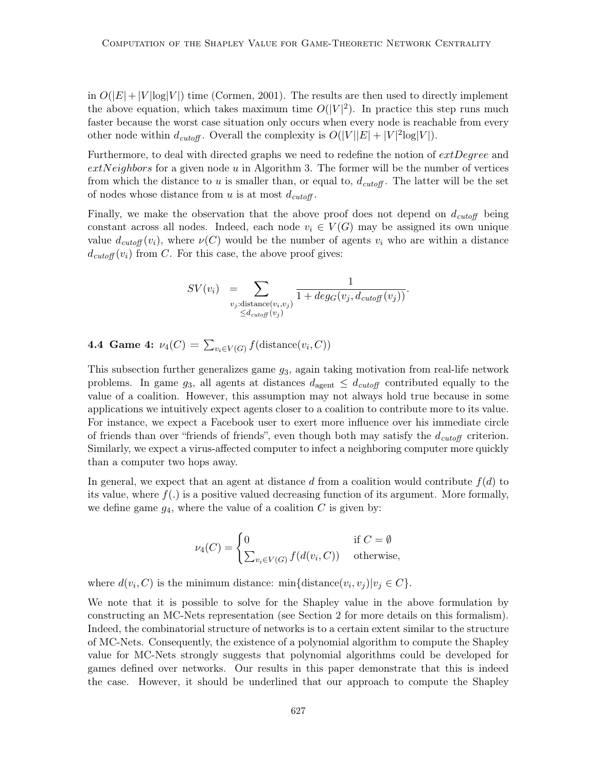in $O(|E|+|V|\log|V|)$ time (Cormen, 2001). The results are then used to directly implement the above equation, which takes maximum time $O(|V|^2)$. In practice this step runs much faster because the worst case situation only occurs when every node is reachable from every other node within $d_{cutoff}$. Overall the complexity is $O(|V||E|+|V|^2\log|V|)$.

Furthermore, to deal with directed graphs we need to redefine the notion of *extDegree* and *extNeighbors* for a given node $u$ in Algorithm 3. The former will be the number of vertices from which the distance to $u$ is smaller than, or equal to, $d_{cutoff}$. The latter will be the set of nodes whose distance from $u$ is at most $d_{cutoff}$.

Finally, we make the observation that the above proof does not depend on $d_{cutoff}$ being constant across all nodes. Indeed, each node $v_i \in V(G)$ may be assigned its own unique value $d_{cutoff}(v_i)$, where $\nu(C)$ would be the number of agents $v_i$ who are within a distance $d_{cutoff}(v_i)$ from $C$. For this case, the above proof gives:

$$SV(v_i) \;=\; \sum_{\substack{v_j:\text{distance}(v_i,v_j)\\ \leq d_{cutoff}(v_j)}} \frac{1}{1+deg_G(v_j, d_{cutoff}(v_j))}.$$

### 4.4 Game 4: $\nu_4(C) = \sum_{v_i \in V(G)} f(\text{distance}(v_i, C))$

This subsection further generalizes game $g_3$, again taking motivation from real-life network problems. In game $g_3$, all agents at distances $d_{\text{agent}} \leq d_{cutoff}$ contributed equally to the value of a coalition. However, this assumption may not always hold true because in some applications we intuitively expect agents closer to a coalition to contribute more to its value. For instance, we expect a Facebook user to exert more influence over his immediate circle of friends than over "friends of friends", even though both may satisfy the $d_{cutoff}$ criterion. Similarly, we expect a virus-affected computer to infect a neighboring computer more quickly than a computer two hops away.

In general, we expect that an agent at distance $d$ from a coalition would contribute $f(d)$ to its value, where $f(.)$ is a positive valued decreasing function of its argument. More formally, we define game $g_4$, where the value of a coalition $C$ is given by:

$$\nu_4(C) = \begin{cases} 0 & \text{if } C = \emptyset \\ \sum_{v_i \in V(G)} f(d(v_i, C)) & \text{otherwise,} \end{cases}$$

where $d(v_i, C)$ is the minimum distance: $\min\{\text{distance}(v_i, v_j) | v_j \in C\}$.

We note that it is possible to solve for the Shapley value in the above formulation by constructing an MC-Nets representation (see Section 2 for more details on this formalism). Indeed, the combinatorial structure of networks is to a certain extent similar to the structure of MC-Nets. Consequently, the existence of a polynomial algorithm to compute the Shapley value for MC-Nets strongly suggests that polynomial algorithms could be developed for games defined over networks. Our results in this paper demonstrate that this is indeed the case. However, it should be underlined that our approach to compute the Shapley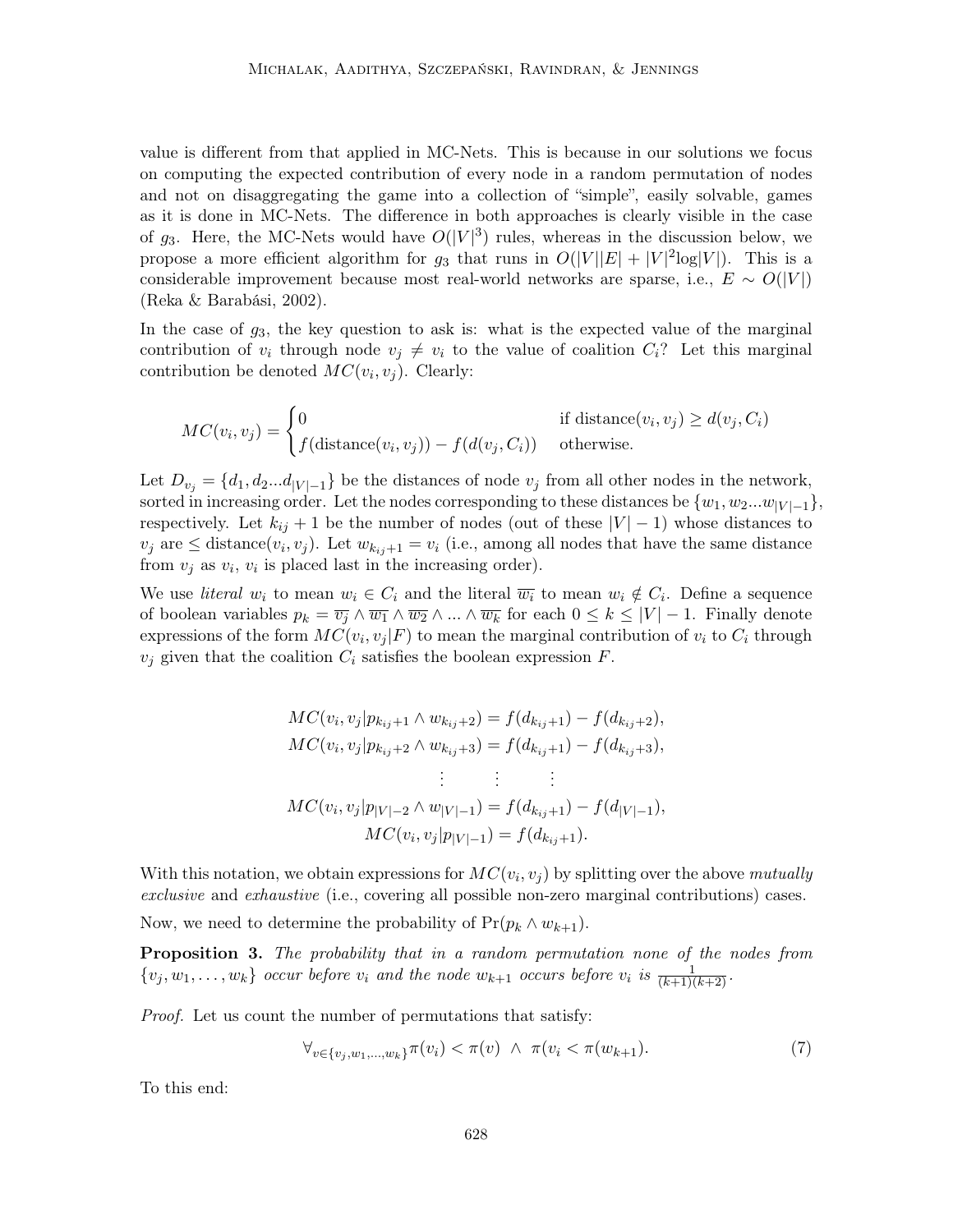value is different from that applied in MC-Nets. This is because in our solutions we focus on computing the expected contribution of every node in a random permutation of nodes and not on disaggregating the game into a collection of "simple", easily solvable, games as it is done in MC-Nets. The difference in both approaches is clearly visible in the case of $g_3$. Here, the MC-Nets would have $O(|V|^3)$ rules, whereas in the discussion below, we propose a more efficient algorithm for $g_3$ that runs in $O(|V||E| + |V|^2\log|V|)$. This is a considerable improvement because most real-world networks are sparse, i.e., $E \sim O(|V|)$ (Reka & Barabási, 2002).

In the case of $g_3$, the key question to ask is: what is the expected value of the marginal contribution of $v_i$ through node $v_j \neq v_i$ to the value of coalition $C_i$? Let this marginal contribution be denoted $MC(v_i, v_j)$. Clearly:

$$MC(v_i, v_j) = \begin{cases} 0 & \text{if distance}(v_i, v_j) \geq d(v_j, C_i) \\ f(\text{distance}(v_i, v_j)) - f(d(v_j, C_i)) & \text{otherwise.} \end{cases}$$

Let $D_{v_j} = \{d_1, d_2 ... d_{|V|-1}\}$ be the distances of node $v_j$ from all other nodes in the network, sorted in increasing order. Let the nodes corresponding to these distances be $\{w_1, w_2 ... w_{|V|-1}\}$, respectively. Let $k_{ij} + 1$ be the number of nodes (out of these $|V| - 1$) whose distances to $v_j$ are $\leq$ distance$(v_i, v_j)$. Let $w_{k_{ij}+1} = v_i$ (i.e., among all nodes that have the same distance from $v_j$ as $v_i$, $v_i$ is placed last in the increasing order).

We use *literal* $w_i$ to mean $w_i \in C_i$ and the literal $\overline{w_i}$ to mean $w_i \notin C_i$. Define a sequence of boolean variables $p_k = \overline{v_j} \wedge \overline{w_1} \wedge \overline{w_2} \wedge ... \wedge \overline{w_k}$ for each $0 \leq k \leq |V| - 1$. Finally denote expressions of the form $MC(v_i, v_j|F)$ to mean the marginal contribution of $v_i$ to $C_i$ through $v_j$ given that the coalition $C_i$ satisfies the boolean expression $F$.

$$\begin{aligned}
MC(v_i, v_j | p_{k_{ij}+1} \wedge w_{k_{ij}+2}) &= f(d_{k_{ij}+1}) - f(d_{k_{ij}+2}), \\
MC(v_i, v_j | p_{k_{ij}+2} \wedge w_{k_{ij}+3}) &= f(d_{k_{ij}+1}) - f(d_{k_{ij}+3}), \\
&\vdots \qquad \vdots \qquad \vdots \\
MC(v_i, v_j | p_{|V|-2} \wedge w_{|V|-1}) &= f(d_{k_{ij}+1}) - f(d_{|V|-1}), \\
MC(v_i, v_j | p_{|V|-1}) &= f(d_{k_{ij}+1}).
\end{aligned}$$

With this notation, we obtain expressions for $MC(v_i, v_j)$ by splitting over the above *mutually exclusive* and *exhaustive* (i.e., covering all possible non-zero marginal contributions) cases.

Now, we need to determine the probability of $\Pr(p_k \wedge w_{k+1})$.

**Proposition 3.** *The probability that in a random permutation none of the nodes from* $\{v_j, w_1, \ldots, w_k\}$ *occur before* $v_i$ *and the node* $w_{k+1}$ *occurs before* $v_i$ *is* $\frac{1}{(k+1)(k+2)}$.

*Proof.* Let us count the number of permutations that satisfy:

$$\forall_{v \in \{v_j, w_1, \ldots, w_k\}} \pi(v_i) < \pi(v) \ \wedge \ \pi(v_i < \pi(w_{k+1}). \tag{7}$$

To this end: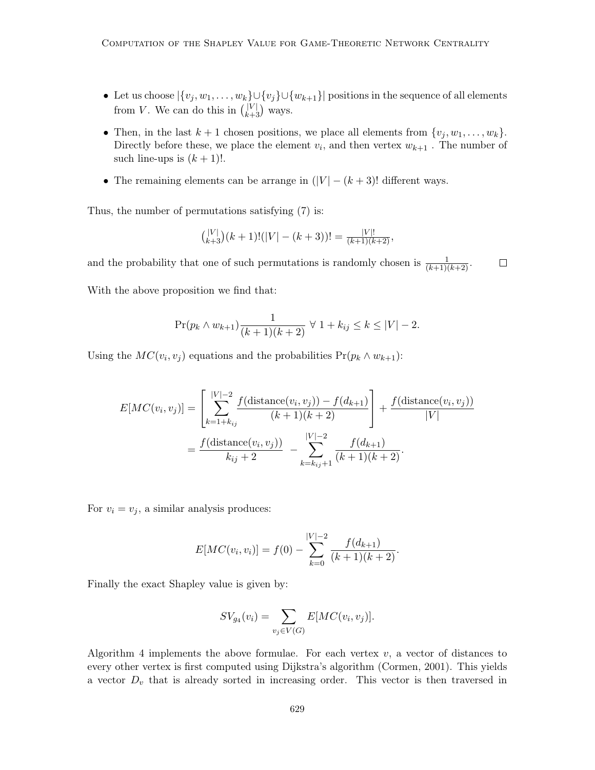- Let us choose $|\{v_j, w_1, \ldots, w_k\} \cup \{v_j\} \cup \{w_{k+1}\}|$ positions in the sequence of all elements from $V$. We can do this in $\binom{|V|}{k+3}$ ways.
- Then, in the last $k+1$ chosen positions, we place all elements from $\{v_j, w_1, \ldots, w_k\}$. Directly before these, we place the element $v_i$, and then vertex $w_{k+1}$ . The number of such line-ups is $(k+1)!$.
- The remaining elements can be arrange in $(|V| - (k+3)!$ different ways.

Thus, the number of permutations satisfying (7) is:

$$\binom{|V|}{k+3}(k+1)!(|V| - (k+3))! = \frac{|V|!}{(k+1)(k+2)},$$

and the probability that one of such permutations is randomly chosen is $\frac{1}{(k+1)(k+2)}$. □

With the above proposition we find that:

$$\Pr(p_k \wedge w_{k+1}) \frac{1}{(k+1)(k+2)} \ \forall\ 1 + k_{ij} \leq k \leq |V| - 2.$$

Using the $MC(v_i, v_j)$ equations and the probabilities $\Pr(p_k \wedge w_{k+1})$:

$$\begin{aligned}
E[MC(v_i, v_j)] &= \left[ \sum_{k=1+k_{ij}}^{|V|-2} \frac{f(\text{distance}(v_i, v_j)) - f(d_{k+1})}{(k+1)(k+2)} \right] + \frac{f(\text{distance}(v_i, v_j))}{|V|} \\
&= \frac{f(\text{distance}(v_i, v_j))}{k_{ij} + 2} - \sum_{k=k_{ij}+1}^{|V|-2} \frac{f(d_{k+1})}{(k+1)(k+2)}.
\end{aligned}$$

For $v_i = v_j$, a similar analysis produces:

$$E[MC(v_i, v_i)] = f(0) - \sum_{k=0}^{|V|-2} \frac{f(d_{k+1})}{(k+1)(k+2)}.$$

Finally the exact Shapley value is given by:

$$SV_{g_4}(v_i) = \sum_{v_j \in V(G)} E[MC(v_i, v_j)].$$

Algorithm 4 implements the above formulae. For each vertex $v$, a vector of distances to every other vertex is first computed using Dijkstra's algorithm (Cormen, 2001). This yields a vector $D_v$ that is already sorted in increasing order. This vector is then traversed in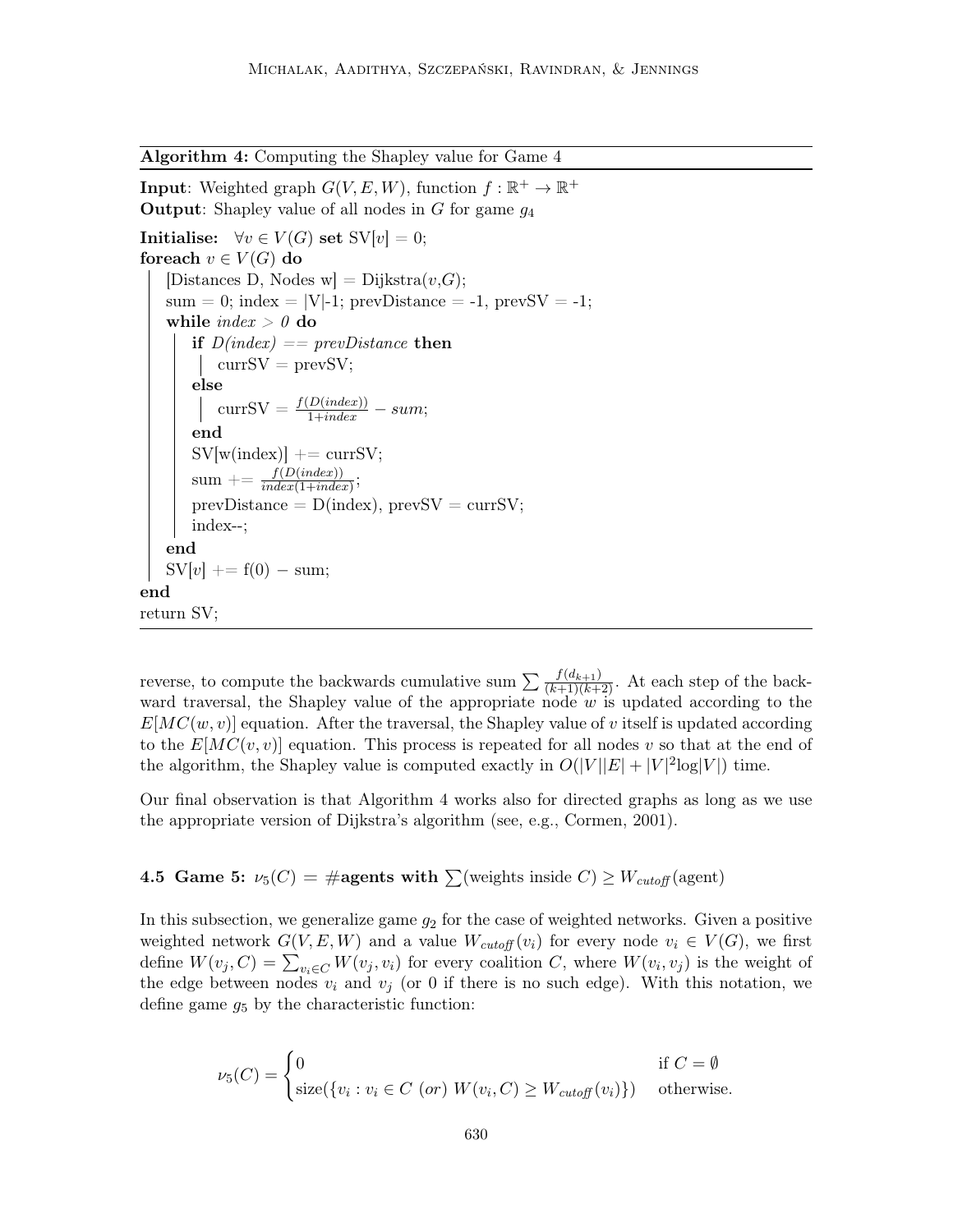**Algorithm 4:** Computing the Shapley value for Game 4

```
Input: Weighted graph G(V, E, W), function f : ℝ⁺ → ℝ⁺
Output: Shapley value of all nodes in G for game g_4

Initialise: ∀v ∈ V(G) set SV[v] = 0;
foreach v ∈ V(G) do
    [Distances D, Nodes w] = Dijkstra(v,G);
    sum = 0; index = |V|-1; prevDistance = -1, prevSV = -1;
    while index > 0 do
        if D(index) == prevDistance then
            currSV = prevSV;
        else
            currSV = f(D(index))/(1+index) − sum;
        end
        SV[w(index)] += currSV;
        sum += f(D(index))/(index(1+index));
        prevDistance = D(index), prevSV = currSV;
        index--;
    end
    SV[v] += f(0) − sum;
end
return SV;
```

reverse, to compute the backwards cumulative sum $\sum \frac{f(d_{k+1})}{(k+1)(k+2)}$. At each step of the backward traversal, the Shapley value of the appropriate node $w$ is updated according to the $E[MC(w, v)]$ equation. After the traversal, the Shapley value of $v$ itself is updated according to the $E[MC(v, v)]$ equation. This process is repeated for all nodes $v$ so that at the end of the algorithm, the Shapley value is computed exactly in $O(|V||E| + |V|^2 \log|V|)$ time.

Our final observation is that Algorithm 4 works also for directed graphs as long as we use the appropriate version of Dijkstra's algorithm (see, e.g., Cormen, 2001).

### 4.5 Game 5: $\nu_5(C) = $ #agents with $\sum$(weights inside $C$) $\geq W_{cutoff}$(agent)

In this subsection, we generalize game $g_2$ for the case of weighted networks. Given a positive weighted network $G(V, E, W)$ and a value $W_{cutoff}(v_i)$ for every node $v_i \in V(G)$, we first define $W(v_j, C) = \sum_{v_i \in C} W(v_j, v_i)$ for every coalition $C$, where $W(v_i, v_j)$ is the weight of the edge between nodes $v_i$ and $v_j$ (or 0 if there is no such edge). With this notation, we define game $g_5$ by the characteristic function:

$$\nu_5(C) = \begin{cases} 0 & \text{if } C = \emptyset \\ \text{size}(\{v_i : v_i \in C \text{ } (or) \text{ } W(v_i, C) \geq W_{cutoff}(v_i)\}) & \text{otherwise.} \end{cases}$$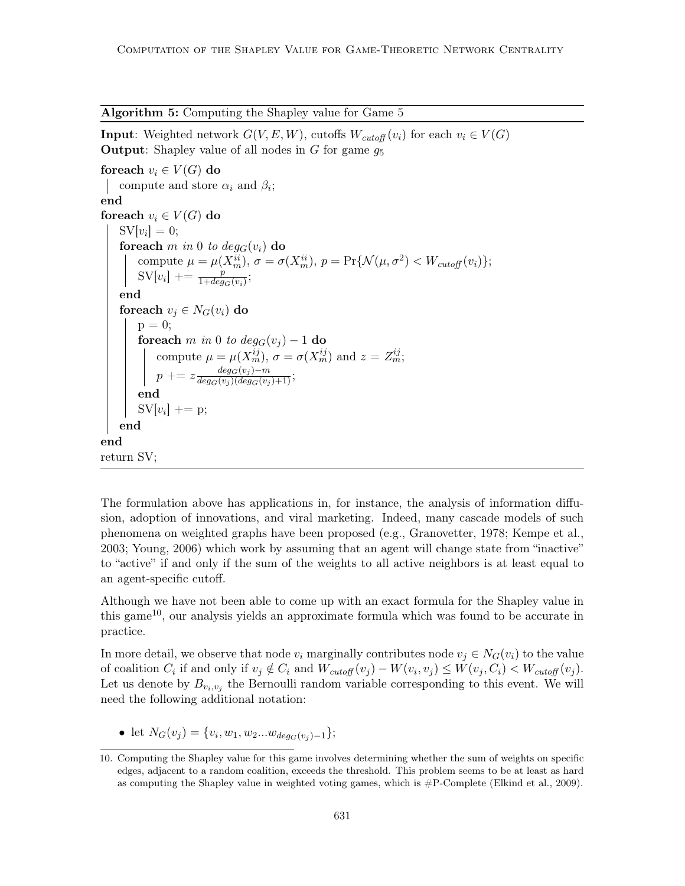**Algorithm 5:** Computing the Shapley value for Game 5

```
Input: Weighted network G(V, E, W), cutoffs W_cutoff(v_i) for each v_i ∈ V(G)
Output: Shapley value of all nodes in G for game g_5

foreach v_i ∈ V(G) do
    compute and store α_i and β_i;
end
foreach v_i ∈ V(G) do
    SV[v_i] = 0;
    foreach m in 0 to deg_G(v_i) do
        compute μ = μ(X_m^{ii}), σ = σ(X_m^{ii}), p = Pr{N(μ, σ²) < W_cutoff(v_i)};
        SV[v_i] += p / (1 + deg_G(v_i));
    end
    foreach v_j ∈ N_G(v_i) do
        p = 0;
        foreach m in 0 to deg_G(v_j) − 1 do
            compute μ = μ(X_m^{ij}), σ = σ(X_m^{ij}) and z = Z_m^{ij};
            p += z (deg_G(v_j) − m) / (deg_G(v_j)(deg_G(v_j) + 1));
        end
        SV[v_i] += p;
    end
end
return SV;
```

The formulation above has applications in, for instance, the analysis of information diffusion, adoption of innovations, and viral marketing. Indeed, many cascade models of such phenomena on weighted graphs have been proposed (e.g., Granovetter, 1978; Kempe et al., 2003; Young, 2006) which work by assuming that an agent will change state from "inactive" to "active" if and only if the sum of the weights to all active neighbors is at least equal to an agent-specific cutoff.

Although we have not been able to come up with an exact formula for the Shapley value in this game[10], our analysis yields an approximate formula which was found to be accurate in practice.

In more detail, we observe that node $v_i$ marginally contributes node $v_j \in N_G(v_i)$ to the value of coalition $C_i$ if and only if $v_j \notin C_i$ and $W_{cutoff}(v_j) - W(v_i, v_j) \leq W(v_j, C_i) < W_{cutoff}(v_j)$. Let us denote by $B_{v_i,v_j}$ the Bernoulli random variable corresponding to this event. We will need the following additional notation:

- let $N_G(v_j) = \{v_i, w_1, w_2 ... w_{deg_G(v_j)-1}\}$;

[10] Computing the Shapley value for this game involves determining whether the sum of weights on specific edges, adjacent to a random coalition, exceeds the threshold. This problem seems to be at least as hard as computing the Shapley value in weighted voting games, which is #P-Complete (Elkind et al., 2009).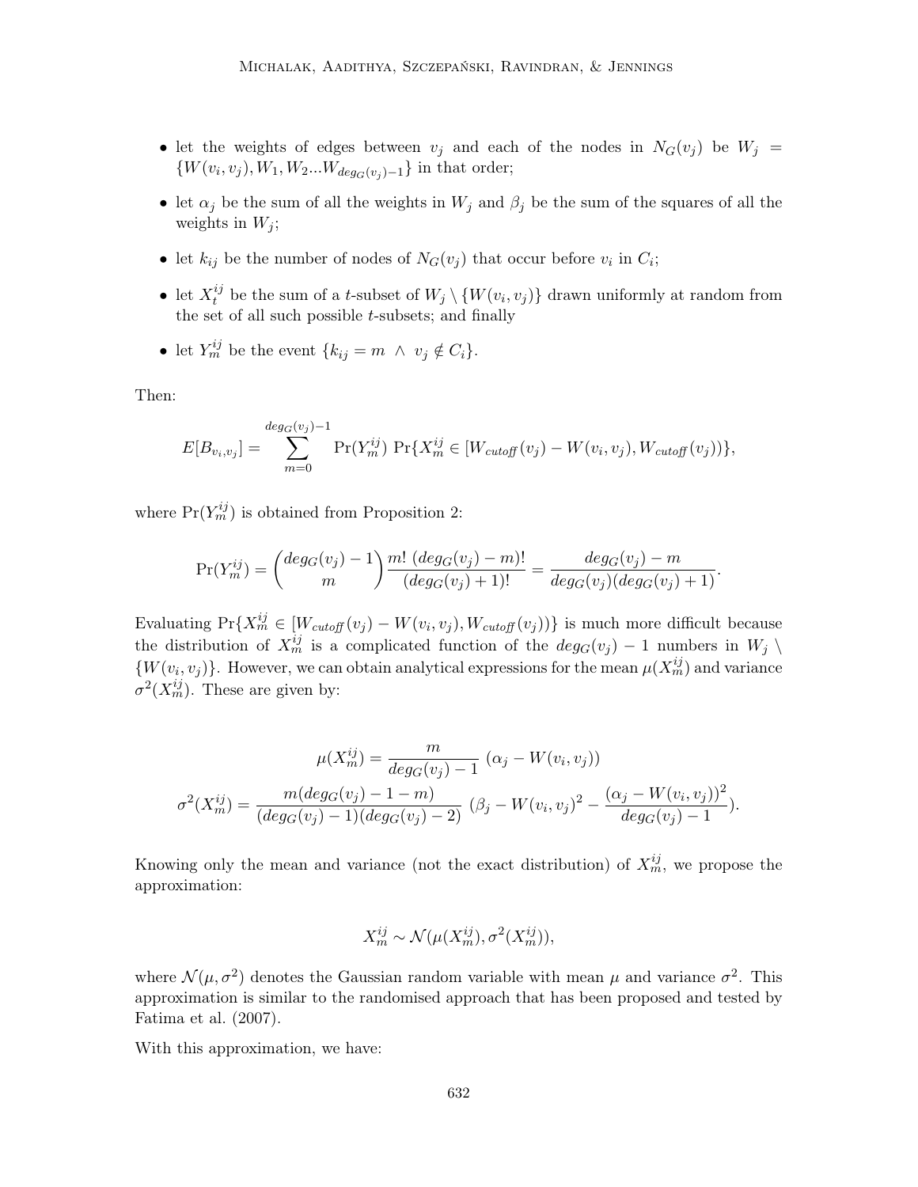- let the weights of edges between $v_j$ and each of the nodes in $N_G(v_j)$ be $W_j = \{W(v_i, v_j), W_1, W_2 ... W_{deg_G(v_j)-1}\}$ in that order;
- let $\alpha_j$ be the sum of all the weights in $W_j$ and $\beta_j$ be the sum of the squares of all the weights in $W_j$;
- let $k_{ij}$ be the number of nodes of $N_G(v_j)$ that occur before $v_i$ in $C_i$;
- let $X_t^{ij}$ be the sum of a $t$-subset of $W_j \setminus \{W(v_i, v_j)\}$ drawn uniformly at random from the set of all such possible $t$-subsets; and finally
- let $Y_m^{ij}$ be the event $\{k_{ij} = m \;\wedge\; v_j \notin C_i\}$.

Then:

$$E[B_{v_i,v_j}] = \sum_{m=0}^{deg_G(v_j)-1} \Pr(Y_m^{ij}) \; \Pr\{X_m^{ij} \in [W_{cutoff}(v_j) - W(v_i, v_j), W_{cutoff}(v_j))\},$$

where $\Pr(Y_m^{ij})$ is obtained from Proposition 2:

$$\Pr(Y_m^{ij}) = \binom{deg_G(v_j) - 1}{m} \frac{m! \; (deg_G(v_j) - m)!}{(deg_G(v_j) + 1)!} = \frac{deg_G(v_j) - m}{deg_G(v_j)(deg_G(v_j) + 1)}.$$

Evaluating $\Pr\{X_m^{ij} \in [W_{cutoff}(v_j) - W(v_i, v_j), W_{cutoff}(v_j))\}$ is much more difficult because the distribution of $X_m^{ij}$ is a complicated function of the $deg_G(v_j) - 1$ numbers in $W_j \setminus \{W(v_i, v_j)\}$. However, we can obtain analytical expressions for the mean $\mu(X_m^{ij})$ and variance $\sigma^2(X_m^{ij})$. These are given by:

$$\mu(X_m^{ij}) = \frac{m}{deg_G(v_j) - 1} \; (\alpha_j - W(v_i, v_j))$$

$$\sigma^2(X_m^{ij}) = \frac{m(deg_G(v_j) - 1 - m)}{(deg_G(v_j) - 1)(deg_G(v_j) - 2)} \; (\beta_j - W(v_i, v_j)^2 - \frac{(\alpha_j - W(v_i, v_j))^2}{deg_G(v_j) - 1}).$$

Knowing only the mean and variance (not the exact distribution) of $X_m^{ij}$, we propose the approximation:

$$X_m^{ij} \sim \mathcal{N}(\mu(X_m^{ij}), \sigma^2(X_m^{ij})),$$

where $\mathcal{N}(\mu, \sigma^2)$ denotes the Gaussian random variable with mean $\mu$ and variance $\sigma^2$. This approximation is similar to the randomised approach that has been proposed and tested by Fatima et al. (2007).

With this approximation, we have: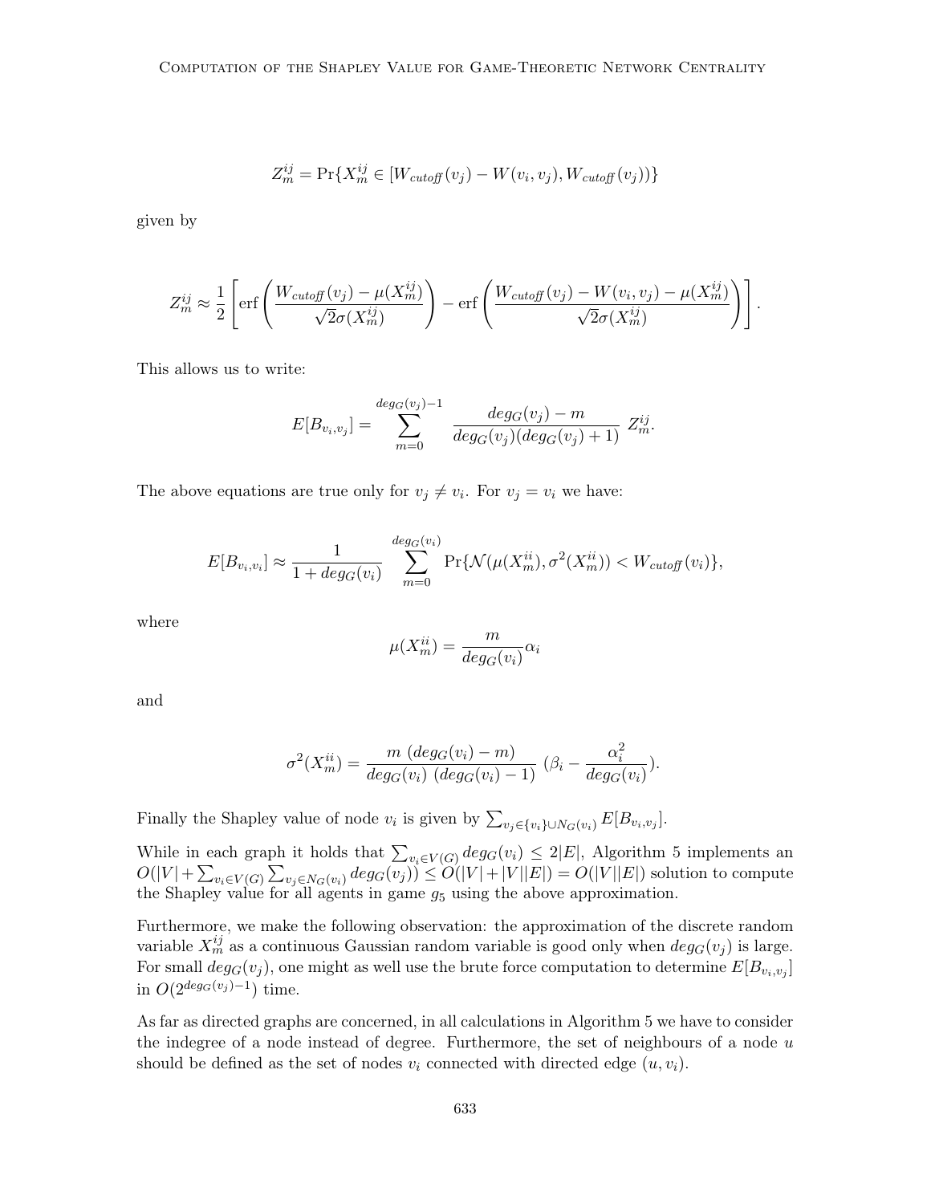$$Z_m^{ij} = \Pr\{X_m^{ij} \in [W_{cutoff}(v_j) - W(v_i, v_j), W_{cutoff}(v_j))\}$$

given by

$$Z_m^{ij} \approx \frac{1}{2}\left[\operatorname{erf}\left(\frac{W_{cutoff}(v_j) - \mu(X_m^{ij})}{\sqrt{2}\sigma(X_m^{ij})}\right) - \operatorname{erf}\left(\frac{W_{cutoff}(v_j) - W(v_i, v_j) - \mu(X_m^{ij})}{\sqrt{2}\sigma(X_m^{ij})}\right)\right].$$

This allows us to write:

$$E[B_{v_i,v_j}] = \sum_{m=0}^{deg_G(v_j)-1} \frac{deg_G(v_j) - m}{deg_G(v_j)(deg_G(v_j) + 1)} \; Z_m^{ij}.$$

The above equations are true only for $v_j \neq v_i$. For $v_j = v_i$ we have:

$$E[B_{v_i,v_i}] \approx \frac{1}{1 + deg_G(v_i)} \sum_{m=0}^{deg_G(v_i)} \Pr\{\mathcal{N}(\mu(X_m^{ii}), \sigma^2(X_m^{ii})) < W_{cutoff}(v_i)\},$$

where

$$\mu(X_m^{ii}) = \frac{m}{deg_G(v_i)}\alpha_i$$

and

$$\sigma^2(X_m^{ii}) = \frac{m \; (deg_G(v_i) - m)}{deg_G(v_i) \; (deg_G(v_i) - 1)} \; (\beta_i - \frac{\alpha_i^2}{deg_G(v_i)}).$$

Finally the Shapley value of node $v_i$ is given by $\sum_{v_j \in \{v_i\} \cup N_G(v_i)} E[B_{v_i,v_j}]$.

While in each graph it holds that $\sum_{v_i \in V(G)} deg_G(v_i) \leq 2|E|$, Algorithm 5 implements an $O(|V| + \sum_{v_i \in V(G)} \sum_{v_j \in N_G(v_i)} deg_G(v_j)) \leq O(|V| + |V||E|) = O(|V||E|)$ solution to compute the Shapley value for all agents in game $g_5$ using the above approximation.

Furthermore, we make the following observation: the approximation of the discrete random variable $X_m^{ij}$ as a continuous Gaussian random variable is good only when $deg_G(v_j)$ is large. For small $deg_G(v_j)$, one might as well use the brute force computation to determine $E[B_{v_i,v_j}]$ in $O(2^{deg_G(v_j)-1})$ time.

As far as directed graphs are concerned, in all calculations in Algorithm 5 we have to consider the indegree of a node instead of degree. Furthermore, the set of neighbours of a node $u$ should be defined as the set of nodes $v_i$ connected with directed edge $(u, v_i)$.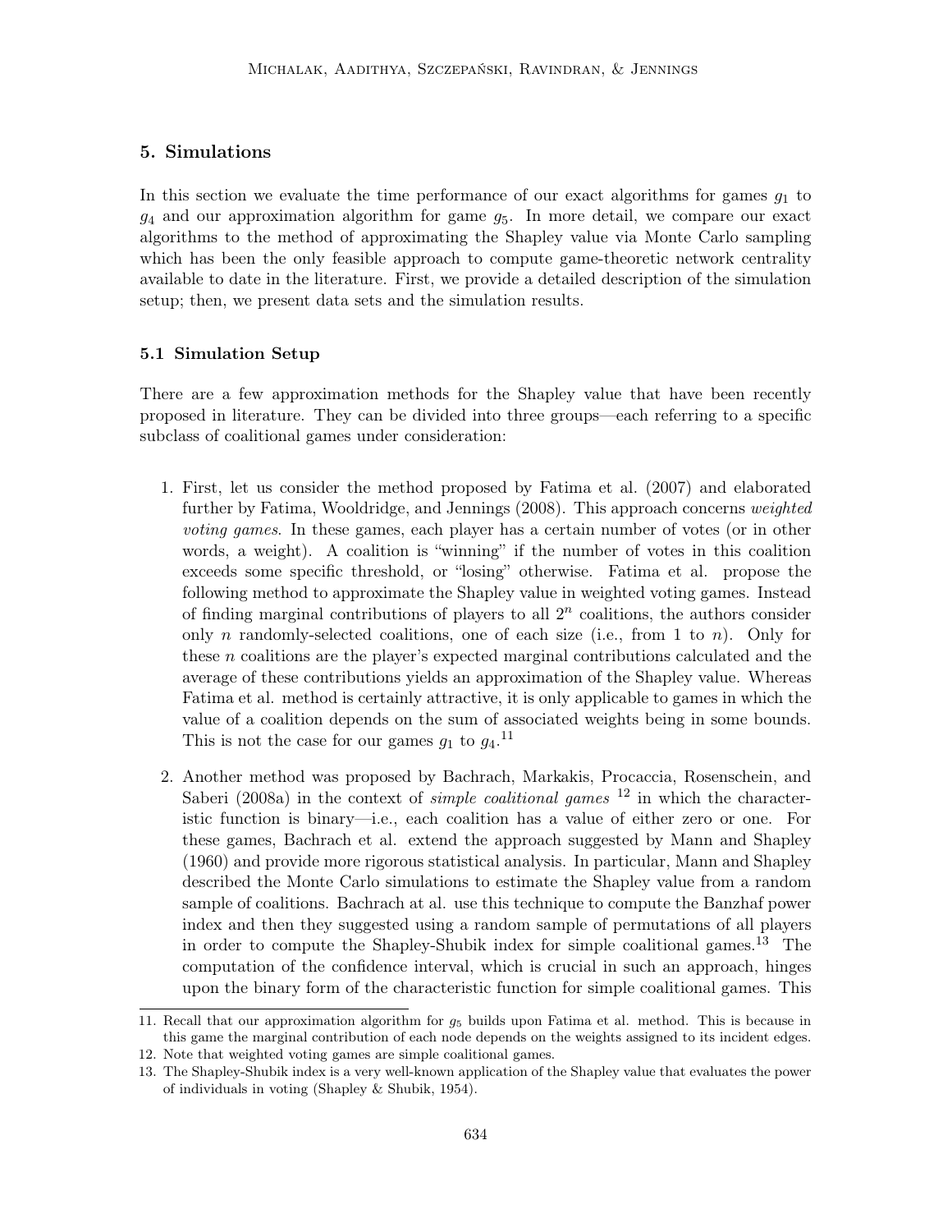## 5. Simulations

In this section we evaluate the time performance of our exact algorithms for games $g_1$ to $g_4$ and our approximation algorithm for game $g_5$. In more detail, we compare our exact algorithms to the method of approximating the Shapley value via Monte Carlo sampling which has been the only feasible approach to compute game-theoretic network centrality available to date in the literature. First, we provide a detailed description of the simulation setup; then, we present data sets and the simulation results.

### 5.1 Simulation Setup

There are a few approximation methods for the Shapley value that have been recently proposed in literature. They can be divided into three groups—each referring to a specific subclass of coalitional games under consideration:

1. First, let us consider the method proposed by Fatima et al. (2007) and elaborated further by Fatima, Wooldridge, and Jennings (2008). This approach concerns *weighted voting games*. In these games, each player has a certain number of votes (or in other words, a weight). A coalition is "winning" if the number of votes in this coalition exceeds some specific threshold, or "losing" otherwise. Fatima et al. propose the following method to approximate the Shapley value in weighted voting games. Instead of finding marginal contributions of players to all $2^n$ coalitions, the authors consider only $n$ randomly-selected coalitions, one of each size (i.e., from 1 to $n$). Only for these $n$ coalitions are the player's expected marginal contributions calculated and the average of these contributions yields an approximation of the Shapley value. Whereas Fatima et al. method is certainly attractive, it is only applicable to games in which the value of a coalition depends on the sum of associated weights being in some bounds. This is not the case for our games $g_1$ to $g_4$.[11]

2. Another method was proposed by Bachrach, Markakis, Procaccia, Rosenschein, and Saberi (2008a) in the context of *simple coalitional games* [12] in which the characteristic function is binary—i.e., each coalition has a value of either zero or one. For these games, Bachrach et al. extend the approach suggested by Mann and Shapley (1960) and provide more rigorous statistical analysis. In particular, Mann and Shapley described the Monte Carlo simulations to estimate the Shapley value from a random sample of coalitions. Bachrach at al. use this technique to compute the Banzhaf power index and then they suggested using a random sample of permutations of all players in order to compute the Shapley-Shubik index for simple coalitional games.[13] The computation of the confidence interval, which is crucial in such an approach, hinges upon the binary form of the characteristic function for simple coalitional games. This

11. Recall that our approximation algorithm for $g_5$ builds upon Fatima et al. method. This is because in this game the marginal contribution of each node depends on the weights assigned to its incident edges.
12. Note that weighted voting games are simple coalitional games.
13. The Shapley-Shubik index is a very well-known application of the Shapley value that evaluates the power of individuals in voting (Shapley & Shubik, 1954).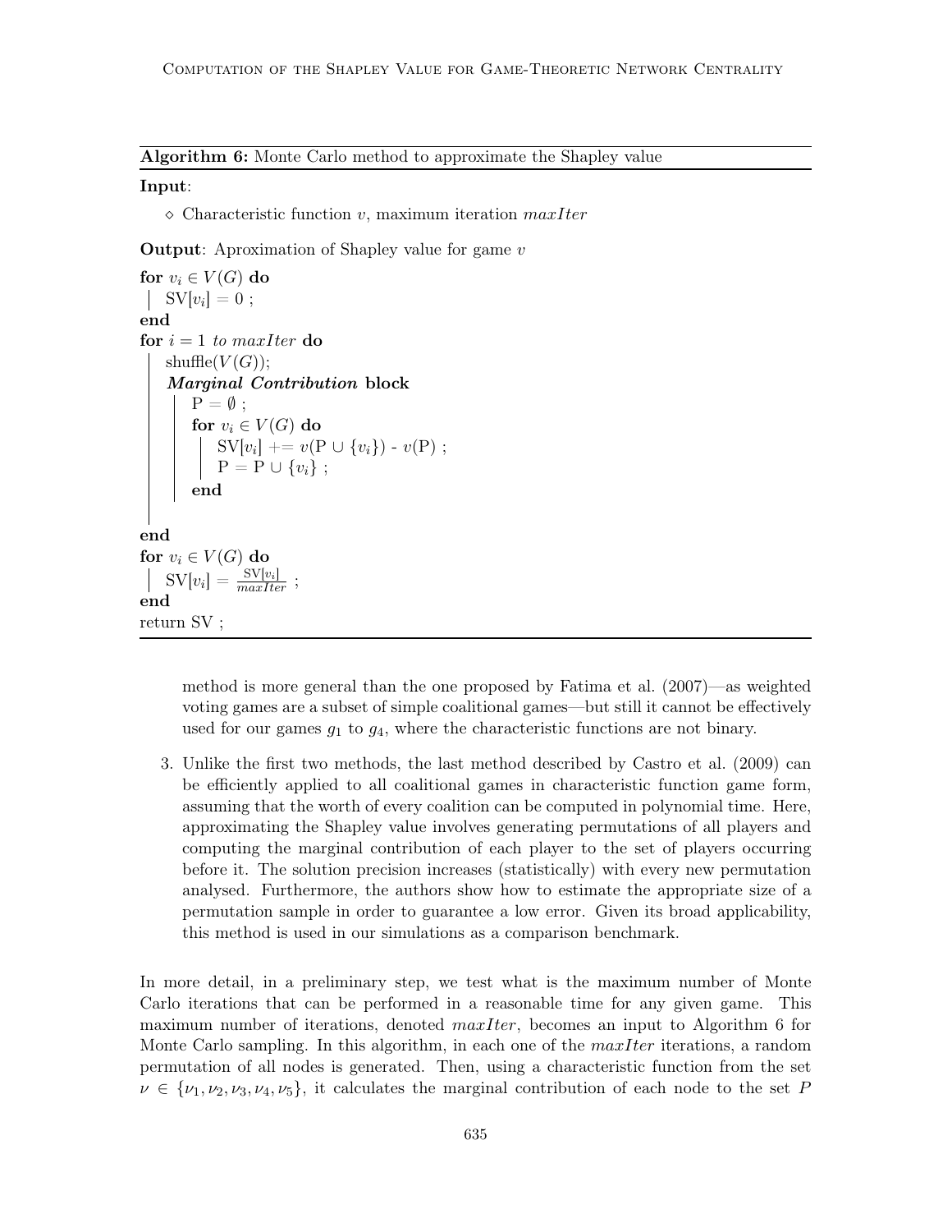**Algorithm 6:** Monte Carlo method to approximate the Shapley value

**Input**:

- ◇ Characteristic function $v$, maximum iteration $maxIter$

**Output**: Aproximation of Shapley value for game $v$

```
for v_i ∈ V(G) do
    SV[v_i] = 0 ;
end
for i = 1 to maxIter do
    shuffle(V(G));
    Marginal Contribution block
        P = ∅ ;
        for v_i ∈ V(G) do
            SV[v_i] += v(P ∪ {v_i}) - v(P) ;
            P = P ∪ {v_i} ;
        end
end
for v_i ∈ V(G) do
    SV[v_i] = SV[v_i] / maxIter ;
end
return SV ;
```

method is more general than the one proposed by Fatima et al. (2007)—as weighted voting games are a subset of simple coalitional games—but still it cannot be effectively used for our games $g_1$ to $g_4$, where the characteristic functions are not binary.

3. Unlike the first two methods, the last method described by Castro et al. (2009) can be efficiently applied to all coalitional games in characteristic function game form, assuming that the worth of every coalition can be computed in polynomial time. Here, approximating the Shapley value involves generating permutations of all players and computing the marginal contribution of each player to the set of players occurring before it. The solution precision increases (statistically) with every new permutation analysed. Furthermore, the authors show how to estimate the appropriate size of a permutation sample in order to guarantee a low error. Given its broad applicability, this method is used in our simulations as a comparison benchmark.

In more detail, in a preliminary step, we test what is the maximum number of Monte Carlo iterations that can be performed in a reasonable time for any given game. This maximum number of iterations, denoted $maxIter$, becomes an input to Algorithm 6 for Monte Carlo sampling. In this algorithm, in each one of the $maxIter$ iterations, a random permutation of all nodes is generated. Then, using a characteristic function from the set $\nu \in \{\nu_1, \nu_2, \nu_3, \nu_4, \nu_5\}$, it calculates the marginal contribution of each node to the set $P$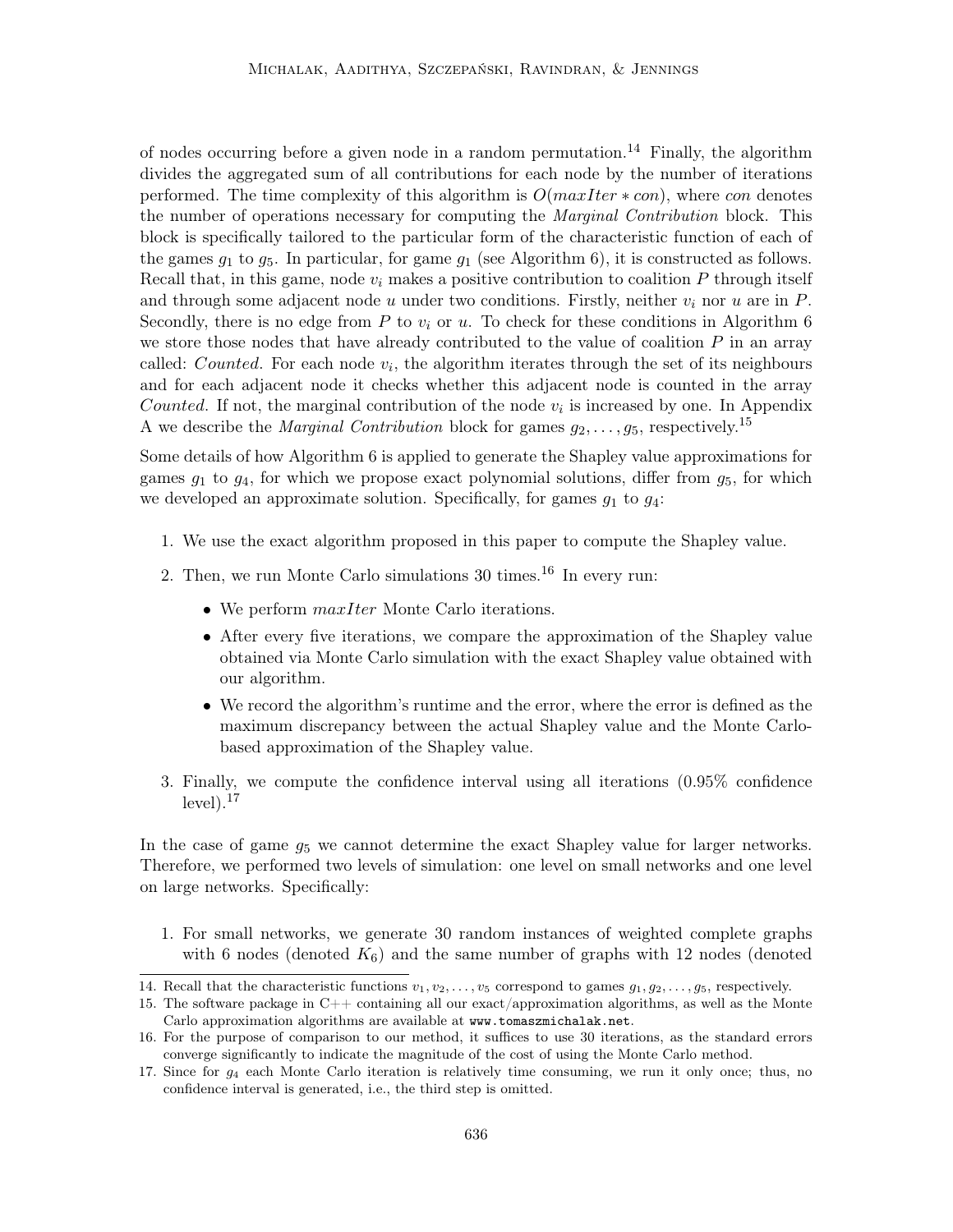of nodes occurring before a given node in a random permutation.[14] Finally, the algorithm divides the aggregated sum of all contributions for each node by the number of iterations performed. The time complexity of this algorithm is $O(maxIter * con)$, where $con$ denotes the number of operations necessary for computing the *Marginal Contribution* block. This block is specifically tailored to the particular form of the characteristic function of each of the games $g_1$ to $g_5$. In particular, for game $g_1$ (see Algorithm 6), it is constructed as follows. Recall that, in this game, node $v_i$ makes a positive contribution to coalition $P$ through itself and through some adjacent node $u$ under two conditions. Firstly, neither $v_i$ nor $u$ are in $P$. Secondly, there is no edge from $P$ to $v_i$ or $u$. To check for these conditions in Algorithm 6 we store those nodes that have already contributed to the value of coalition $P$ in an array called: *Counted*. For each node $v_i$, the algorithm iterates through the set of its neighbours and for each adjacent node it checks whether this adjacent node is counted in the array *Counted*. If not, the marginal contribution of the node $v_i$ is increased by one. In Appendix A we describe the *Marginal Contribution* block for games $g_2, \ldots, g_5$, respectively.[15]

Some details of how Algorithm 6 is applied to generate the Shapley value approximations for games $g_1$ to $g_4$, for which we propose exact polynomial solutions, differ from $g_5$, for which we developed an approximate solution. Specifically, for games $g_1$ to $g_4$:

1. We use the exact algorithm proposed in this paper to compute the Shapley value.
2. Then, we run Monte Carlo simulations 30 times.[16] In every run:
   - We perform $maxIter$ Monte Carlo iterations.
   - After every five iterations, we compare the approximation of the Shapley value obtained via Monte Carlo simulation with the exact Shapley value obtained with our algorithm.
   - We record the algorithm's runtime and the error, where the error is defined as the maximum discrepancy between the actual Shapley value and the Monte Carlo-based approximation of the Shapley value.
3. Finally, we compute the confidence interval using all iterations (0.95% confidence level).[17]

In the case of game $g_5$ we cannot determine the exact Shapley value for larger networks. Therefore, we performed two levels of simulation: one level on small networks and one level on large networks. Specifically:

1. For small networks, we generate 30 random instances of weighted complete graphs with 6 nodes (denoted $K_6$) and the same number of graphs with 12 nodes (denoted

---

14. Recall that the characteristic functions $v_1, v_2, \ldots, v_5$ correspond to games $g_1, g_2, \ldots, g_5$, respectively.

15. The software package in C++ containing all our exact/approximation algorithms, as well as the Monte Carlo approximation algorithms are available at www.tomaszmichalak.net.

16. For the purpose of comparison to our method, it suffices to use 30 iterations, as the standard errors converge significantly to indicate the magnitude of the cost of using the Monte Carlo method.

17. Since for $g_4$ each Monte Carlo iteration is relatively time consuming, we run it only once; thus, no confidence interval is generated, i.e., the third step is omitted.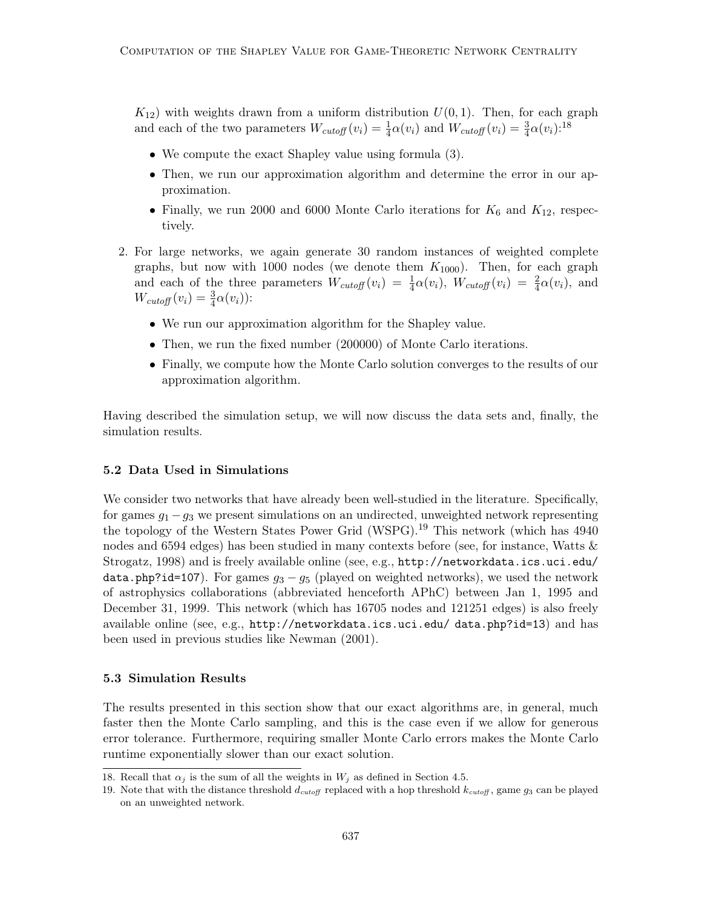$K_{12}$) with weights drawn from a uniform distribution $U(0, 1)$. Then, for each graph and each of the two parameters $W_{cutoff}(v_i) = \frac{1}{4}\alpha(v_i)$ and $W_{cutoff}(v_i) = \frac{3}{4}\alpha(v_i)$:[18]

- We compute the exact Shapley value using formula (3).
- Then, we run our approximation algorithm and determine the error in our approximation.
- Finally, we run 2000 and 6000 Monte Carlo iterations for $K_6$ and $K_{12}$, respectively.

2. For large networks, we again generate 30 random instances of weighted complete graphs, but now with 1000 nodes (we denote them $K_{1000}$). Then, for each graph and each of the three parameters $W_{cutoff}(v_i) = \frac{1}{4}\alpha(v_i)$, $W_{cutoff}(v_i) = \frac{2}{4}\alpha(v_i)$, and $W_{cutoff}(v_i) = \frac{3}{4}\alpha(v_i)$):
   - We run our approximation algorithm for the Shapley value.
   - Then, we run the fixed number (200000) of Monte Carlo iterations.
   - Finally, we compute how the Monte Carlo solution converges to the results of our approximation algorithm.

Having described the simulation setup, we will now discuss the data sets and, finally, the simulation results.

### 5.2 Data Used in Simulations

We consider two networks that have already been well-studied in the literature. Specifically, for games $g_1 - g_3$ we present simulations on an undirected, unweighted network representing the topology of the Western States Power Grid (WSPG).[19] This network (which has 4940 nodes and 6594 edges) has been studied in many contexts before (see, for instance, Watts & Strogatz, 1998) and is freely available online (see, e.g., `http://networkdata.ics.uci.edu/data.php?id=107`). For games $g_3 - g_5$ (played on weighted networks), we used the network of astrophysics collaborations (abbreviated henceforth APhC) between Jan 1, 1995 and December 31, 1999. This network (which has 16705 nodes and 121251 edges) is also freely available online (see, e.g., `http://networkdata.ics.uci.edu/ data.php?id=13`) and has been used in previous studies like Newman (2001).

### 5.3 Simulation Results

The results presented in this section show that our exact algorithms are, in general, much faster then the Monte Carlo sampling, and this is the case even if we allow for generous error tolerance. Furthermore, requiring smaller Monte Carlo errors makes the Monte Carlo runtime exponentially slower than our exact solution.

18. Recall that $\alpha_j$ is the sum of all the weights in $W_j$ as defined in Section 4.5.
19. Note that with the distance threshold $d_{cutoff}$ replaced with a hop threshold $k_{cutoff}$, game $g_3$ can be played on an unweighted network.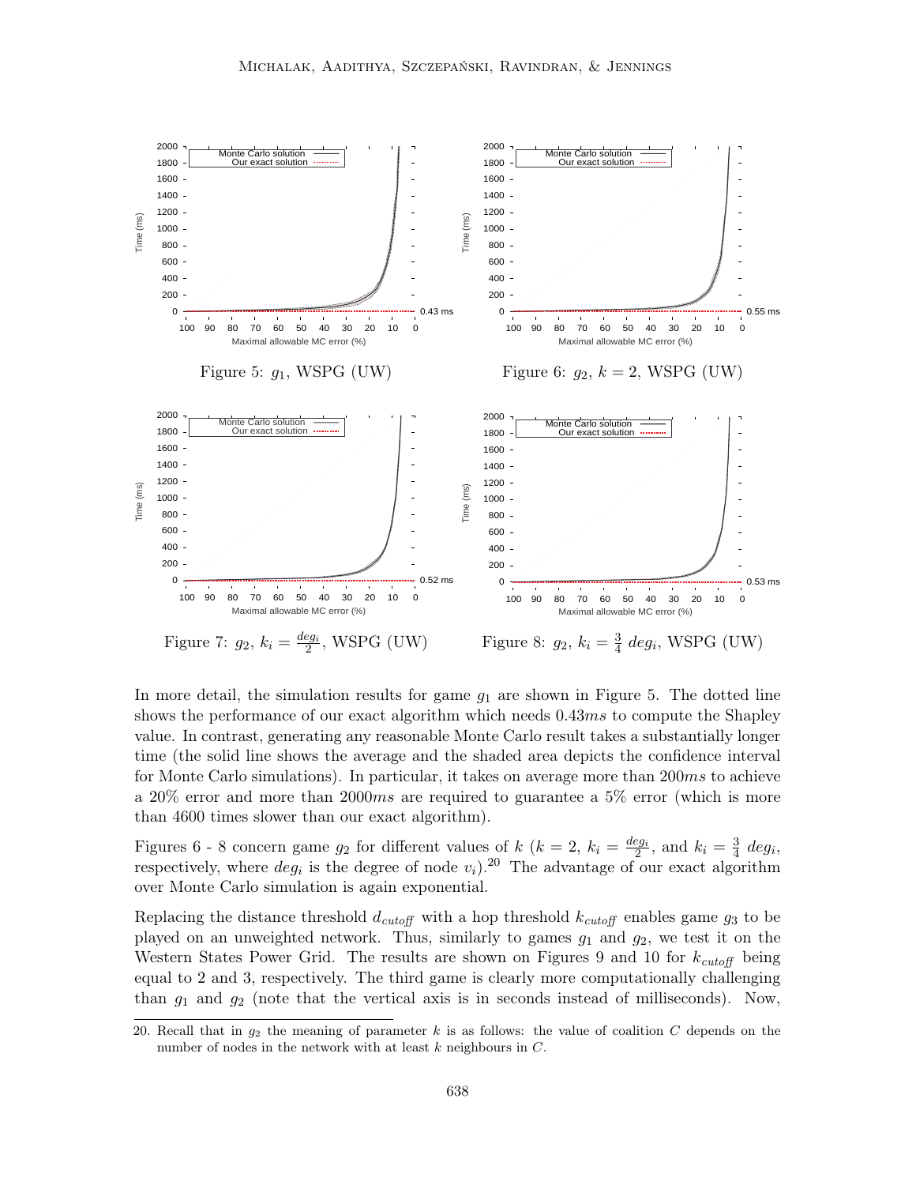Figure 5: $g_1$, WSPG (UW)

Figure 6: $g_2$, $k = 2$, WSPG (UW)

Figure 7: $g_2$, $k_i = \frac{deg_i}{2}$, WSPG (UW)

Figure 8: $g_2$, $k_i = \frac{3}{4}\ deg_i$, WSPG (UW)

In more detail, the simulation results for game $g_1$ are shown in Figure 5. The dotted line shows the performance of our exact algorithm which needs $0.43ms$ to compute the Shapley value. In contrast, generating any reasonable Monte Carlo result takes a substantially longer time (the solid line shows the average and the shaded area depicts the confidence interval for Monte Carlo simulations). In particular, it takes on average more than $200ms$ to achieve a 20% error and more than $2000ms$ are required to guarantee a 5% error (which is more than 4600 times slower than our exact algorithm).

Figures 6 - 8 concern game $g_2$ for different values of $k$ ($k = 2$, $k_i = \frac{deg_i}{2}$, and $k_i = \frac{3}{4}\ deg_i$, respectively, where $deg_i$ is the degree of node $v_i$).[20] The advantage of our exact algorithm over Monte Carlo simulation is again exponential.

Replacing the distance threshold $d_{cutoff}$ with a hop threshold $k_{cutoff}$ enables game $g_3$ to be played on an unweighted network. Thus, similarly to games $g_1$ and $g_2$, we test it on the Western States Power Grid. The results are shown on Figures 9 and 10 for $k_{cutoff}$ being equal to 2 and 3, respectively. The third game is clearly more computationally challenging than $g_1$ and $g_2$ (note that the vertical axis is in seconds instead of milliseconds). Now,

20. Recall that in $g_2$ the meaning of parameter $k$ is as follows: the value of coalition $C$ depends on the number of nodes in the network with at least $k$ neighbours in $C$.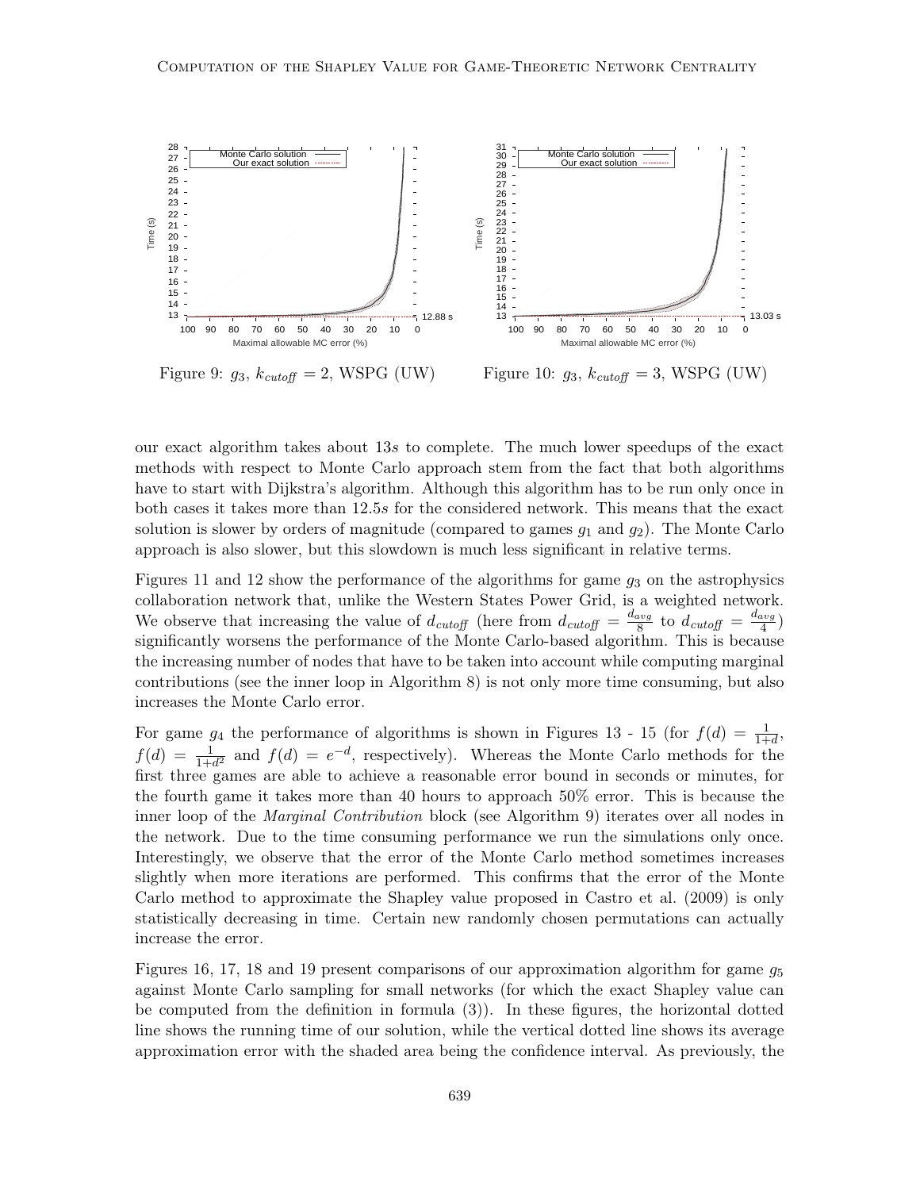Figure 9: $g_3$, $k_{cutoff} = 2$, WSPG (UW)

Figure 10: $g_3$, $k_{cutoff} = 3$, WSPG (UW)

our exact algorithm takes about 13$s$ to complete. The much lower speedups of the exact methods with respect to Monte Carlo approach stem from the fact that both algorithms have to start with Dijkstra's algorithm. Although this algorithm has to be run only once in both cases it takes more than 12.5$s$ for the considered network. This means that the exact solution is slower by orders of magnitude (compared to games $g_1$ and $g_2$). The Monte Carlo approach is also slower, but this slowdown is much less significant in relative terms.

Figures 11 and 12 show the performance of the algorithms for game $g_3$ on the astrophysics collaboration network that, unlike the Western States Power Grid, is a weighted network. We observe that increasing the value of $d_{cutoff}$ (here from $d_{cutoff} = \frac{d_{avg}}{8}$ to $d_{cutoff} = \frac{d_{avg}}{4}$) significantly worsens the performance of the Monte Carlo-based algorithm. This is because the increasing number of nodes that have to be taken into account while computing marginal contributions (see the inner loop in Algorithm 8) is not only more time consuming, but also increases the Monte Carlo error.

For game $g_4$ the performance of algorithms is shown in Figures 13 - 15 (for $f(d) = \frac{1}{1+d}$, $f(d) = \frac{1}{1+d^2}$ and $f(d) = e^{-d}$, respectively). Whereas the Monte Carlo methods for the first three games are able to achieve a reasonable error bound in seconds or minutes, for the fourth game it takes more than 40 hours to approach 50% error. This is because the inner loop of the *Marginal Contribution* block (see Algorithm 9) iterates over all nodes in the network. Due to the time consuming performance we run the simulations only once. Interestingly, we observe that the error of the Monte Carlo method sometimes increases slightly when more iterations are performed. This confirms that the error of the Monte Carlo method to approximate the Shapley value proposed in Castro et al. (2009) is only statistically decreasing in time. Certain new randomly chosen permutations can actually increase the error.

Figures 16, 17, 18 and 19 present comparisons of our approximation algorithm for game $g_5$ against Monte Carlo sampling for small networks (for which the exact Shapley value can be computed from the definition in formula (3)). In these figures, the horizontal dotted line shows the running time of our solution, while the vertical dotted line shows its average approximation error with the shaded area being the confidence interval. As previously, the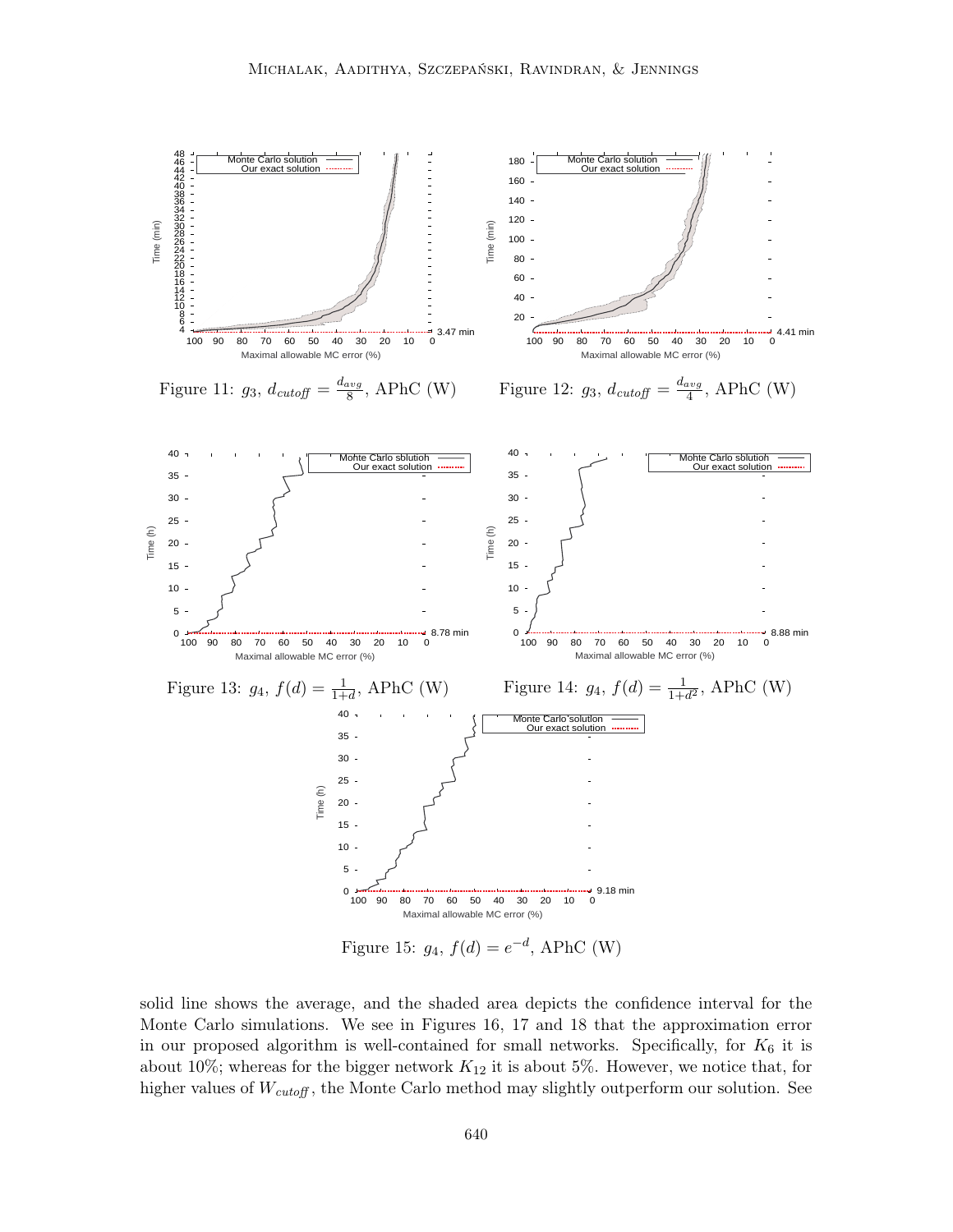Figure 11: $g_3$, $d_{cutoff} = \frac{d_{avg}}{8}$, APhC (W)

Figure 12: $g_3$, $d_{cutoff} = \frac{d_{avg}}{4}$, APhC (W)

Figure 13: $g_4$, $f(d) = \frac{1}{1+d}$, APhC (W)

Figure 14: $g_4$, $f(d) = \frac{1}{1+d^2}$, APhC (W)

Figure 15: $g_4$, $f(d) = e^{-d}$, APhC (W)

solid line shows the average, and the shaded area depicts the confidence interval for the Monte Carlo simulations. We see in Figures 16, 17 and 18 that the approximation error in our proposed algorithm is well-contained for small networks. Specifically, for $K_6$ it is about 10%; whereas for the bigger network $K_{12}$ it is about 5%. However, we notice that, for higher values of $W_{cutoff}$, the Monte Carlo method may slightly outperform our solution. See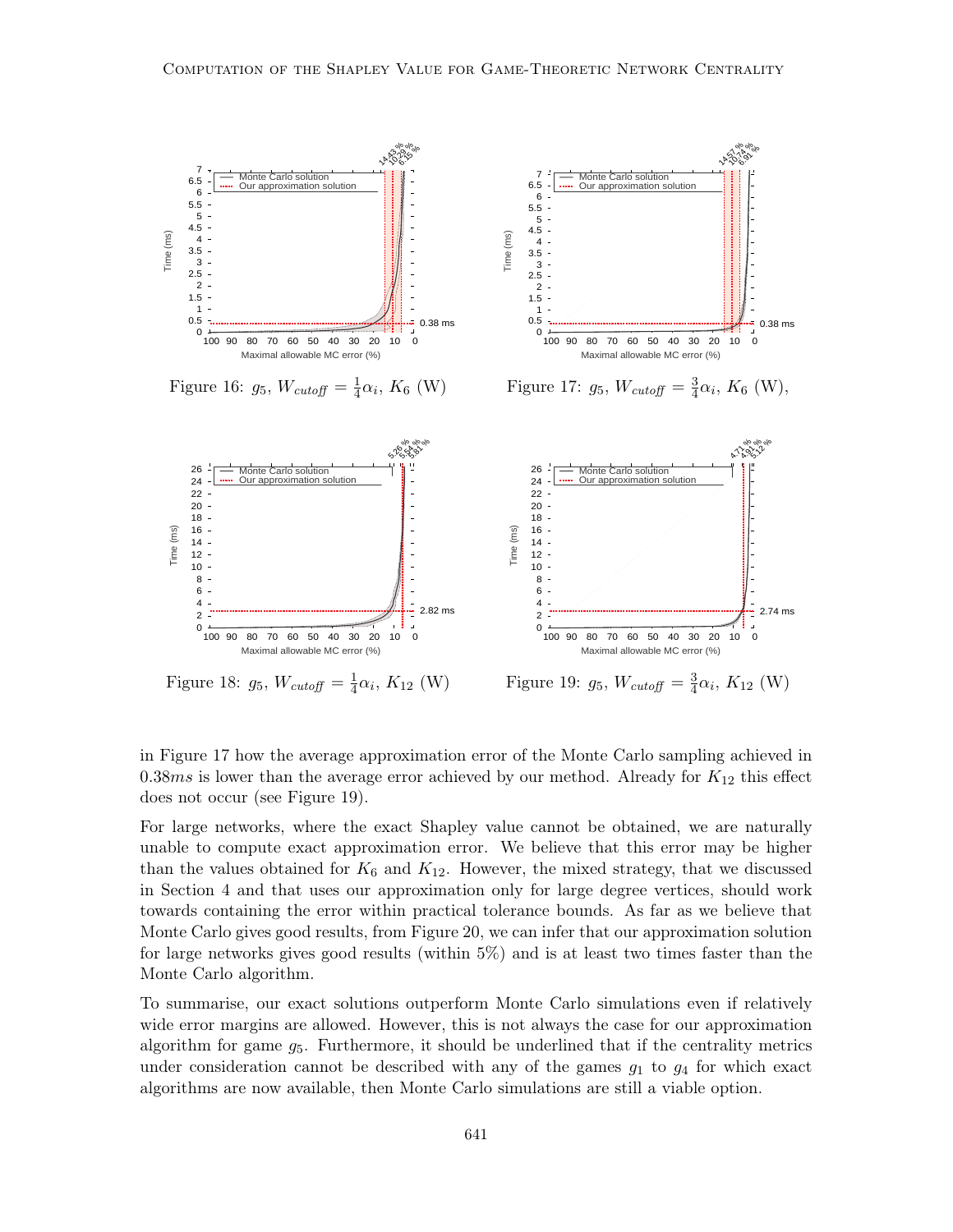Figure 16: $g_5$, $W_{cutoff} = \frac{1}{4}\alpha_i$, $K_6$ (W)

Figure 17: $g_5$, $W_{cutoff} = \frac{3}{4}\alpha_i$, $K_6$ (W),

Figure 18: $g_5$, $W_{cutoff} = \frac{1}{4}\alpha_i$, $K_{12}$ (W)

Figure 19: $g_5$, $W_{cutoff} = \frac{3}{4}\alpha_i$, $K_{12}$ (W)

in Figure 17 how the average approximation error of the Monte Carlo sampling achieved in $0.38ms$ is lower than the average error achieved by our method. Already for $K_{12}$ this effect does not occur (see Figure 19).

For large networks, where the exact Shapley value cannot be obtained, we are naturally unable to compute exact approximation error. We believe that this error may be higher than the values obtained for $K_6$ and $K_{12}$. However, the mixed strategy, that we discussed in Section 4 and that uses our approximation only for large degree vertices, should work towards containing the error within practical tolerance bounds. As far as we believe that Monte Carlo gives good results, from Figure 20, we can infer that our approximation solution for large networks gives good results (within 5%) and is at least two times faster than the Monte Carlo algorithm.

To summarise, our exact solutions outperform Monte Carlo simulations even if relatively wide error margins are allowed. However, this is not always the case for our approximation algorithm for game $g_5$. Furthermore, it should be underlined that if the centrality metrics under consideration cannot be described with any of the games $g_1$ to $g_4$ for which exact algorithms are now available, then Monte Carlo simulations are still a viable option.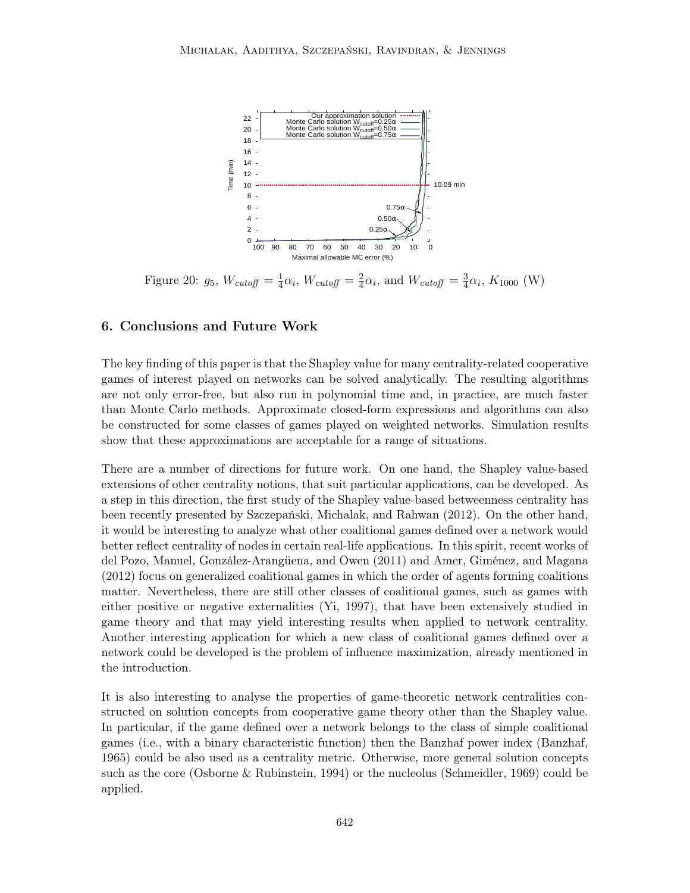Figure 20: $g_5$, $W_{cutoff} = \frac{1}{4}\alpha_i$, $W_{cutoff} = \frac{2}{4}\alpha_i$, and $W_{cutoff} = \frac{3}{4}\alpha_i$, $K_{1000}$ (W)

## 6. Conclusions and Future Work

The key finding of this paper is that the Shapley value for many centrality-related cooperative games of interest played on networks can be solved analytically. The resulting algorithms are not only error-free, but also run in polynomial time and, in practice, are much faster than Monte Carlo methods. Approximate closed-form expressions and algorithms can also be constructed for some classes of games played on weighted networks. Simulation results show that these approximations are acceptable for a range of situations.

There are a number of directions for future work. On one hand, the Shapley value-based extensions of other centrality notions, that suit particular applications, can be developed. As a step in this direction, the first study of the Shapley value-based betweenness centrality has been recently presented by Szczepański, Michalak, and Rahwan (2012). On the other hand, it would be interesting to analyze what other coalitional games defined over a network would better reflect centrality of nodes in certain real-life applications. In this spirit, recent works of del Pozo, Manuel, González-Arangüena, and Owen (2011) and Amer, Giménez, and Magana (2012) focus on generalized coalitional games in which the order of agents forming coalitions matter. Nevertheless, there are still other classes of coalitional games, such as games with either positive or negative externalities (Yi, 1997), that have been extensively studied in game theory and that may yield interesting results when applied to network centrality. Another interesting application for which a new class of coalitional games defined over a network could be developed is the problem of influence maximization, already mentioned in the introduction.

It is also interesting to analyse the properties of game-theoretic network centralities constructed on solution concepts from cooperative game theory other than the Shapley value. In particular, if the game defined over a network belongs to the class of simple coalitional games (i.e., with a binary characteristic function) then the Banzhaf power index (Banzhaf, 1965) could be also used as a centrality metric. Otherwise, more general solution concepts such as the core (Osborne & Rubinstein, 1994) or the nucleolus (Schmeidler, 1969) could be applied.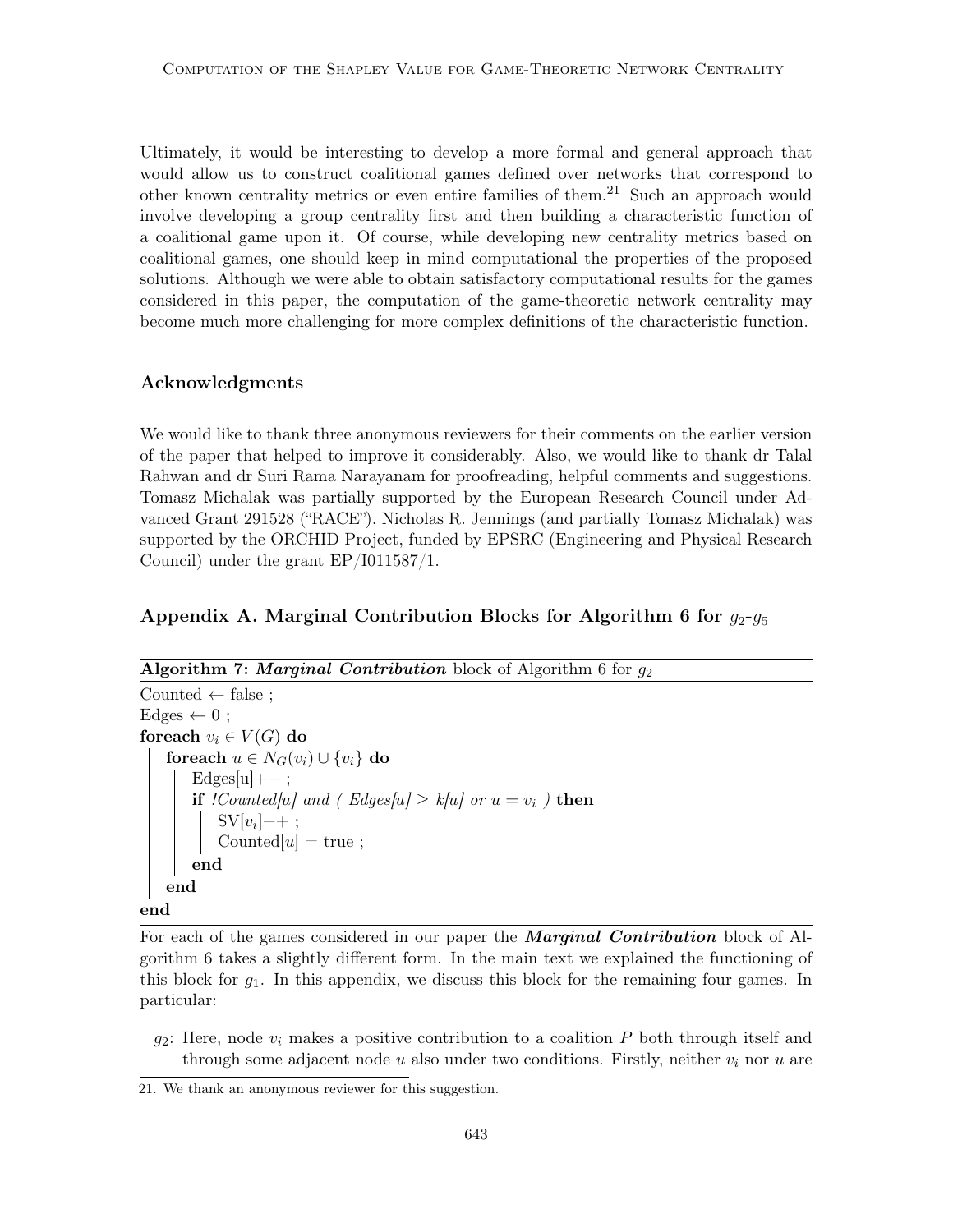Ultimately, it would be interesting to develop a more formal and general approach that would allow us to construct coalitional games defined over networks that correspond to other known centrality metrics or even entire families of them.[21] Such an approach would involve developing a group centrality first and then building a characteristic function of a coalitional game upon it. Of course, while developing new centrality metrics based on coalitional games, one should keep in mind computational the properties of the proposed solutions. Although we were able to obtain satisfactory computational results for the games considered in this paper, the computation of the game-theoretic network centrality may become much more challenging for more complex definitions of the characteristic function.

### Acknowledgments

We would like to thank three anonymous reviewers for their comments on the earlier version of the paper that helped to improve it considerably. Also, we would like to thank dr Talal Rahwan and dr Suri Rama Narayanam for proofreading, helpful comments and suggestions. Tomasz Michalak was partially supported by the European Research Council under Advanced Grant 291528 ("RACE"). Nicholas R. Jennings (and partially Tomasz Michalak) was supported by the ORCHID Project, funded by EPSRC (Engineering and Physical Research Council) under the grant EP/I011587/1.

## Appendix A. Marginal Contribution Blocks for Algorithm 6 for $g_2$-$g_5$

**Algorithm 7:** ***Marginal Contribution*** block of Algorithm 6 for $g_2$

```
Counted ← false ;
Edges ← 0 ;
foreach v_i ∈ V(G) do
    foreach u ∈ N_G(v_i) ∪ {v_i} do
        Edges[u]++ ;
        if !Counted[u] and ( Edges[u] ≥ k[u] or u = v_i ) then
            SV[v_i]++ ;
            Counted[u] = true ;
        end
    end
end
```

For each of the games considered in our paper the ***Marginal Contribution*** block of Algorithm 6 takes a slightly different form. In the main text we explained the functioning of this block for $g_1$. In this appendix, we discuss this block for the remaining four games. In particular:

- $g_2$: Here, node $v_i$ makes a positive contribution to a coalition $P$ both through itself and through some adjacent node $u$ also under two conditions. Firstly, neither $v_i$ nor $u$ are

21. We thank an anonymous reviewer for this suggestion.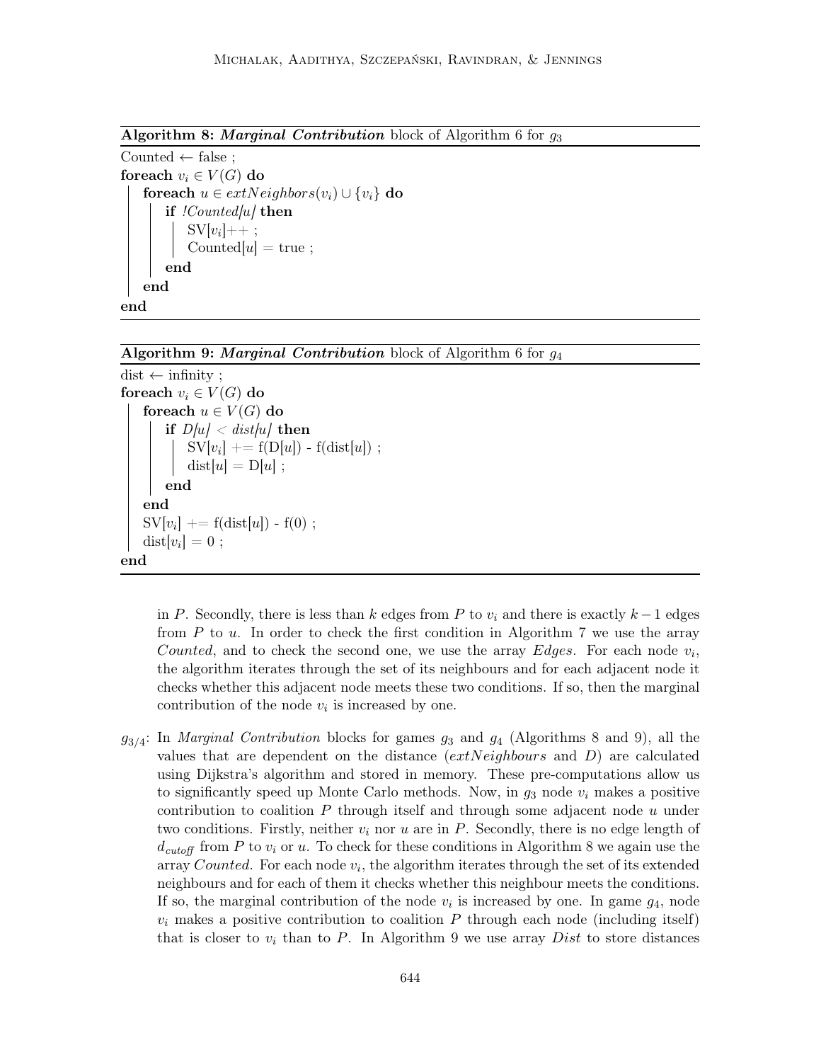**Algorithm 8: *Marginal Contribution* block of Algorithm 6 for $g_3$**

```
Counted ← false ;
foreach v_i ∈ V(G) do
    foreach u ∈ extNeighbors(v_i) ∪ {v_i} do
        if !Counted[u] then
            SV[v_i]++ ;
            Counted[u] = true ;
        end
    end
end
```

**Algorithm 9: *Marginal Contribution* block of Algorithm 6 for $g_4$**

```
dist ← infinity ;
foreach v_i ∈ V(G) do
    foreach u ∈ V(G) do
        if D[u] < dist[u] then
            SV[v_i] += f(D[u]) - f(dist[u]) ;
            dist[u] = D[u] ;
        end
    end
    SV[v_i] += f(dist[u]) - f(0) ;
    dist[v_i] = 0 ;
end
```

in $P$. Secondly, there is less than $k$ edges from $P$ to $v_i$ and there is exactly $k-1$ edges from $P$ to $u$. In order to check the first condition in Algorithm 7 we use the array *Counted*, and to check the second one, we use the array *Edges*. For each node $v_i$, the algorithm iterates through the set of its neighbours and for each adjacent node it checks whether this adjacent node meets these two conditions. If so, then the marginal contribution of the node $v_i$ is increased by one.

$g_{3/4}$: In *Marginal Contribution* blocks for games $g_3$ and $g_4$ (Algorithms 8 and 9), all the values that are dependent on the distance ($extNeighbours$ and $D$) are calculated using Dijkstra's algorithm and stored in memory. These pre-computations allow us to significantly speed up Monte Carlo methods. Now, in $g_3$ node $v_i$ makes a positive contribution to coalition $P$ through itself and through some adjacent node $u$ under two conditions. Firstly, neither $v_i$ nor $u$ are in $P$. Secondly, there is no edge length of $d_{cutoff}$ from $P$ to $v_i$ or $u$. To check for these conditions in Algorithm 8 we again use the array *Counted*. For each node $v_i$, the algorithm iterates through the set of its extended neighbours and for each of them it checks whether this neighbour meets the conditions. If so, the marginal contribution of the node $v_i$ is increased by one. In game $g_4$, node $v_i$ makes a positive contribution to coalition $P$ through each node (including itself) that is closer to $v_i$ than to $P$. In Algorithm 9 we use array *Dist* to store distances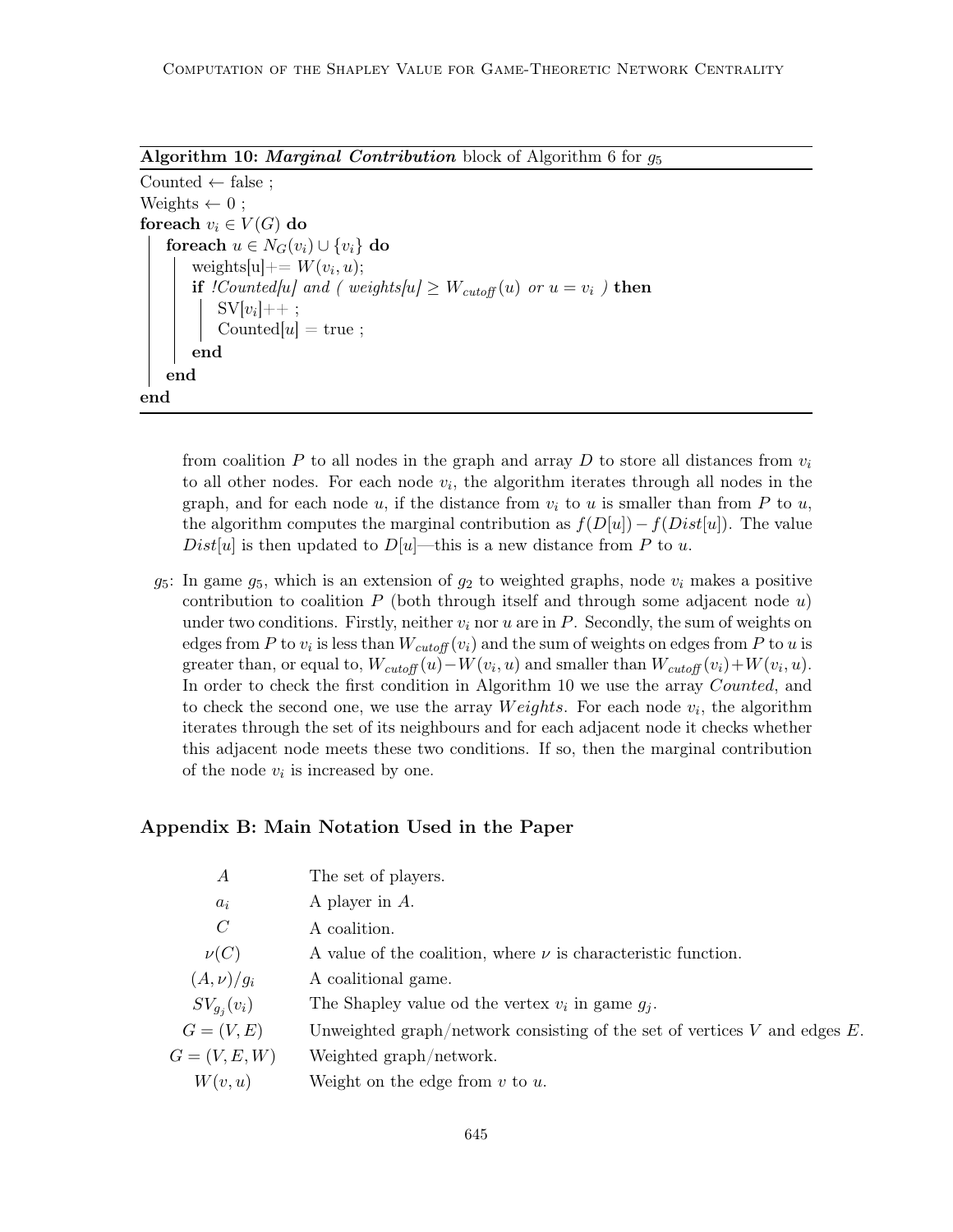**Algorithm 10:** ***Marginal Contribution*** block of Algorithm 6 for $g_5$

```
Counted ← false ;
Weights ← 0 ;
foreach v_i ∈ V(G) do
    foreach u ∈ N_G(v_i) ∪ {v_i} do
        weights[u]+= W(v_i, u);
        if !Counted[u] and ( weights[u] ≥ W_cutoff(u) or u = v_i ) then
            SV[v_i]++ ;
            Counted[u] = true ;
        end
    end
end
```

from coalition $P$ to all nodes in the graph and array $D$ to store all distances from $v_i$ to all other nodes. For each node $v_i$, the algorithm iterates through all nodes in the graph, and for each node $u$, if the distance from $v_i$ to $u$ is smaller than from $P$ to $u$, the algorithm computes the marginal contribution as $f(D[u]) - f(Dist[u])$. The value $Dist[u]$ is then updated to $D[u]$—this is a new distance from $P$ to $u$.

$g_5$: In game $g_5$, which is an extension of $g_2$ to weighted graphs, node $v_i$ makes a positive contribution to coalition $P$ (both through itself and through some adjacent node $u$) under two conditions. Firstly, neither $v_i$ nor $u$ are in $P$. Secondly, the sum of weights on edges from $P$ to $v_i$ is less than $W_{cutoff}(v_i)$ and the sum of weights on edges from $P$ to $u$ is greater than, or equal to, $W_{cutoff}(u) - W(v_i, u)$ and smaller than $W_{cutoff}(v_i) + W(v_i, u)$. In order to check the first condition in Algorithm 10 we use the array *Counted*, and to check the second one, we use the array $Weights$. For each node $v_i$, the algorithm iterates through the set of its neighbours and for each adjacent node it checks whether this adjacent node meets these two conditions. If so, then the marginal contribution of the node $v_i$ is increased by one.

## Appendix B: Main Notation Used in the Paper

| | |
|---|---|
| $A$ | The set of players. |
| $a_i$ | A player in $A$. |
| $C$ | A coalition. |
| $\nu(C)$ | A value of the coalition, where $\nu$ is characteristic function. |
| $(A, \nu)/g_i$ | A coalitional game. |
| $SV_{g_j}(v_i)$ | The Shapley value od the vertex $v_i$ in game $g_j$. |
| $G = (V, E)$ | Unweighted graph/network consisting of the set of vertices $V$ and edges $E$. |
| $G = (V, E, W)$ | Weighted graph/network. |
| $W(v, u)$ | Weight on the edge from $v$ to $u$. |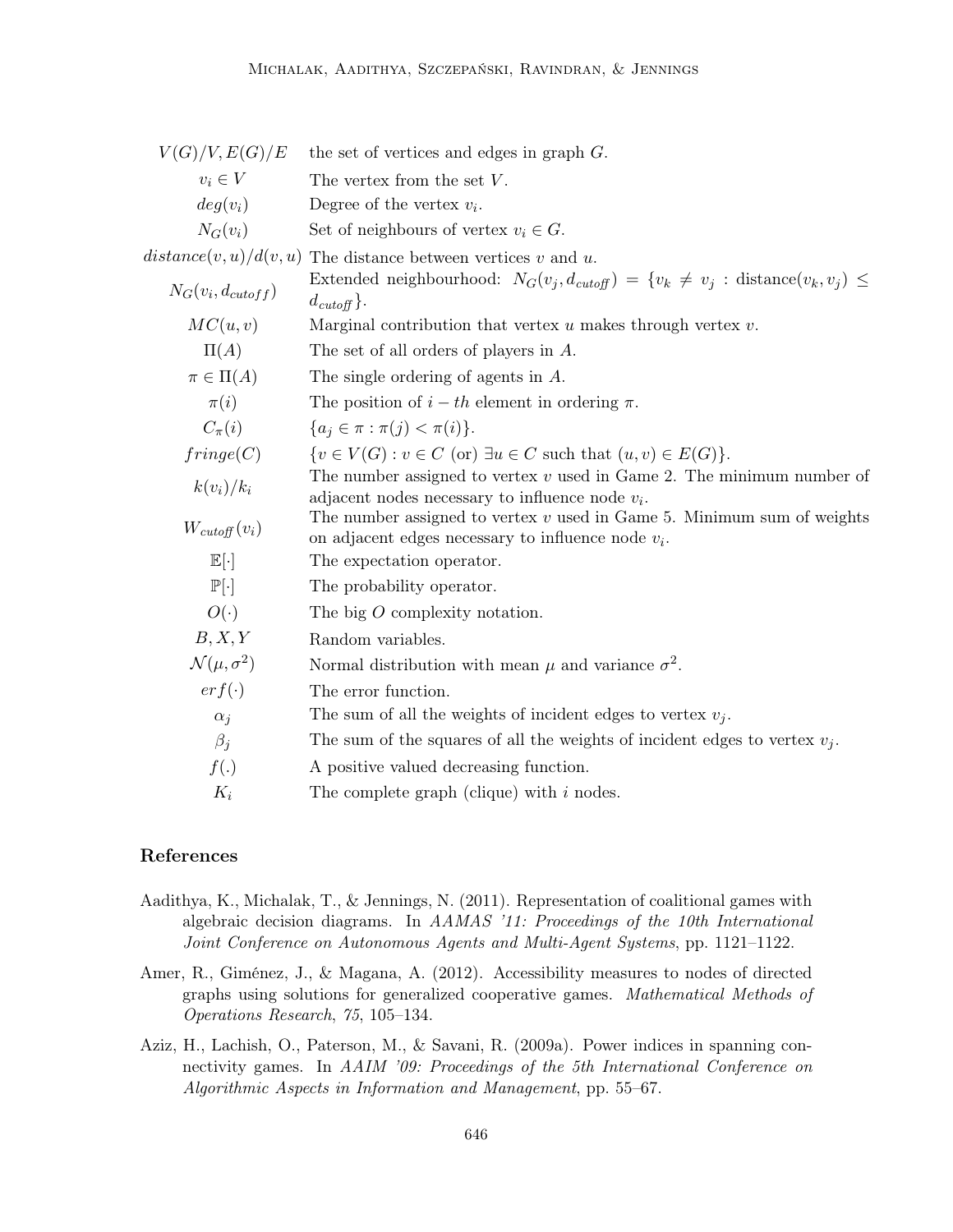| | |
|---|---|
| $V(G)/V, E(G)/E$ | the set of vertices and edges in graph $G$. |
| $v_i \in V$ | The vertex from the set $V$. |
| $deg(v_i)$ | Degree of the vertex $v_i$. |
| $N_G(v_i)$ | Set of neighbours of vertex $v_i \in G$. |
| $distance(v,u)/d(v,u)$ | The distance between vertices $v$ and $u$. |
| $N_G(v_i, d_{cutoff})$ | Extended neighbourhood: $N_G(v_j, d_{\mathit{cutoff}}) = \{v_k \neq v_j : \text{distance}(v_k, v_j) \leq d_{\mathit{cutoff}}\}$. |
| $MC(u,v)$ | Marginal contribution that vertex $u$ makes through vertex $v$. |
| $\Pi(A)$ | The set of all orders of players in $A$. |
| $\pi \in \Pi(A)$ | The single ordering of agents in $A$. |
| $\pi(i)$ | The position of $i-th$ element in ordering $\pi$. |
| $C_\pi(i)$ | $\{a_j \in \pi : \pi(j) < \pi(i)\}$. |
| $fringe(C)$ | $\{v \in V(G) : v \in C \text{ (or) } \exists u \in C \text{ such that } (u,v) \in E(G)\}$. |
| $k(v_i)/k_i$ | The number assigned to vertex $v$ used in Game 2. The minimum number of adjacent nodes necessary to influence node $v_i$. |
| $W_{\mathit{cutoff}}(v_i)$ | The number assigned to vertex $v$ used in Game 5. Minimum sum of weights on adjacent edges necessary to influence node $v_i$. |
| $\mathbb{E}[\cdot]$ | The expectation operator. |
| $\mathbb{P}[\cdot]$ | The probability operator. |
| $O(\cdot)$ | The big $O$ complexity notation. |
| $B, X, Y$ | Random variables. |
| $\mathcal{N}(\mu, \sigma^2)$ | Normal distribution with mean $\mu$ and variance $\sigma^2$. |
| $erf(\cdot)$ | The error function. |
| $\alpha_j$ | The sum of all the weights of incident edges to vertex $v_j$. |
| $\beta_j$ | The sum of the squares of all the weights of incident edges to vertex $v_j$. |
| $f(.)$ | A positive valued decreasing function. |
| $K_i$ | The complete graph (clique) with $i$ nodes. |

## References

Aadithya, K., Michalak, T., & Jennings, N. (2011). Representation of coalitional games with algebraic decision diagrams. In *AAMAS '11: Proceedings of the 10th International Joint Conference on Autonomous Agents and Multi-Agent Systems*, pp. 1121–1122.

Amer, R., Giménez, J., & Magana, A. (2012). Accessibility measures to nodes of directed graphs using solutions for generalized cooperative games. *Mathematical Methods of Operations Research*, *75*, 105–134.

Aziz, H., Lachish, O., Paterson, M., & Savani, R. (2009a). Power indices in spanning connectivity games. In *AAIM '09: Proceedings of the 5th International Conference on Algorithmic Aspects in Information and Management*, pp. 55–67.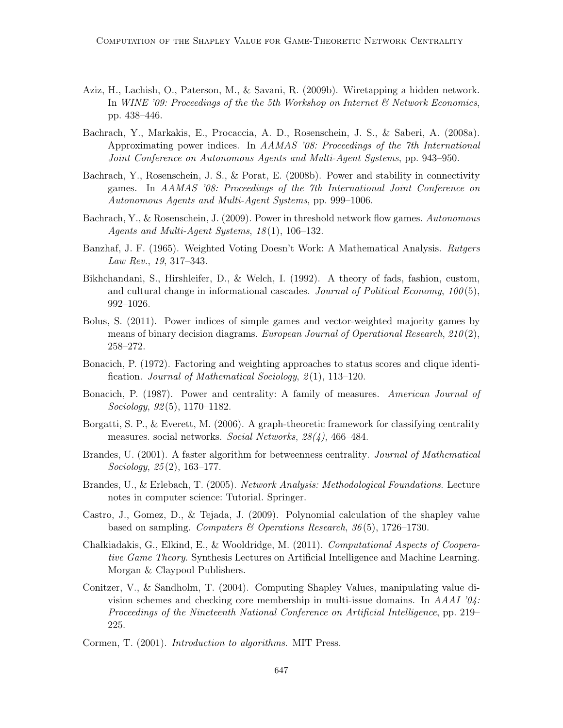Aziz, H., Lachish, O., Paterson, M., & Savani, R. (2009b). Wiretapping a hidden network. In *WINE '09: Proceedings of the the 5th Workshop on Internet & Network Economics*, pp. 438–446.

Bachrach, Y., Markakis, E., Procaccia, A. D., Rosenschein, J. S., & Saberi, A. (2008a). Approximating power indices. In *AAMAS '08: Proceedings of the 7th International Joint Conference on Autonomous Agents and Multi-Agent Systems*, pp. 943–950.

Bachrach, Y., Rosenschein, J. S., & Porat, E. (2008b). Power and stability in connectivity games. In *AAMAS '08: Proceedings of the 7th International Joint Conference on Autonomous Agents and Multi-Agent Systems*, pp. 999–1006.

Bachrach, Y., & Rosenschein, J. (2009). Power in threshold network flow games. *Autonomous Agents and Multi-Agent Systems*, *18*(1), 106–132.

Banzhaf, J. F. (1965). Weighted Voting Doesn't Work: A Mathematical Analysis. *Rutgers Law Rev.*, *19*, 317–343.

Bikhchandani, S., Hirshleifer, D., & Welch, I. (1992). A theory of fads, fashion, custom, and cultural change in informational cascades. *Journal of Political Economy*, *100*(5), 992–1026.

Bolus, S. (2011). Power indices of simple games and vector-weighted majority games by means of binary decision diagrams. *European Journal of Operational Research*, *210*(2), 258–272.

Bonacich, P. (1972). Factoring and weighting approaches to status scores and clique identification. *Journal of Mathematical Sociology*, *2*(1), 113–120.

Bonacich, P. (1987). Power and centrality: A family of measures. *American Journal of Sociology*, *92*(5), 1170–1182.

Borgatti, S. P., & Everett, M. (2006). A graph-theoretic framework for classifying centrality measures. social networks. *Social Networks*, *28(4)*, 466–484.

Brandes, U. (2001). A faster algorithm for betweenness centrality. *Journal of Mathematical Sociology*, *25*(2), 163–177.

Brandes, U., & Erlebach, T. (2005). *Network Analysis: Methodological Foundations*. Lecture notes in computer science: Tutorial. Springer.

Castro, J., Gomez, D., & Tejada, J. (2009). Polynomial calculation of the shapley value based on sampling. *Computers & Operations Research*, *36*(5), 1726–1730.

Chalkiadakis, G., Elkind, E., & Wooldridge, M. (2011). *Computational Aspects of Cooperative Game Theory*. Synthesis Lectures on Artificial Intelligence and Machine Learning. Morgan & Claypool Publishers.

Conitzer, V., & Sandholm, T. (2004). Computing Shapley Values, manipulating value division schemes and checking core membership in multi-issue domains. In *AAAI '04: Proceedings of the Nineteenth National Conference on Artificial Intelligence*, pp. 219–225.

Cormen, T. (2001). *Introduction to algorithms*. MIT Press.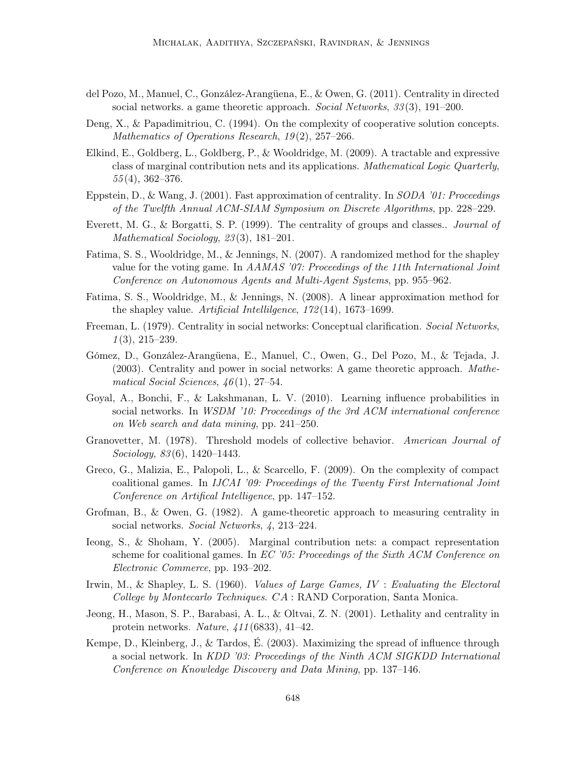del Pozo, M., Manuel, C., González-Arangüena, E., & Owen, G. (2011). Centrality in directed social networks. a game theoretic approach. *Social Networks*, *33*(3), 191–200.

Deng, X., & Papadimitriou, C. (1994). On the complexity of cooperative solution concepts. *Mathematics of Operations Research*, *19*(2), 257–266.

Elkind, E., Goldberg, L., Goldberg, P., & Wooldridge, M. (2009). A tractable and expressive class of marginal contribution nets and its applications. *Mathematical Logic Quarterly*, *55*(4), 362–376.

Eppstein, D., & Wang, J. (2001). Fast approximation of centrality. In *SODA '01: Proceedings of the Twelfth Annual ACM-SIAM Symposium on Discrete Algorithms*, pp. 228–229.

Everett, M. G., & Borgatti, S. P. (1999). The centrality of groups and classes.. *Journal of Mathematical Sociology*, *23*(3), 181–201.

Fatima, S. S., Wooldridge, M., & Jennings, N. (2007). A randomized method for the shapley value for the voting game. In *AAMAS '07: Proceedings of the 11th International Joint Conference on Autonomous Agents and Multi-Agent Systems*, pp. 955–962.

Fatima, S. S., Wooldridge, M., & Jennings, N. (2008). A linear approximation method for the shapley value. *Artificial Intellilgence*, *172*(14), 1673–1699.

Freeman, L. (1979). Centrality in social networks: Conceptual clarification. *Social Networks*, *1*(3), 215–239.

Gómez, D., González-Arangüena, E., Manuel, C., Owen, G., Del Pozo, M., & Tejada, J. (2003). Centrality and power in social networks: A game theoretic approach. *Mathematical Social Sciences*, *46*(1), 27–54.

Goyal, A., Bonchi, F., & Lakshmanan, L. V. (2010). Learning influence probabilities in social networks. In *WSDM '10: Proceedings of the 3rd ACM international conference on Web search and data mining*, pp. 241–250.

Granovetter, M. (1978). Threshold models of collective behavior. *American Journal of Sociology*, *83*(6), 1420–1443.

Greco, G., Malizia, E., Palopoli, L., & Scarcello, F. (2009). On the complexity of compact coalitional games. In *IJCAI '09: Proceedings of the Twenty First International Joint Conference on Artifical Intelligence*, pp. 147–152.

Grofman, B., & Owen, G. (1982). A game-theoretic approach to measuring centrality in social networks. *Social Networks*, *4*, 213–224.

Ieong, S., & Shoham, Y. (2005). Marginal contribution nets: a compact representation scheme for coalitional games. In *EC '05: Proceedings of the Sixth ACM Conference on Electronic Commerce*, pp. 193–202.

Irwin, M., & Shapley, L. S. (1960). *Values of Large Games, IV : Evaluating the Electoral College by Montecarlo Techniques*. *CA* : RAND Corporation, Santa Monica.

Jeong, H., Mason, S. P., Barabasi, A. L., & Oltvai, Z. N. (2001). Lethality and centrality in protein networks. *Nature*, *411*(6833), 41–42.

Kempe, D., Kleinberg, J., & Tardos, É. (2003). Maximizing the spread of influence through a social network. In *KDD '03: Proceedings of the Ninth ACM SIGKDD International Conference on Knowledge Discovery and Data Mining*, pp. 137–146.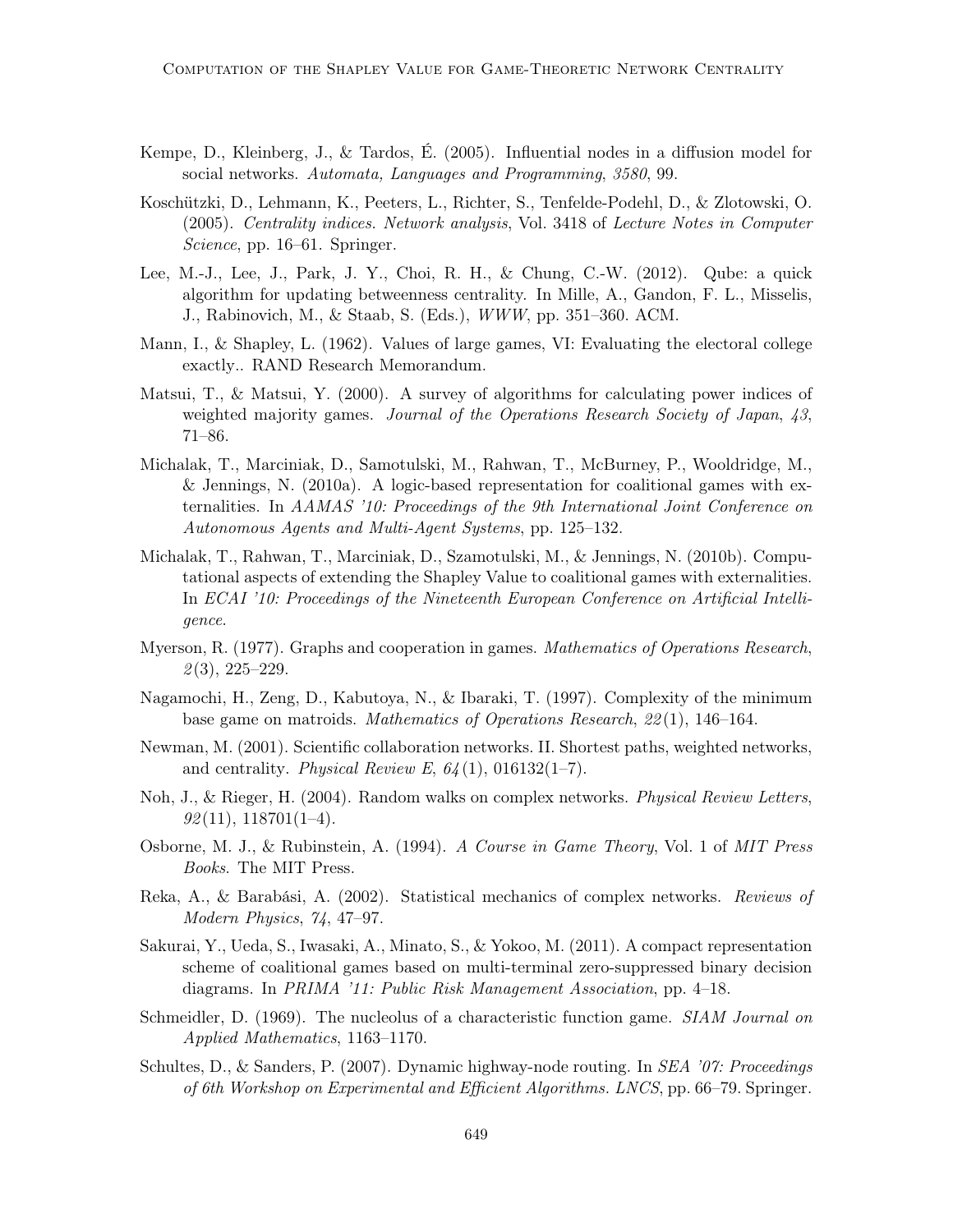Kempe, D., Kleinberg, J., & Tardos, É. (2005). Influential nodes in a diffusion model for social networks. *Automata, Languages and Programming*, *3580*, 99.

Koschützki, D., Lehmann, K., Peeters, L., Richter, S., Tenfelde-Podehl, D., & Zlotowski, O. (2005). *Centrality indices. Network analysis*, Vol. 3418 of *Lecture Notes in Computer Science*, pp. 16–61. Springer.

Lee, M.-J., Lee, J., Park, J. Y., Choi, R. H., & Chung, C.-W. (2012). Qube: a quick algorithm for updating betweenness centrality. In Mille, A., Gandon, F. L., Misselis, J., Rabinovich, M., & Staab, S. (Eds.), *WWW*, pp. 351–360. ACM.

Mann, I., & Shapley, L. (1962). Values of large games, VI: Evaluating the electoral college exactly.. RAND Research Memorandum.

Matsui, T., & Matsui, Y. (2000). A survey of algorithms for calculating power indices of weighted majority games. *Journal of the Operations Research Society of Japan*, *43*, 71–86.

Michalak, T., Marciniak, D., Samotulski, M., Rahwan, T., McBurney, P., Wooldridge, M., & Jennings, N. (2010a). A logic-based representation for coalitional games with externalities. In *AAMAS '10: Proceedings of the 9th International Joint Conference on Autonomous Agents and Multi-Agent Systems*, pp. 125–132.

Michalak, T., Rahwan, T., Marciniak, D., Szamotulski, M., & Jennings, N. (2010b). Computational aspects of extending the Shapley Value to coalitional games with externalities. In *ECAI '10: Proceedings of the Nineteenth European Conference on Artificial Intelligence*.

Myerson, R. (1977). Graphs and cooperation in games. *Mathematics of Operations Research*, *2*(3), 225–229.

Nagamochi, H., Zeng, D., Kabutoya, N., & Ibaraki, T. (1997). Complexity of the minimum base game on matroids. *Mathematics of Operations Research*, *22*(1), 146–164.

Newman, M. (2001). Scientific collaboration networks. II. Shortest paths, weighted networks, and centrality. *Physical Review E*, *64*(1), 016132(1–7).

Noh, J., & Rieger, H. (2004). Random walks on complex networks. *Physical Review Letters*, *92*(11), 118701(1–4).

Osborne, M. J., & Rubinstein, A. (1994). *A Course in Game Theory*, Vol. 1 of *MIT Press Books*. The MIT Press.

Reka, A., & Barabási, A. (2002). Statistical mechanics of complex networks. *Reviews of Modern Physics*, *74*, 47–97.

Sakurai, Y., Ueda, S., Iwasaki, A., Minato, S., & Yokoo, M. (2011). A compact representation scheme of coalitional games based on multi-terminal zero-suppressed binary decision diagrams. In *PRIMA '11: Public Risk Management Association*, pp. 4–18.

Schmeidler, D. (1969). The nucleolus of a characteristic function game. *SIAM Journal on Applied Mathematics*, 1163–1170.

Schultes, D., & Sanders, P. (2007). Dynamic highway-node routing. In *SEA '07: Proceedings of 6th Workshop on Experimental and Efficient Algorithms. LNCS*, pp. 66–79. Springer.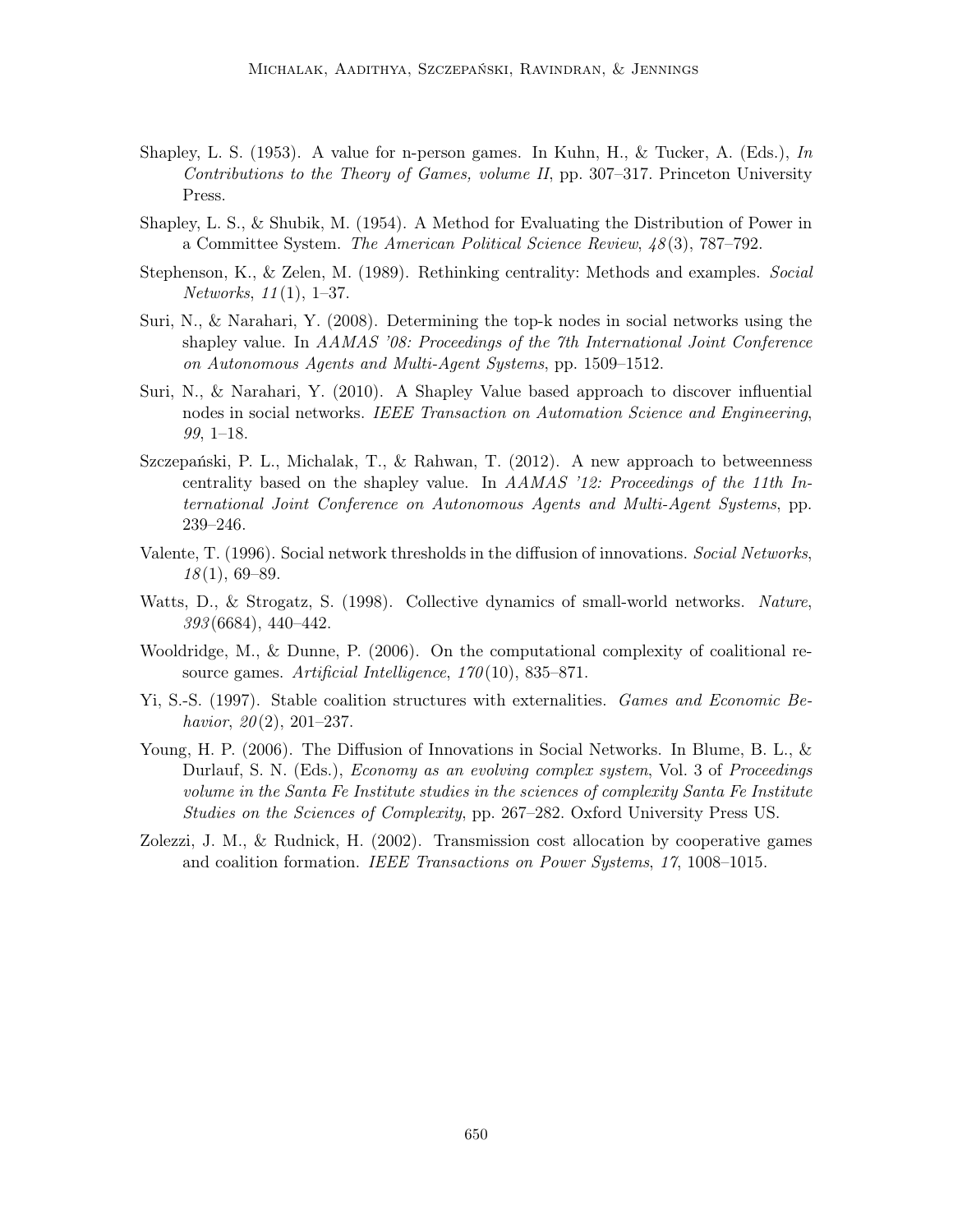Shapley, L. S. (1953). A value for n-person games. In Kuhn, H., & Tucker, A. (Eds.), *In Contributions to the Theory of Games, volume II*, pp. 307–317. Princeton University Press.

Shapley, L. S., & Shubik, M. (1954). A Method for Evaluating the Distribution of Power in a Committee System. *The American Political Science Review*, *48*(3), 787–792.

Stephenson, K., & Zelen, M. (1989). Rethinking centrality: Methods and examples. *Social Networks*, *11*(1), 1–37.

Suri, N., & Narahari, Y. (2008). Determining the top-k nodes in social networks using the shapley value. In *AAMAS '08: Proceedings of the 7th International Joint Conference on Autonomous Agents and Multi-Agent Systems*, pp. 1509–1512.

Suri, N., & Narahari, Y. (2010). A Shapley Value based approach to discover influential nodes in social networks. *IEEE Transaction on Automation Science and Engineering*, *99*, 1–18.

Szczepański, P. L., Michalak, T., & Rahwan, T. (2012). A new approach to betweenness centrality based on the shapley value. In *AAMAS '12: Proceedings of the 11th International Joint Conference on Autonomous Agents and Multi-Agent Systems*, pp. 239–246.

Valente, T. (1996). Social network thresholds in the diffusion of innovations. *Social Networks*, *18*(1), 69–89.

Watts, D., & Strogatz, S. (1998). Collective dynamics of small-world networks. *Nature*, *393*(6684), 440–442.

Wooldridge, M., & Dunne, P. (2006). On the computational complexity of coalitional resource games. *Artificial Intelligence*, *170*(10), 835–871.

Yi, S.-S. (1997). Stable coalition structures with externalities. *Games and Economic Behavior*, *20*(2), 201–237.

Young, H. P. (2006). The Diffusion of Innovations in Social Networks. In Blume, B. L., & Durlauf, S. N. (Eds.), *Economy as an evolving complex system*, Vol. 3 of *Proceedings volume in the Santa Fe Institute studies in the sciences of complexity Santa Fe Institute Studies on the Sciences of Complexity*, pp. 267–282. Oxford University Press US.

Zolezzi, J. M., & Rudnick, H. (2002). Transmission cost allocation by cooperative games and coalition formation. *IEEE Transactions on Power Systems*, *17*, 1008–1015.